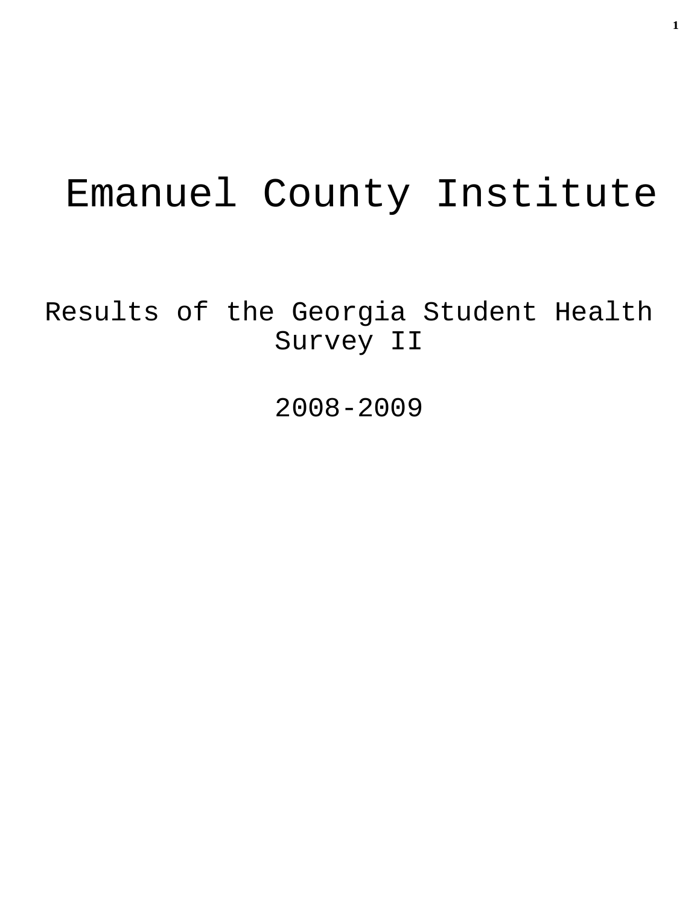# Emanuel County Institute

## Results of the Georgia Student Health Survey II

## 2008-2009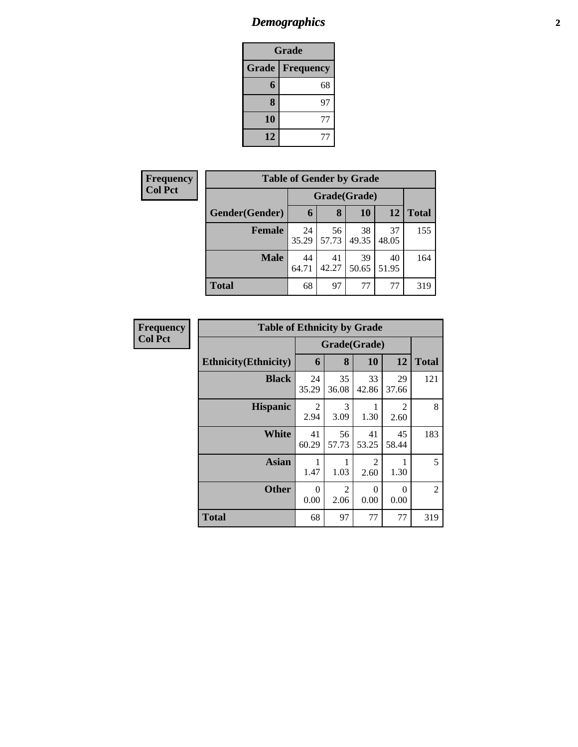# Demographics

| Grade | |
|---|---|
| **Grade** | **Frequency** |
| 6 | 68 |
| 8 | 97 |
| 10 | 77 |
| 12 | 77 |

| Frequency<br>Col Pct |
|---|

| Table of Gender by Grade | | | | | |
|---|---|---|---|---|---|
| | Grade(Grade) | | | | |
| Gender(Gender) | 6 | 8 | 10 | 12 | Total |
| Female | 24<br>35.29 | 56<br>57.73 | 38<br>49.35 | 37<br>48.05 | 155 |
| Male | 44<br>64.71 | 41<br>42.27 | 39<br>50.65 | 40<br>51.95 | 164 |
| Total | 68 | 97 | 77 | 77 | 319 |

| Frequency<br>Col Pct |
|---|

| Table of Ethnicity by Grade | | | | | |
|---|---|---|---|---|---|
| | Grade(Grade) | | | | |
| Ethnicity(Ethnicity) | 6 | 8 | 10 | 12 | Total |
| Black | 24<br>35.29 | 35<br>36.08 | 33<br>42.86 | 29<br>37.66 | 121 |
| Hispanic | 2<br>2.94 | 3<br>3.09 | 1<br>1.30 | 2<br>2.60 | 8 |
| White | 41<br>60.29 | 56<br>57.73 | 41<br>53.25 | 45<br>58.44 | 183 |
| Asian | 1<br>1.47 | 1<br>1.03 | 2<br>2.60 | 1<br>1.30 | 5 |
| Other | 0<br>0.00 | 2<br>2.06 | 0<br>0.00 | 0<br>0.00 | 2 |
| Total | 68 | 97 | 77 | 77 | 319 |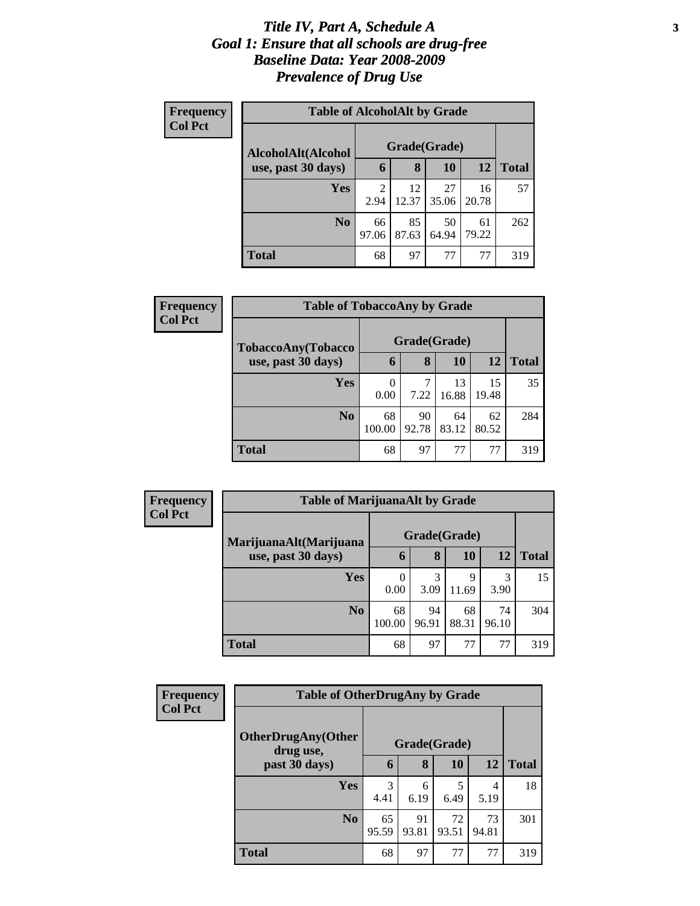# *Title IV, Part A, Schedule A*
# *Goal 1: Ensure that all schools are drug-free*
# *Baseline Data: Year 2008-2009*
# *Prevalence of Drug Use*

**Frequency**
**Col Pct**

**Table of AlcoholAlt by Grade**

| AlcoholAlt(Alcohol use, past 30 days) | Grade(Grade) | | | | Total |
|---|---|---|---|---|---|
| | 6 | 8 | 10 | 12 | |
| **Yes** | 2<br>2.94 | 12<br>12.37 | 27<br>35.06 | 16<br>20.78 | 57 |
| **No** | 66<br>97.06 | 85<br>87.63 | 50<br>64.94 | 61<br>79.22 | 262 |
| **Total** | 68 | 97 | 77 | 77 | 319 |

**Frequency**
**Col Pct**

**Table of TobaccoAny by Grade**

| TobaccoAny(Tobacco use, past 30 days) | Grade(Grade) | | | | Total |
|---|---|---|---|---|---|
| | 6 | 8 | 10 | 12 | |
| **Yes** | 0<br>0.00 | 7<br>7.22 | 13<br>16.88 | 15<br>19.48 | 35 |
| **No** | 68<br>100.00 | 90<br>92.78 | 64<br>83.12 | 62<br>80.52 | 284 |
| **Total** | 68 | 97 | 77 | 77 | 319 |

**Frequency**
**Col Pct**

**Table of MarijuanaAlt by Grade**

| MarijuanaAlt(Marijuana use, past 30 days) | Grade(Grade) | | | | Total |
|---|---|---|---|---|---|
| | 6 | 8 | 10 | 12 | |
| **Yes** | 0<br>0.00 | 3<br>3.09 | 9<br>11.69 | 3<br>3.90 | 15 |
| **No** | 68<br>100.00 | 94<br>96.91 | 68<br>88.31 | 74<br>96.10 | 304 |
| **Total** | 68 | 97 | 77 | 77 | 319 |

**Frequency**
**Col Pct**

**Table of OtherDrugAny by Grade**

| OtherDrugAny(Other drug use, past 30 days) | Grade(Grade) | | | | Total |
|---|---|---|---|---|---|
| | 6 | 8 | 10 | 12 | |
| **Yes** | 3<br>4.41 | 6<br>6.19 | 5<br>6.49 | 4<br>5.19 | 18 |
| **No** | 65<br>95.59 | 91<br>93.81 | 72<br>93.51 | 73<br>94.81 | 301 |
| **Total** | 68 | 97 | 77 | 77 | 319 |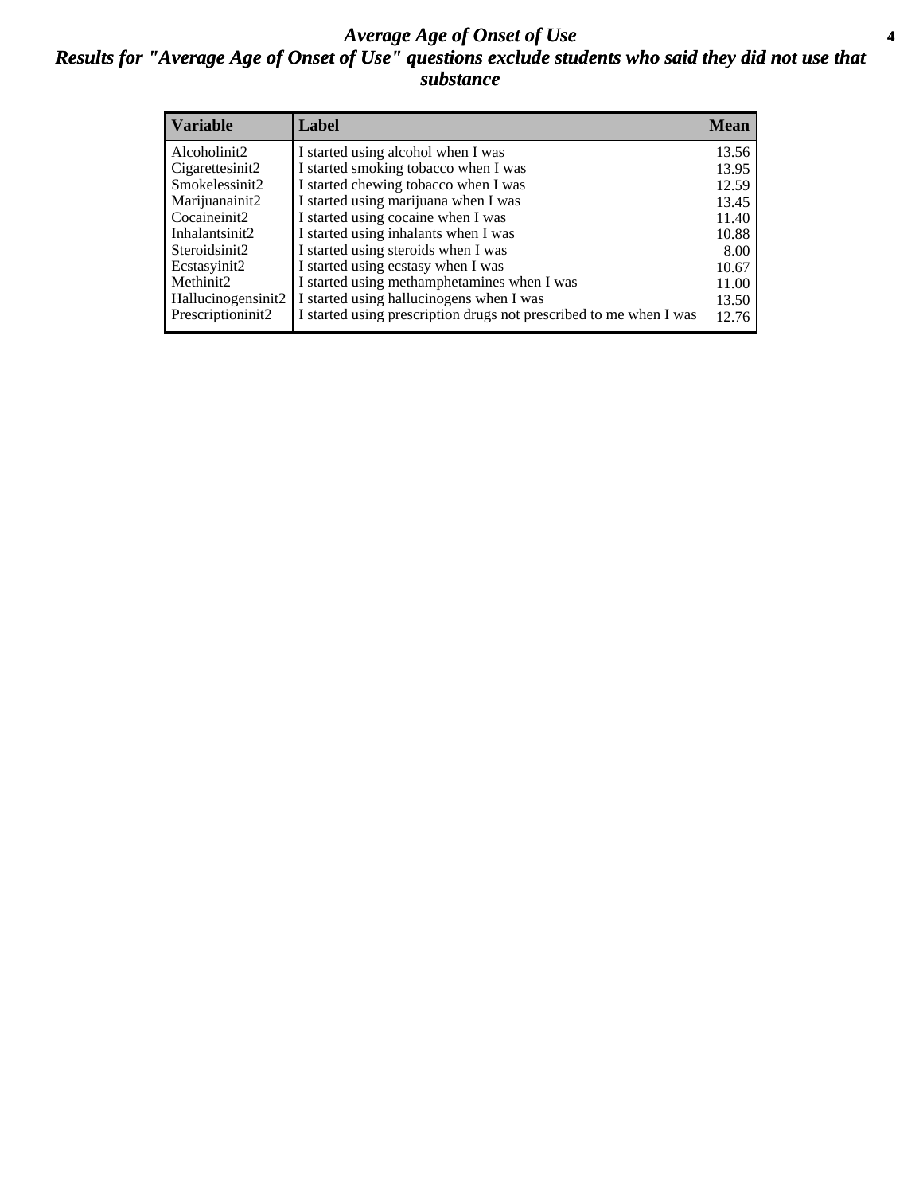# *Average Age of Onset of Use*

## *Results for "Average Age of Onset of Use" questions exclude students who said they did not use that substance*

| Variable | Label | Mean |
|---|---|---|
| Alcoholinit2 | I started using alcohol when I was | 13.56 |
| Cigarettesinit2 | I started smoking tobacco when I was | 13.95 |
| Smokelessinit2 | I started chewing tobacco when I was | 12.59 |
| Marijuanainit2 | I started using marijuana when I was | 13.45 |
| Cocaineinit2 | I started using cocaine when I was | 11.40 |
| Inhalantsinit2 | I started using inhalants when I was | 10.88 |
| Steroidsinit2 | I started using steroids when I was | 8.00 |
| Ecstasyinit2 | I started using ecstasy when I was | 10.67 |
| Methinit2 | I started using methamphetamines when I was | 11.00 |
| Hallucinogensinit2 | I started using hallucinogens when I was | 13.50 |
| Prescriptioninit2 | I started using prescription drugs not prescribed to me when I was | 12.76 |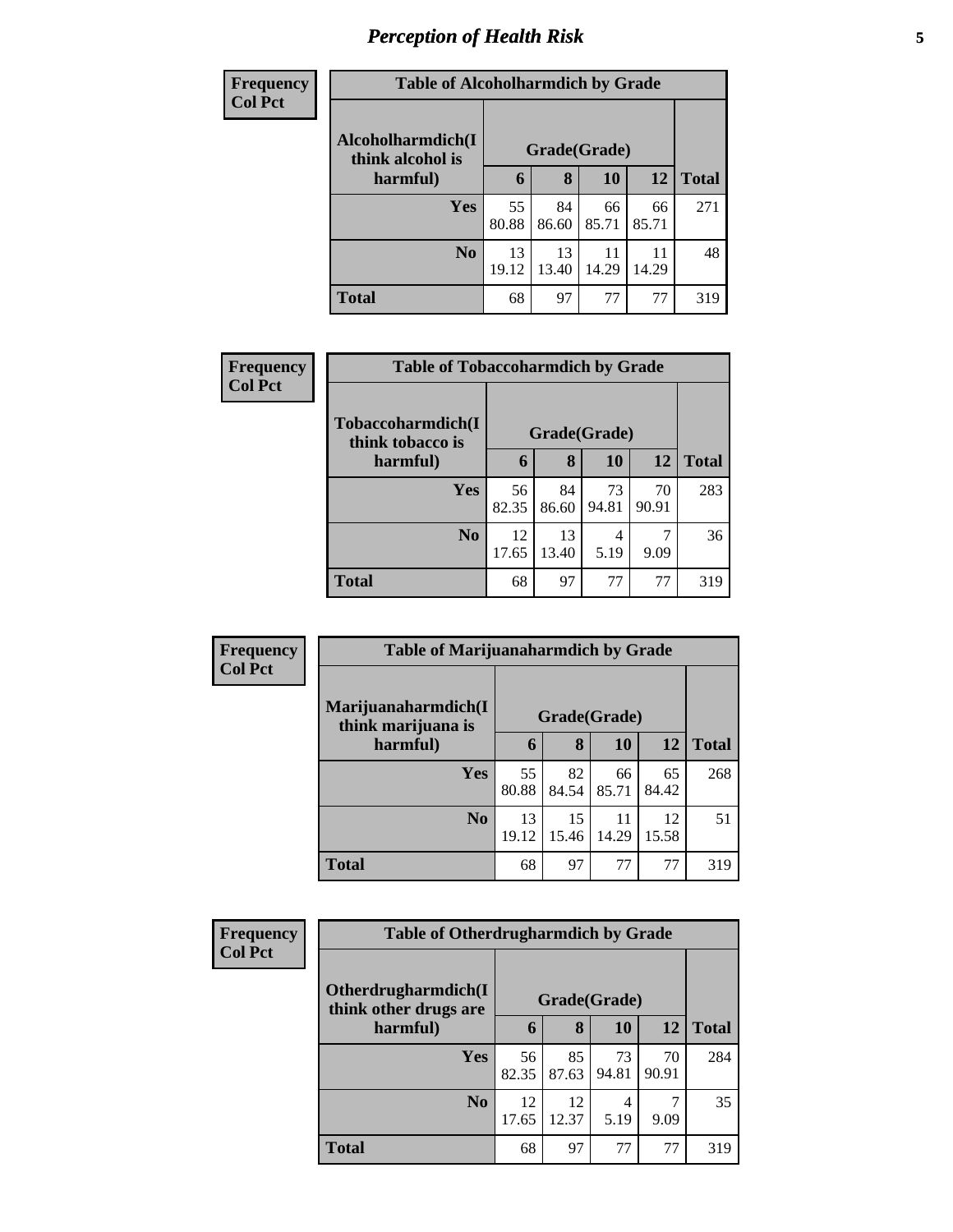# Perception of Health Risk

| Frequency<br>Col Pct | | | | | |
|---|---|---|---|---|---|
| **Table of Alcoholharmdich by Grade** | | | | | |
| **Alcoholharmdich(I think alcohol is harmful)** | **Grade(Grade)** | | | | |
| | **6** | **8** | **10** | **12** | **Total** |
| **Yes** | 55<br>80.88 | 84<br>86.60 | 66<br>85.71 | 66<br>85.71 | 271 |
| **No** | 13<br>19.12 | 13<br>13.40 | 11<br>14.29 | 11<br>14.29 | 48 |
| **Total** | 68 | 97 | 77 | 77 | 319 |

| Frequency<br>Col Pct | | | | | |
|---|---|---|---|---|---|
| **Table of Tobaccoharmdich by Grade** | | | | | |
| **Tobaccoharmdich(I think tobacco is harmful)** | **Grade(Grade)** | | | | |
| | **6** | **8** | **10** | **12** | **Total** |
| **Yes** | 56<br>82.35 | 84<br>86.60 | 73<br>94.81 | 70<br>90.91 | 283 |
| **No** | 12<br>17.65 | 13<br>13.40 | 4<br>5.19 | 7<br>9.09 | 36 |
| **Total** | 68 | 97 | 77 | 77 | 319 |

| Frequency<br>Col Pct | | | | | |
|---|---|---|---|---|---|
| **Table of Marijuanaharmdich by Grade** | | | | | |
| **Marijuanaharmdich(I think marijuana is harmful)** | **Grade(Grade)** | | | | |
| | **6** | **8** | **10** | **12** | **Total** |
| **Yes** | 55<br>80.88 | 82<br>84.54 | 66<br>85.71 | 65<br>84.42 | 268 |
| **No** | 13<br>19.12 | 15<br>15.46 | 11<br>14.29 | 12<br>15.58 | 51 |
| **Total** | 68 | 97 | 77 | 77 | 319 |

| Frequency<br>Col Pct | | | | | |
|---|---|---|---|---|---|
| **Table of Otherdrugharmdich by Grade** | | | | | |
| **Otherdrugharmdich(I think other drugs are harmful)** | **Grade(Grade)** | | | | |
| | **6** | **8** | **10** | **12** | **Total** |
| **Yes** | 56<br>82.35 | 85<br>87.63 | 73<br>94.81 | 70<br>90.91 | 284 |
| **No** | 12<br>17.65 | 12<br>12.37 | 4<br>5.19 | 7<br>9.09 | 35 |
| **Total** | 68 | 97 | 77 | 77 | 319 |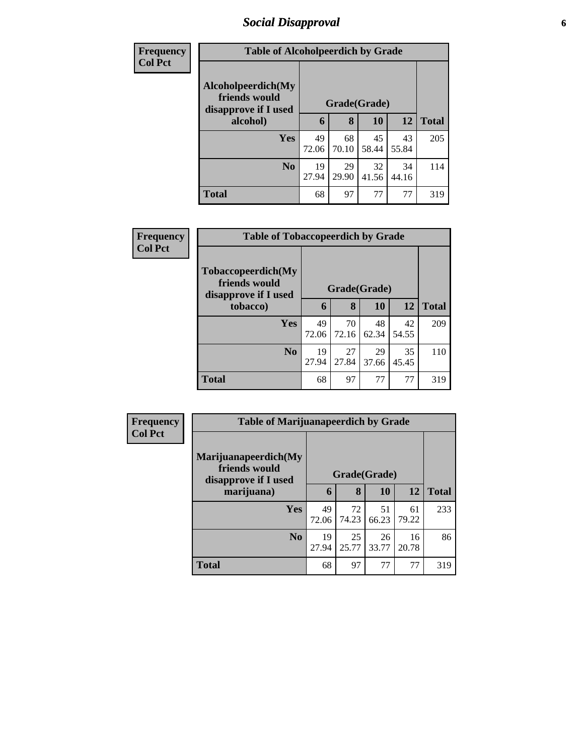## Social Disapproval

Frequency
Col Pct

**Table of Alcoholpeerdich by Grade**

| Alcoholpeerdich(My friends would disapprove if I used alcohol) | Grade(Grade) | | | | Total |
|---|---|---|---|---|---|
| | 6 | 8 | 10 | 12 | |
| **Yes** | 49<br>72.06 | 68<br>70.10 | 45<br>58.44 | 43<br>55.84 | 205 |
| **No** | 19<br>27.94 | 29<br>29.90 | 32<br>41.56 | 34<br>44.16 | 114 |
| **Total** | 68 | 97 | 77 | 77 | 319 |

Frequency
Col Pct

**Table of Tobaccopeerdich by Grade**

| Tobaccopeerdich(My friends would disapprove if I used tobacco) | Grade(Grade) | | | | Total |
|---|---|---|---|---|---|
| | 6 | 8 | 10 | 12 | |
| **Yes** | 49<br>72.06 | 70<br>72.16 | 48<br>62.34 | 42<br>54.55 | 209 |
| **No** | 19<br>27.94 | 27<br>27.84 | 29<br>37.66 | 35<br>45.45 | 110 |
| **Total** | 68 | 97 | 77 | 77 | 319 |

Frequency
Col Pct

**Table of Marijuanapeerdich by Grade**

| Marijuanapeerdich(My friends would disapprove if I used marijuana) | Grade(Grade) | | | | Total |
|---|---|---|---|---|---|
| | 6 | 8 | 10 | 12 | |
| **Yes** | 49<br>72.06 | 72<br>74.23 | 51<br>66.23 | 61<br>79.22 | 233 |
| **No** | 19<br>27.94 | 25<br>25.77 | 26<br>33.77 | 16<br>20.78 | 86 |
| **Total** | 68 | 97 | 77 | 77 | 319 |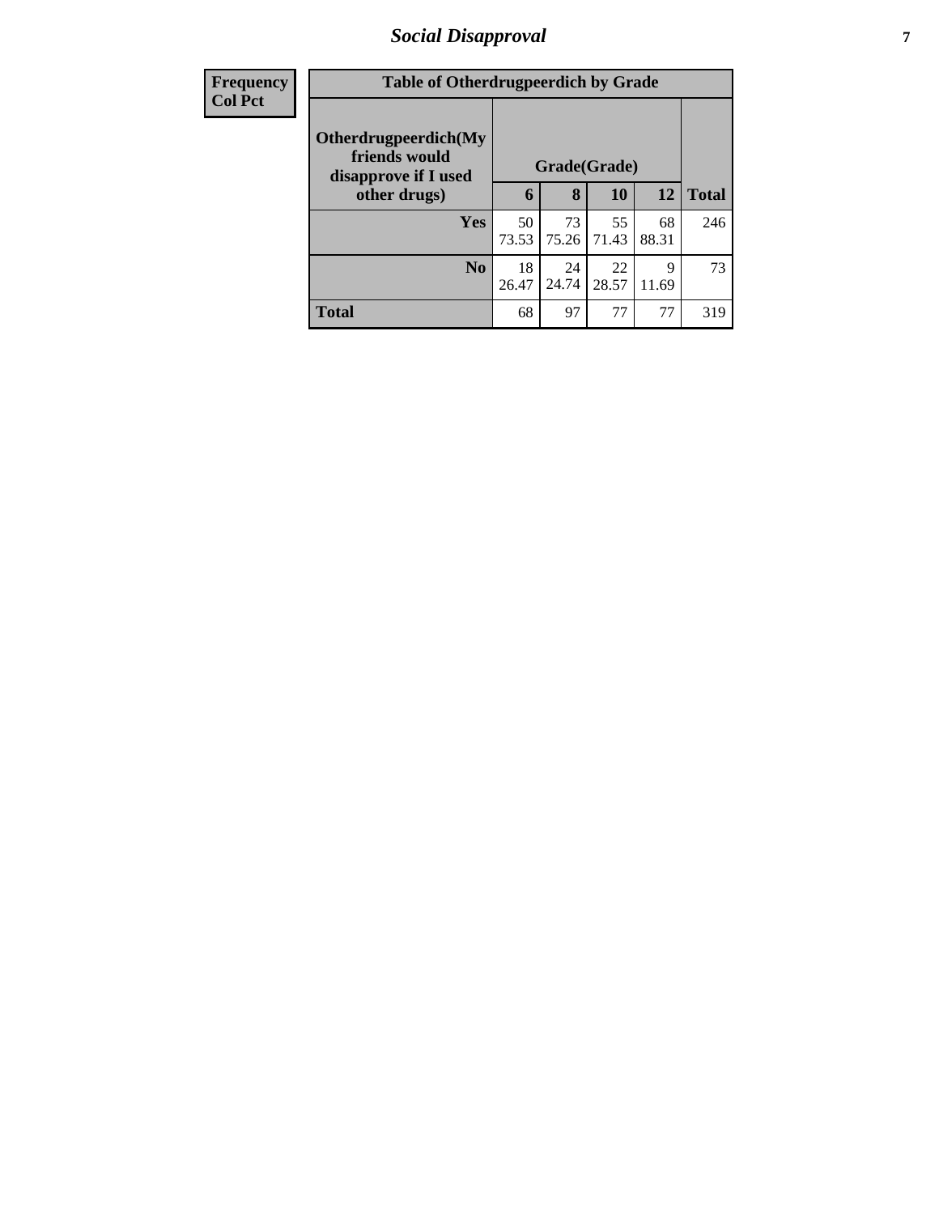| Frequency Col Pct | Table of Otherdrugpeerdich by Grade | | | | |
|---|---|---|---|---|---|
| Otherdrugpeerdich(My friends would disapprove if I used other drugs) | Grade(Grade) | | | | |
| | 6 | 8 | 10 | 12 | Total |
| Yes | 50<br>73.53 | 73<br>75.26 | 55<br>71.43 | 68<br>88.31 | 246 |
| No | 18<br>26.47 | 24<br>24.74 | 22<br>28.57 | 9<br>11.69 | 73 |
| Total | 68 | 97 | 77 | 77 | 319 |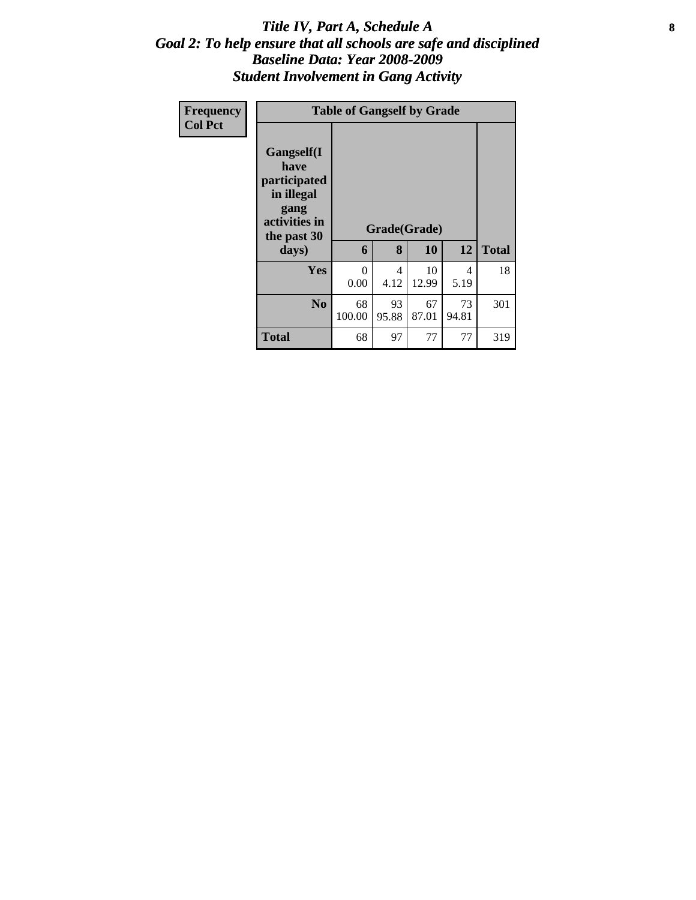# *Title IV, Part A, Schedule A*
## *Goal 2: To help ensure that all schools are safe and disciplined*
## *Baseline Data: Year 2008-2009*
## *Student Involvement in Gang Activity*

| Frequency<br>Col Pct |
|---|

**Table of Gangself by Grade**

| Gangself(I have participated in illegal gang activities in the past 30 days) | Grade(Grade) | | | | |
|---|---|---|---|---|---|
| | **6** | **8** | **10** | **12** | **Total** |
| **Yes** | 0<br>0.00 | 4<br>4.12 | 10<br>12.99 | 4<br>5.19 | 18 |
| **No** | 68<br>100.00 | 93<br>95.88 | 67<br>87.01 | 73<br>94.81 | 301 |
| **Total** | 68 | 97 | 77 | 77 | 319 |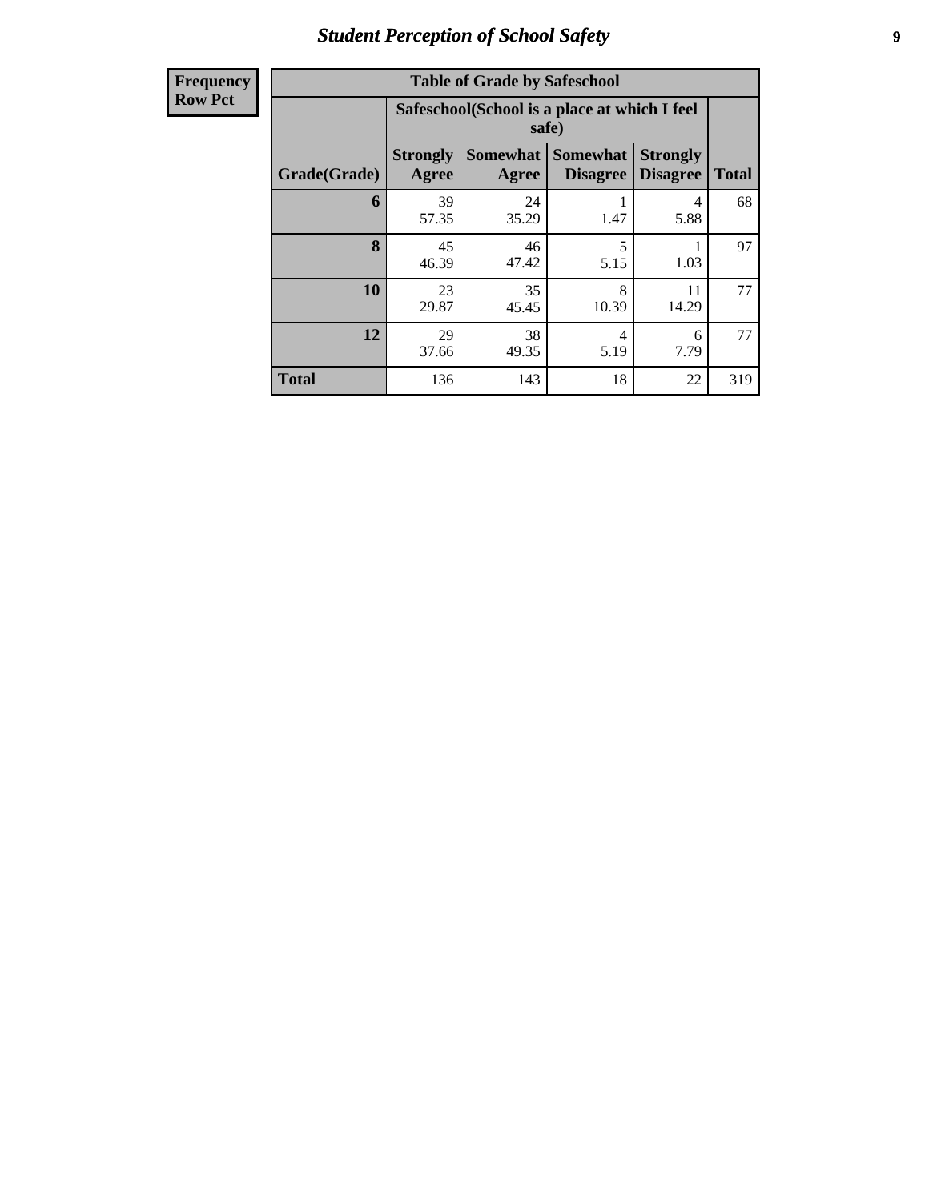## Student Perception of School Safety

| Frequency Row Pct | | | | | |
|---|---|---|---|---|---|
| **Table of Grade by Safeschool** | | | | | |
| | **Safeschool(School is a place at which I feel safe)** | | | | |
| **Grade(Grade)** | **Strongly Agree** | **Somewhat Agree** | **Somewhat Disagree** | **Strongly Disagree** | **Total** |
| **6** | 39<br>57.35 | 24<br>35.29 | 1<br>1.47 | 4<br>5.88 | 68 |
| **8** | 45<br>46.39 | 46<br>47.42 | 5<br>5.15 | 1<br>1.03 | 97 |
| **10** | 23<br>29.87 | 35<br>45.45 | 8<br>10.39 | 11<br>14.29 | 77 |
| **12** | 29<br>37.66 | 38<br>49.35 | 4<br>5.19 | 6<br>7.79 | 77 |
| **Total** | 136 | 143 | 18 | 22 | 319 |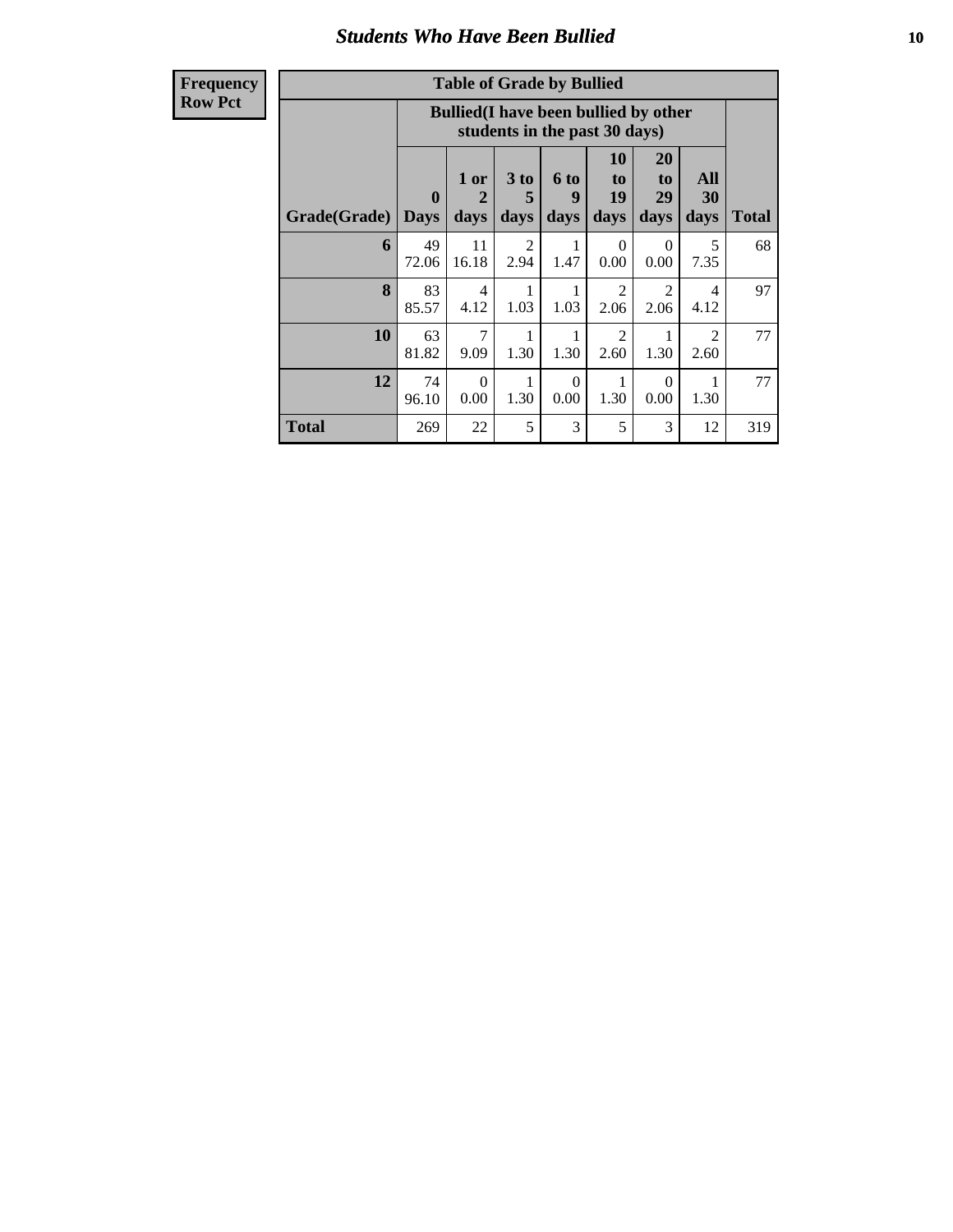# Students Who Have Been Bullied

| Frequency<br>Row Pct |
|---|

**Table of Grade by Bullied**

| Grade(Grade) | Bullied(I have been bullied by other students in the past 30 days) | | | | | | | Total |
|---|---|---|---|---|---|---|---|---|
| | 0 Days | 1 or 2 days | 3 to 5 days | 6 to 9 days | 10 to 19 days | 20 to 29 days | All 30 days | |
| 6 | 49<br>72.06 | 11<br>16.18 | 2<br>2.94 | 1<br>1.47 | 0<br>0.00 | 0<br>0.00 | 5<br>7.35 | 68 |
| 8 | 83<br>85.57 | 4<br>4.12 | 1<br>1.03 | 1<br>1.03 | 2<br>2.06 | 2<br>2.06 | 4<br>4.12 | 97 |
| 10 | 63<br>81.82 | 7<br>9.09 | 1<br>1.30 | 1<br>1.30 | 2<br>2.60 | 1<br>1.30 | 2<br>2.60 | 77 |
| 12 | 74<br>96.10 | 0<br>0.00 | 1<br>1.30 | 0<br>0.00 | 1<br>1.30 | 0<br>0.00 | 1<br>1.30 | 77 |
| **Total** | 269 | 22 | 5 | 3 | 5 | 3 | 12 | 319 |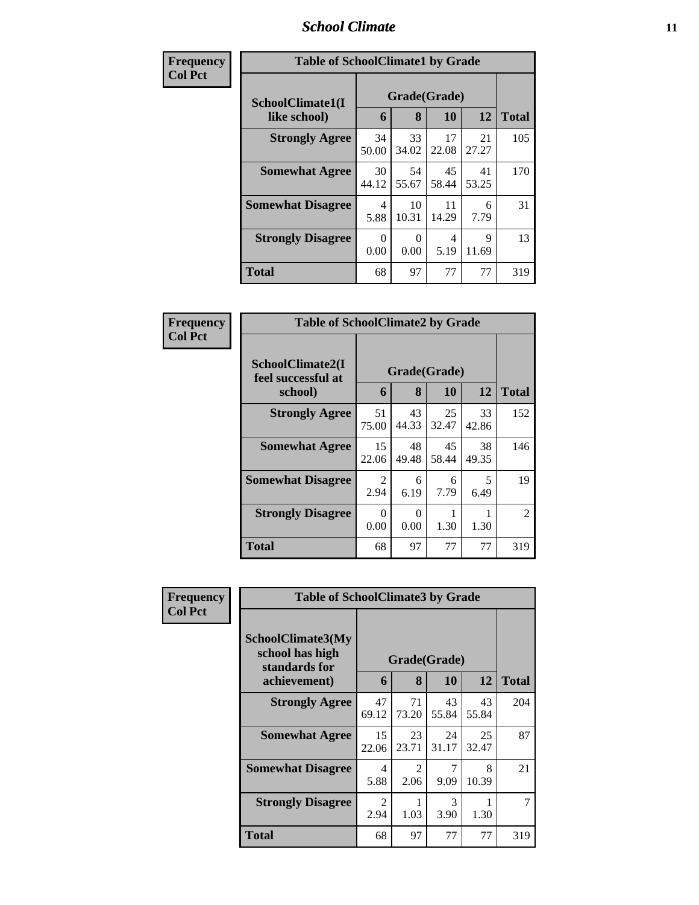| Frequency<br>Col Pct |
|---|

**Table of SchoolClimate1 by Grade**

| SchoolClimate1(I like school) | Grade(Grade) 6 | 8 | 10 | 12 | Total |
|---|---|---|---|---|---|
| Strongly Agree | 34<br>50.00 | 33<br>34.02 | 17<br>22.08 | 21<br>27.27 | 105 |
| Somewhat Agree | 30<br>44.12 | 54<br>55.67 | 45<br>58.44 | 41<br>53.25 | 170 |
| Somewhat Disagree | 4<br>5.88 | 10<br>10.31 | 11<br>14.29 | 6<br>7.79 | 31 |
| Strongly Disagree | 0<br>0.00 | 0<br>0.00 | 4<br>5.19 | 9<br>11.69 | 13 |
| Total | 68 | 97 | 77 | 77 | 319 |

| Frequency<br>Col Pct |
|---|

**Table of SchoolClimate2 by Grade**

| SchoolClimate2(I feel successful at school) | Grade(Grade) 6 | 8 | 10 | 12 | Total |
|---|---|---|---|---|---|
| Strongly Agree | 51<br>75.00 | 43<br>44.33 | 25<br>32.47 | 33<br>42.86 | 152 |
| Somewhat Agree | 15<br>22.06 | 48<br>49.48 | 45<br>58.44 | 38<br>49.35 | 146 |
| Somewhat Disagree | 2<br>2.94 | 6<br>6.19 | 6<br>7.79 | 5<br>6.49 | 19 |
| Strongly Disagree | 0<br>0.00 | 0<br>0.00 | 1<br>1.30 | 1<br>1.30 | 2 |
| Total | 68 | 97 | 77 | 77 | 319 |

| Frequency<br>Col Pct |
|---|

**Table of SchoolClimate3 by Grade**

| SchoolClimate3(My school has high standards for achievement) | Grade(Grade) 6 | 8 | 10 | 12 | Total |
|---|---|---|---|---|---|
| Strongly Agree | 47<br>69.12 | 71<br>73.20 | 43<br>55.84 | 43<br>55.84 | 204 |
| Somewhat Agree | 15<br>22.06 | 23<br>23.71 | 24<br>31.17 | 25<br>32.47 | 87 |
| Somewhat Disagree | 4<br>5.88 | 2<br>2.06 | 7<br>9.09 | 8<br>10.39 | 21 |
| Strongly Disagree | 2<br>2.94 | 1<br>1.03 | 3<br>3.90 | 1<br>1.30 | 7 |
| Total | 68 | 97 | 77 | 77 | 319 |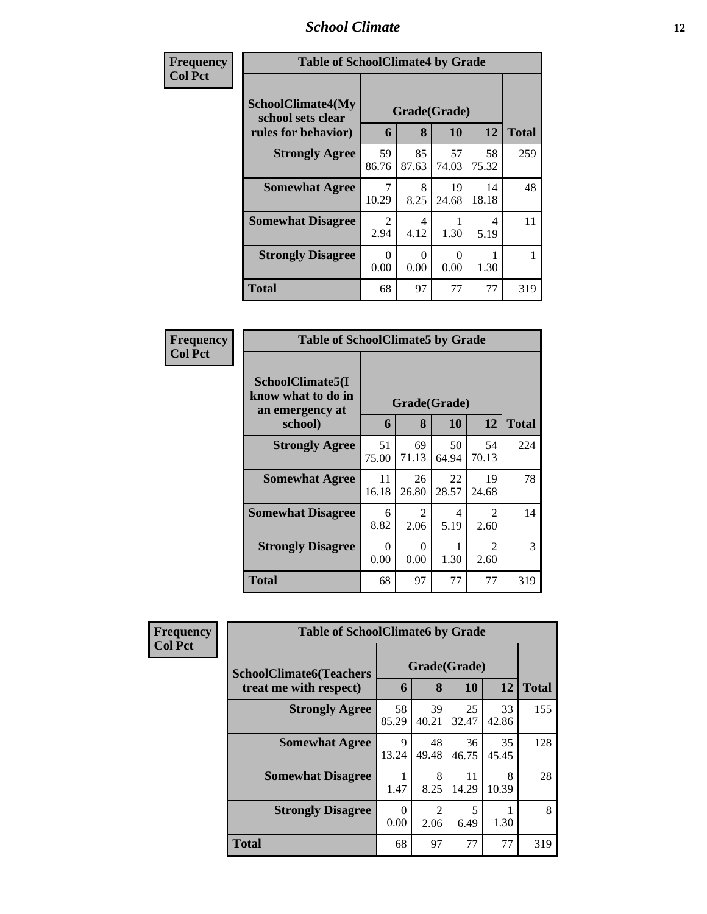| Frequency<br>Col Pct | Table of SchoolClimate4 by Grade | | | | |
|---|---|---|---|---|---|
| SchoolClimate4(My school sets clear rules for behavior) | Grade(Grade) | | | | |
| | 6 | 8 | 10 | 12 | Total |
| Strongly Agree | 59<br>86.76 | 85<br>87.63 | 57<br>74.03 | 58<br>75.32 | 259 |
| Somewhat Agree | 7<br>10.29 | 8<br>8.25 | 19<br>24.68 | 14<br>18.18 | 48 |
| Somewhat Disagree | 2<br>2.94 | 4<br>4.12 | 1<br>1.30 | 4<br>5.19 | 11 |
| Strongly Disagree | 0<br>0.00 | 0<br>0.00 | 0<br>0.00 | 1<br>1.30 | 1 |
| Total | 68 | 97 | 77 | 77 | 319 |

| Frequency<br>Col Pct | Table of SchoolClimate5 by Grade | | | | |
|---|---|---|---|---|---|
| SchoolClimate5(I know what to do in an emergency at school) | Grade(Grade) | | | | |
| | 6 | 8 | 10 | 12 | Total |
| Strongly Agree | 51<br>75.00 | 69<br>71.13 | 50<br>64.94 | 54<br>70.13 | 224 |
| Somewhat Agree | 11<br>16.18 | 26<br>26.80 | 22<br>28.57 | 19<br>24.68 | 78 |
| Somewhat Disagree | 6<br>8.82 | 2<br>2.06 | 4<br>5.19 | 2<br>2.60 | 14 |
| Strongly Disagree | 0<br>0.00 | 0<br>0.00 | 1<br>1.30 | 2<br>2.60 | 3 |
| Total | 68 | 97 | 77 | 77 | 319 |

| Frequency<br>Col Pct | Table of SchoolClimate6 by Grade | | | | |
|---|---|---|---|---|---|
| SchoolClimate6(Teachers treat me with respect) | Grade(Grade) | | | | |
| | 6 | 8 | 10 | 12 | Total |
| Strongly Agree | 58<br>85.29 | 39<br>40.21 | 25<br>32.47 | 33<br>42.86 | 155 |
| Somewhat Agree | 9<br>13.24 | 48<br>49.48 | 36<br>46.75 | 35<br>45.45 | 128 |
| Somewhat Disagree | 1<br>1.47 | 8<br>8.25 | 11<br>14.29 | 8<br>10.39 | 28 |
| Strongly Disagree | 0<br>0.00 | 2<br>2.06 | 5<br>6.49 | 1<br>1.30 | 8 |
| Total | 68 | 97 | 77 | 77 | 319 |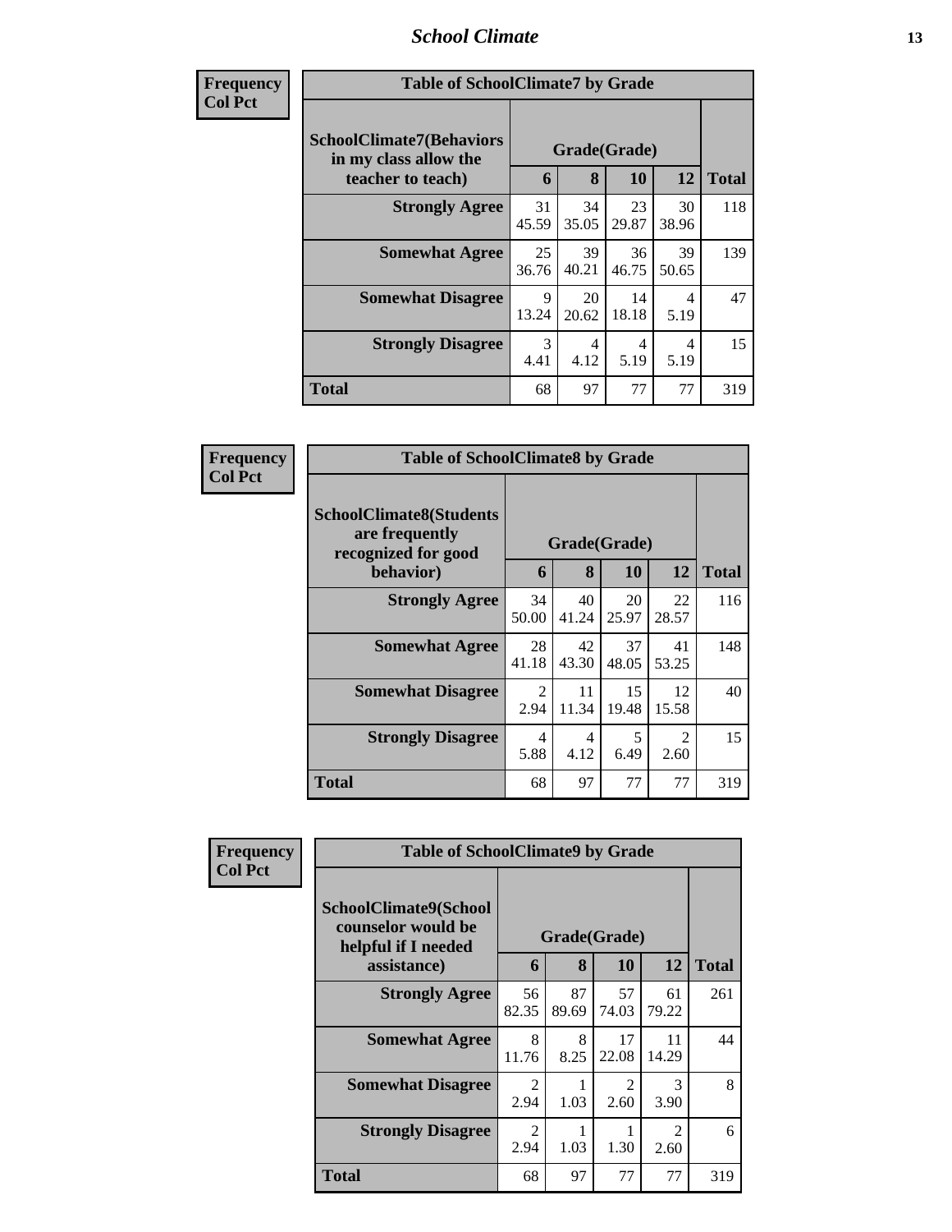| Frequency<br>Col Pct | Table of SchoolClimate7 by Grade | | | | |
|---|---|---|---|---|---|
| SchoolClimate7(Behaviors in my class allow the teacher to teach) | Grade(Grade) | | | | Total |
| | 6 | 8 | 10 | 12 | |
| Strongly Agree | 31<br>45.59 | 34<br>35.05 | 23<br>29.87 | 30<br>38.96 | 118 |
| Somewhat Agree | 25<br>36.76 | 39<br>40.21 | 36<br>46.75 | 39<br>50.65 | 139 |
| Somewhat Disagree | 9<br>13.24 | 20<br>20.62 | 14<br>18.18 | 4<br>5.19 | 47 |
| Strongly Disagree | 3<br>4.41 | 4<br>4.12 | 4<br>5.19 | 4<br>5.19 | 15 |
| Total | 68 | 97 | 77 | 77 | 319 |

| Frequency<br>Col Pct | Table of SchoolClimate8 by Grade | | | | |
|---|---|---|---|---|---|
| SchoolClimate8(Students are frequently recognized for good behavior) | Grade(Grade) | | | | Total |
| | 6 | 8 | 10 | 12 | |
| Strongly Agree | 34<br>50.00 | 40<br>41.24 | 20<br>25.97 | 22<br>28.57 | 116 |
| Somewhat Agree | 28<br>41.18 | 42<br>43.30 | 37<br>48.05 | 41<br>53.25 | 148 |
| Somewhat Disagree | 2<br>2.94 | 11<br>11.34 | 15<br>19.48 | 12<br>15.58 | 40 |
| Strongly Disagree | 4<br>5.88 | 4<br>4.12 | 5<br>6.49 | 2<br>2.60 | 15 |
| Total | 68 | 97 | 77 | 77 | 319 |

| Frequency<br>Col Pct | Table of SchoolClimate9 by Grade | | | | |
|---|---|---|---|---|---|
| SchoolClimate9(School counselor would be helpful if I needed assistance) | Grade(Grade) | | | | Total |
| | 6 | 8 | 10 | 12 | |
| Strongly Agree | 56<br>82.35 | 87<br>89.69 | 57<br>74.03 | 61<br>79.22 | 261 |
| Somewhat Agree | 8<br>11.76 | 8<br>8.25 | 17<br>22.08 | 11<br>14.29 | 44 |
| Somewhat Disagree | 2<br>2.94 | 1<br>1.03 | 2<br>2.60 | 3<br>3.90 | 8 |
| Strongly Disagree | 2<br>2.94 | 1<br>1.03 | 1<br>1.30 | 2<br>2.60 | 6 |
| Total | 68 | 97 | 77 | 77 | 319 |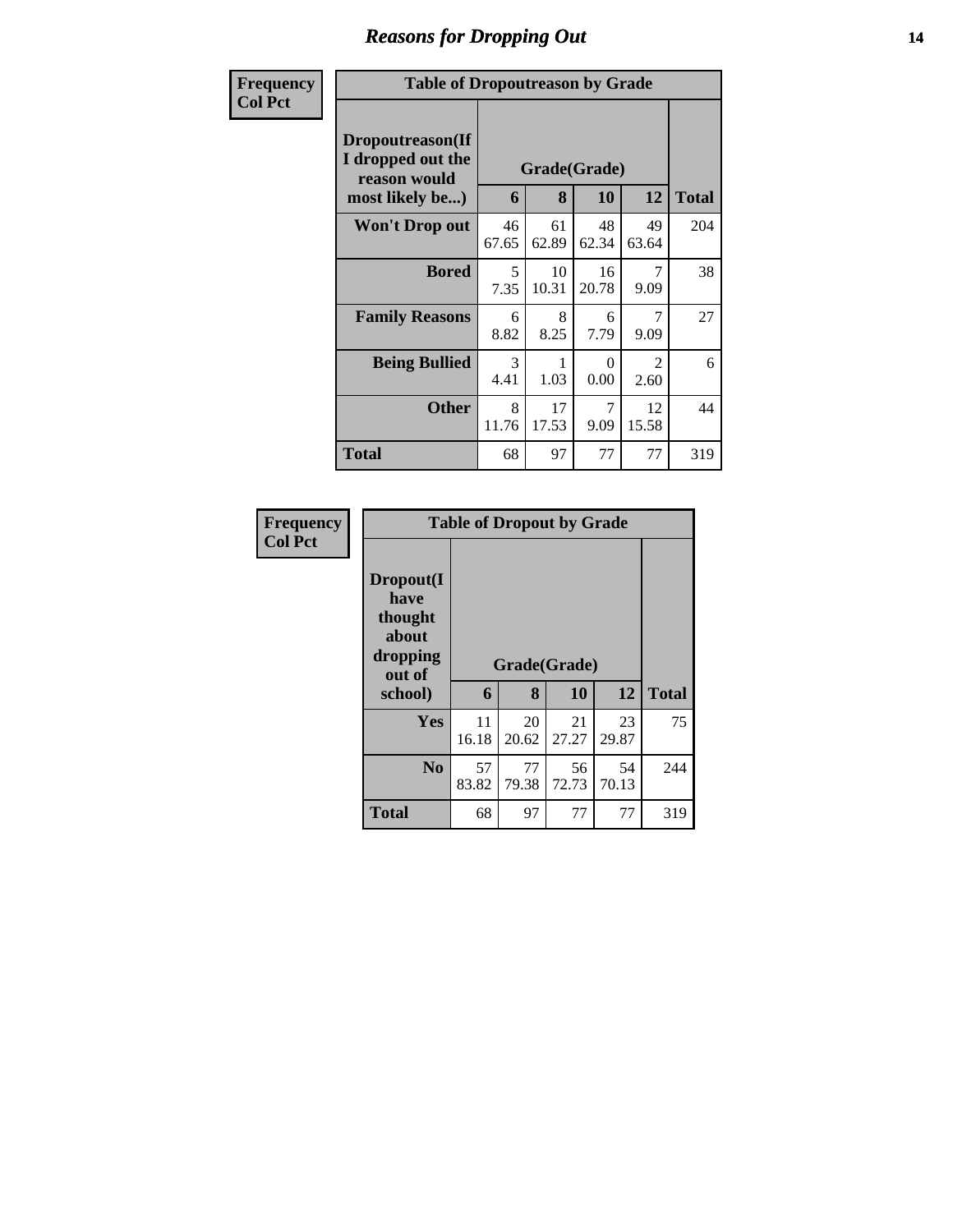# Reasons for Dropping Out

**Frequency**
**Col Pct**

| Table of Dropoutreason by Grade | | | | | |
|---|---|---|---|---|---|
| Dropoutreason(If I dropped out the reason would most likely be...) | Grade(Grade) | | | | |
| | 6 | 8 | 10 | 12 | Total |
| **Won't Drop out** | 46<br>67.65 | 61<br>62.89 | 48<br>62.34 | 49<br>63.64 | 204 |
| **Bored** | 5<br>7.35 | 10<br>10.31 | 16<br>20.78 | 7<br>9.09 | 38 |
| **Family Reasons** | 6<br>8.82 | 8<br>8.25 | 6<br>7.79 | 7<br>9.09 | 27 |
| **Being Bullied** | 3<br>4.41 | 1<br>1.03 | 0<br>0.00 | 2<br>2.60 | 6 |
| **Other** | 8<br>11.76 | 17<br>17.53 | 7<br>9.09 | 12<br>15.58 | 44 |
| **Total** | 68 | 97 | 77 | 77 | 319 |

**Frequency**
**Col Pct**

| Table of Dropout by Grade | | | | | |
|---|---|---|---|---|---|
| Dropout(I have thought about dropping out of school) | Grade(Grade) | | | | |
| | 6 | 8 | 10 | 12 | Total |
| **Yes** | 11<br>16.18 | 20<br>20.62 | 21<br>27.27 | 23<br>29.87 | 75 |
| **No** | 57<br>83.82 | 77<br>79.38 | 56<br>72.73 | 54<br>70.13 | 244 |
| **Total** | 68 | 97 | 77 | 77 | 319 |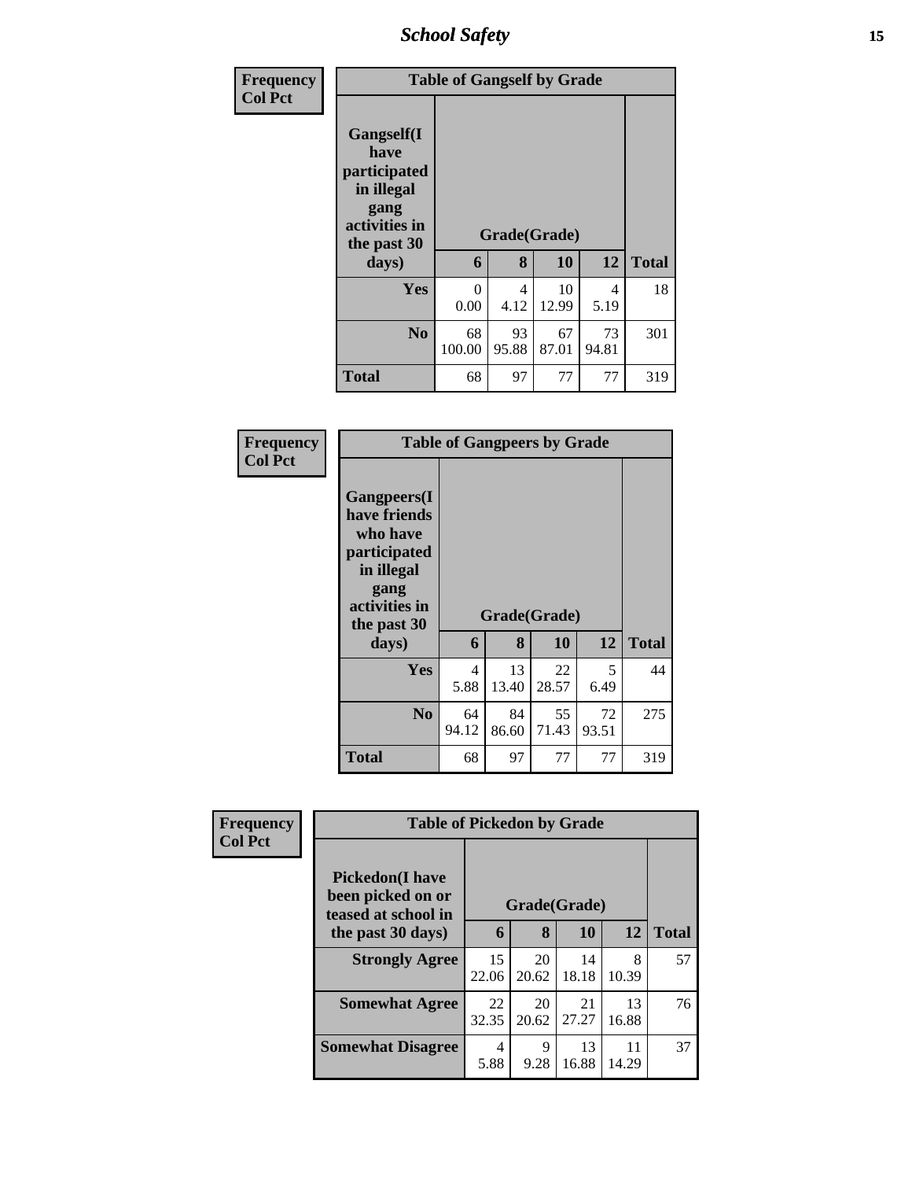| Frequency<br>Col Pct | Table of Gangself by Grade | | | | |
|---|---|---|---|---|---|
| Gangself(I have participated in illegal gang activities in the past 30 days) | Grade(Grade) | | | | |
| | 6 | 8 | 10 | 12 | Total |
| Yes | 0<br>0.00 | 4<br>4.12 | 10<br>12.99 | 4<br>5.19 | 18 |
| No | 68<br>100.00 | 93<br>95.88 | 67<br>87.01 | 73<br>94.81 | 301 |
| Total | 68 | 97 | 77 | 77 | 319 |

| Frequency<br>Col Pct | Table of Gangpeers by Grade | | | | |
|---|---|---|---|---|---|
| Gangpeers(I have friends who have participated in illegal gang activities in the past 30 days) | Grade(Grade) | | | | |
| | 6 | 8 | 10 | 12 | Total |
| Yes | 4<br>5.88 | 13<br>13.40 | 22<br>28.57 | 5<br>6.49 | 44 |
| No | 64<br>94.12 | 84<br>86.60 | 55<br>71.43 | 72<br>93.51 | 275 |
| Total | 68 | 97 | 77 | 77 | 319 |

| Frequency<br>Col Pct | Table of Pickedon by Grade | | | | |
|---|---|---|---|---|---|
| Pickedon(I have been picked on or teased at school in the past 30 days) | Grade(Grade) | | | | |
| | 6 | 8 | 10 | 12 | Total |
| Strongly Agree | 15<br>22.06 | 20<br>20.62 | 14<br>18.18 | 8<br>10.39 | 57 |
| Somewhat Agree | 22<br>32.35 | 20<br>20.62 | 21<br>27.27 | 13<br>16.88 | 76 |
| Somewhat Disagree | 4<br>5.88 | 9<br>9.28 | 13<br>16.88 | 11<br>14.29 | 37 |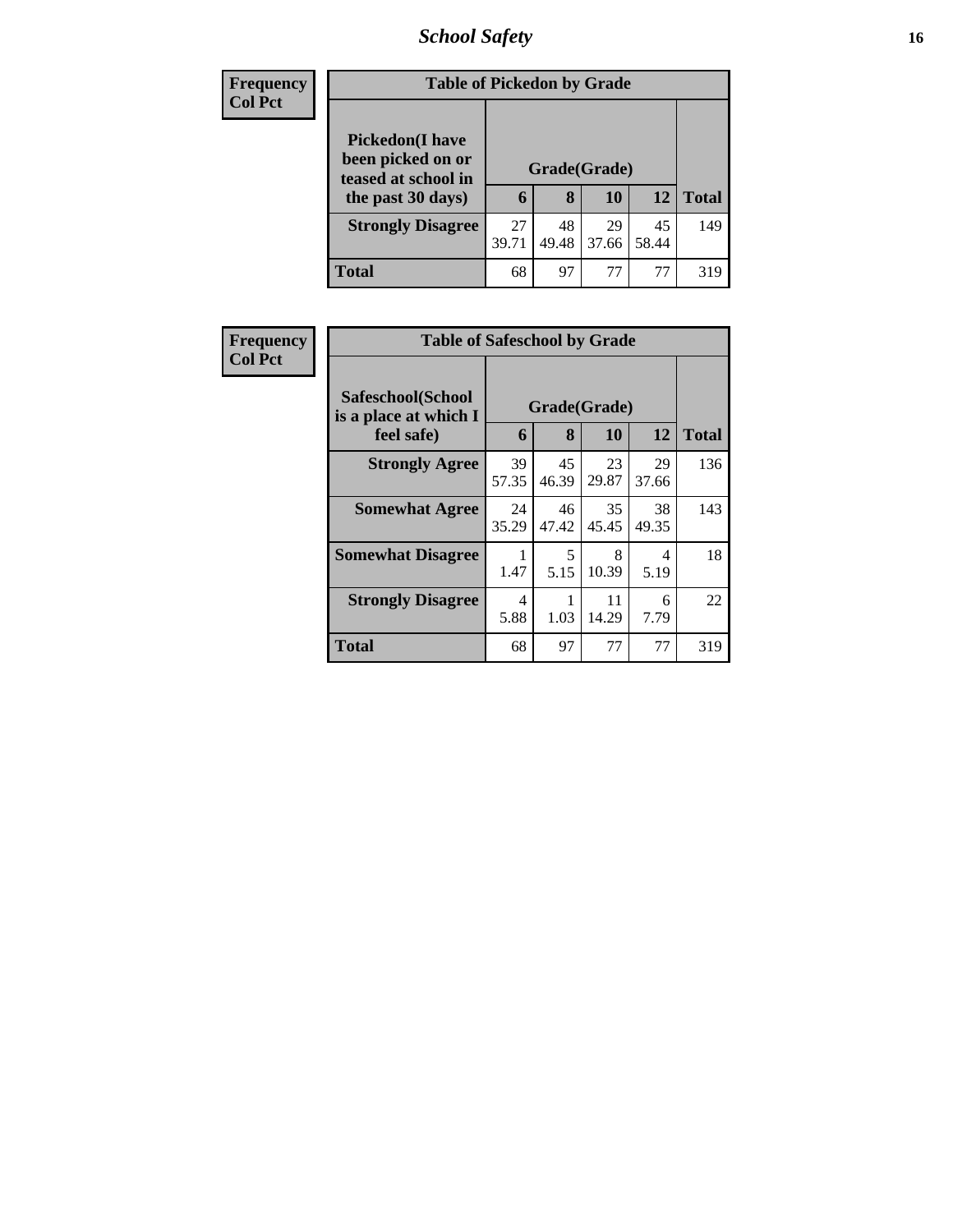**Frequency**
**Col Pct**

| Table of Pickedon by Grade | | | | | |
|---|---|---|---|---|---|
| **Pickedon(I have been picked on or teased at school in the past 30 days)** | **Grade(Grade)** | | | | |
| | **6** | **8** | **10** | **12** | **Total** |
| **Strongly Disagree** | 27<br>39.71 | 48<br>49.48 | 29<br>37.66 | 45<br>58.44 | 149 |
| **Total** | 68 | 97 | 77 | 77 | 319 |

**Frequency**
**Col Pct**

| Table of Safeschool by Grade | | | | | |
|---|---|---|---|---|---|
| **Safeschool(School is a place at which I feel safe)** | **Grade(Grade)** | | | | |
| | **6** | **8** | **10** | **12** | **Total** |
| **Strongly Agree** | 39<br>57.35 | 45<br>46.39 | 23<br>29.87 | 29<br>37.66 | 136 |
| **Somewhat Agree** | 24<br>35.29 | 46<br>47.42 | 35<br>45.45 | 38<br>49.35 | 143 |
| **Somewhat Disagree** | 1<br>1.47 | 5<br>5.15 | 8<br>10.39 | 4<br>5.19 | 18 |
| **Strongly Disagree** | 4<br>5.88 | 1<br>1.03 | 11<br>14.29 | 6<br>7.79 | 22 |
| **Total** | 68 | 97 | 77 | 77 | 319 |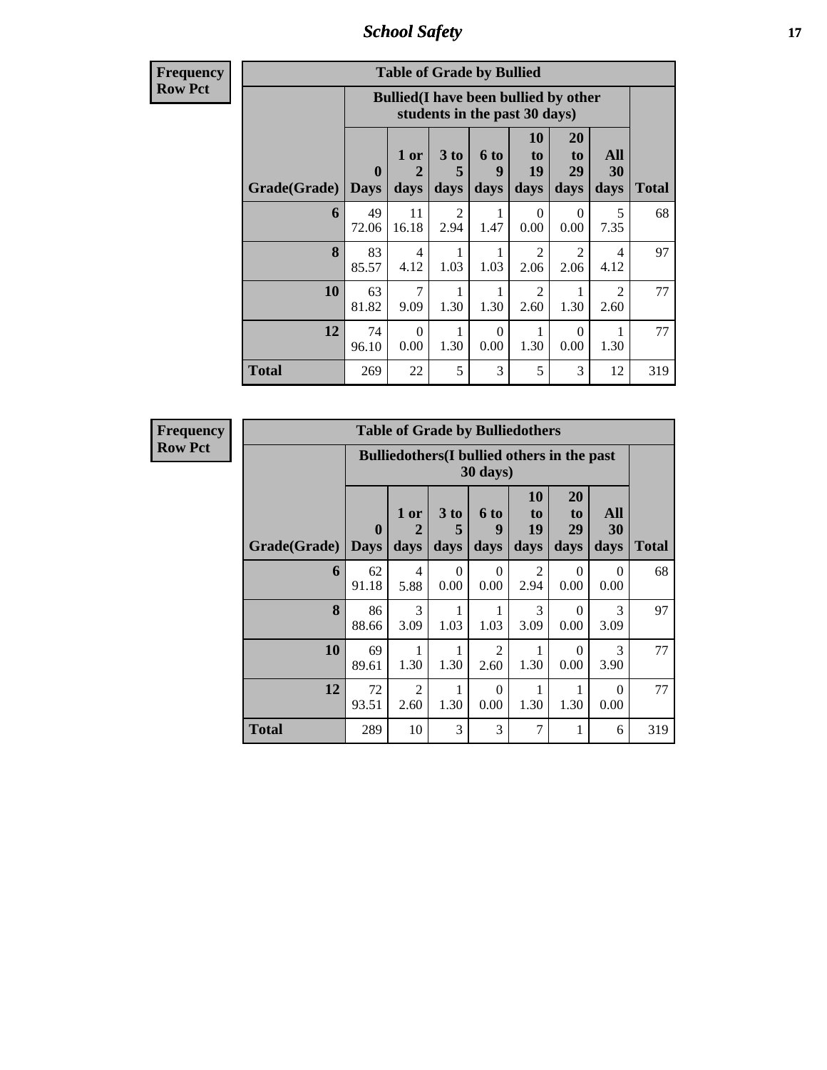| Frequency Row Pct |
|---|

**Table of Grade by Bullied**

| Grade(Grade) | Bullied(I have been bullied by other students in the past 30 days) | | | | | | | Total |
|---|---|---|---|---|---|---|---|---|
| | 0 Days | 1 or 2 days | 3 to 5 days | 6 to 9 days | 10 to 19 days | 20 to 29 days | All 30 days | |
| 6 | 49<br>72.06 | 11<br>16.18 | 2<br>2.94 | 1<br>1.47 | 0<br>0.00 | 0<br>0.00 | 5<br>7.35 | 68 |
| 8 | 83<br>85.57 | 4<br>4.12 | 1<br>1.03 | 1<br>1.03 | 2<br>2.06 | 2<br>2.06 | 4<br>4.12 | 97 |
| 10 | 63<br>81.82 | 7<br>9.09 | 1<br>1.30 | 1<br>1.30 | 2<br>2.60 | 1<br>1.30 | 2<br>2.60 | 77 |
| 12 | 74<br>96.10 | 0<br>0.00 | 1<br>1.30 | 0<br>0.00 | 1<br>1.30 | 0<br>0.00 | 1<br>1.30 | 77 |
| Total | 269 | 22 | 5 | 3 | 5 | 3 | 12 | 319 |

| Frequency Row Pct |
|---|

**Table of Grade by Bulliedothers**

| Grade(Grade) | Bulliedothers(I bullied others in the past 30 days) | | | | | | | Total |
|---|---|---|---|---|---|---|---|---|
| | 0 Days | 1 or 2 days | 3 to 5 days | 6 to 9 days | 10 to 19 days | 20 to 29 days | All 30 days | |
| 6 | 62<br>91.18 | 4<br>5.88 | 0<br>0.00 | 0<br>0.00 | 2<br>2.94 | 0<br>0.00 | 0<br>0.00 | 68 |
| 8 | 86<br>88.66 | 3<br>3.09 | 1<br>1.03 | 1<br>1.03 | 3<br>3.09 | 0<br>0.00 | 3<br>3.09 | 97 |
| 10 | 69<br>89.61 | 1<br>1.30 | 1<br>1.30 | 2<br>2.60 | 1<br>1.30 | 0<br>0.00 | 3<br>3.90 | 77 |
| 12 | 72<br>93.51 | 2<br>2.60 | 1<br>1.30 | 0<br>0.00 | 1<br>1.30 | 1<br>1.30 | 0<br>0.00 | 77 |
| Total | 289 | 10 | 3 | 3 | 7 | 1 | 6 | 319 |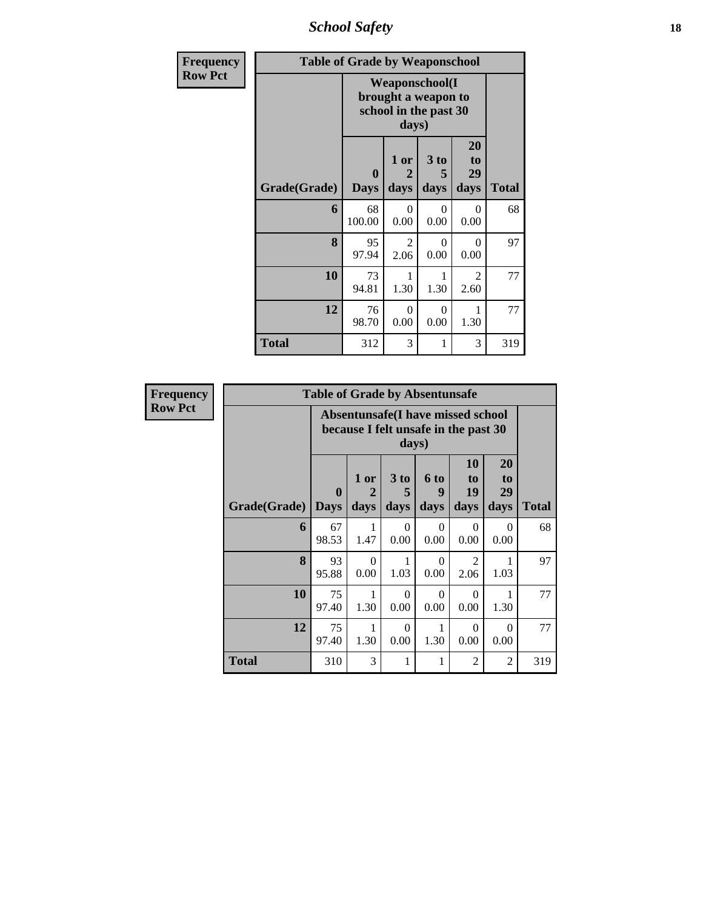## School Safety

| Frequency Row Pct | Table of Grade by Weaponschool | | | | |
|---|---|---|---|---|---|
| | Weaponschool(I brought a weapon to school in the past 30 days) | | | | |
| Grade(Grade) | 0 Days | 1 or 2 days | 3 to 5 days | 20 to 29 days | Total |
| 6 | 68 100.00 | 0 0.00 | 0 0.00 | 0 0.00 | 68 |
| 8 | 95 97.94 | 2 2.06 | 0 0.00 | 0 0.00 | 97 |
| 10 | 73 94.81 | 1 1.30 | 1 1.30 | 2 2.60 | 77 |
| 12 | 76 98.70 | 0 0.00 | 0 0.00 | 1 1.30 | 77 |
| Total | 312 | 3 | 1 | 3 | 319 |

| Frequency Row Pct | Table of Grade by Absentunsafe | | | | | | |
|---|---|---|---|---|---|---|---|
| | Absentunsafe(I have missed school because I felt unsafe in the past 30 days) | | | | | | |
| Grade(Grade) | 0 Days | 1 or 2 days | 3 to 5 days | 6 to 9 days | 10 to 19 days | 20 to 29 days | Total |
| 6 | 67 98.53 | 1 1.47 | 0 0.00 | 0 0.00 | 0 0.00 | 0 0.00 | 68 |
| 8 | 93 95.88 | 0 0.00 | 1 1.03 | 0 0.00 | 2 2.06 | 1 1.03 | 97 |
| 10 | 75 97.40 | 1 1.30 | 0 0.00 | 0 0.00 | 0 0.00 | 1 1.30 | 77 |
| 12 | 75 97.40 | 1 1.30 | 0 0.00 | 1 1.30 | 0 0.00 | 0 0.00 | 77 |
| Total | 310 | 3 | 1 | 1 | 2 | 2 | 319 |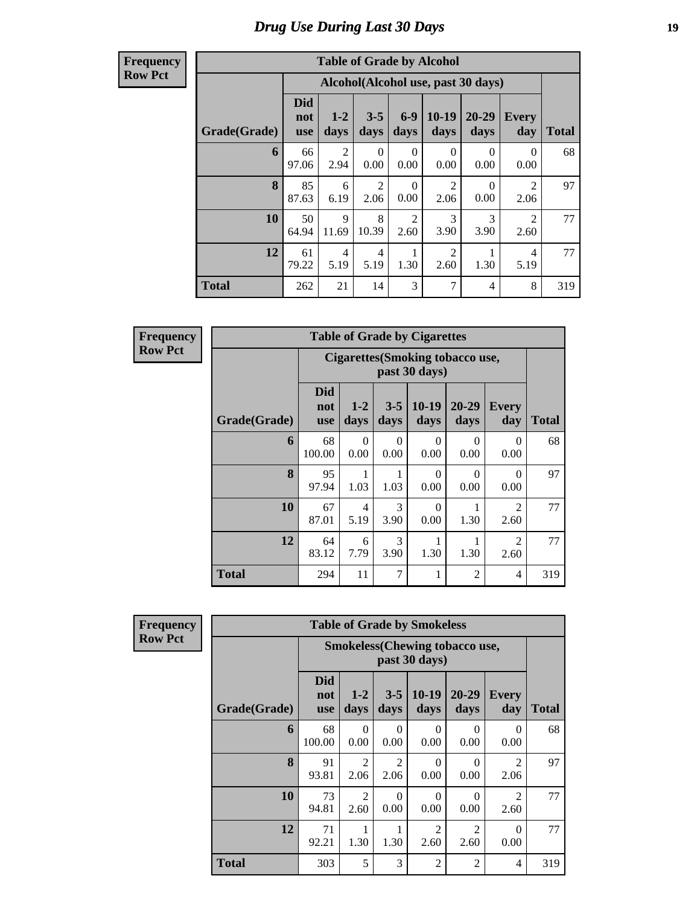# Drug Use During Last 30 Days

**Frequency**
**Row Pct**

| Table of Grade by Alcohol | | | | | | | | |
|---|---|---|---|---|---|---|---|---|
| | Alcohol(Alcohol use, past 30 days) | | | | | | | |
| Grade(Grade) | Did not use | 1-2 days | 3-5 days | 6-9 days | 10-19 days | 20-29 days | Every day | Total |
| 6 | 66<br>97.06 | 2<br>2.94 | 0<br>0.00 | 0<br>0.00 | 0<br>0.00 | 0<br>0.00 | 0<br>0.00 | 68 |
| 8 | 85<br>87.63 | 6<br>6.19 | 2<br>2.06 | 0<br>0.00 | 2<br>2.06 | 0<br>0.00 | 2<br>2.06 | 97 |
| 10 | 50<br>64.94 | 9<br>11.69 | 8<br>10.39 | 2<br>2.60 | 3<br>3.90 | 3<br>3.90 | 2<br>2.60 | 77 |
| 12 | 61<br>79.22 | 4<br>5.19 | 4<br>5.19 | 1<br>1.30 | 2<br>2.60 | 1<br>1.30 | 4<br>5.19 | 77 |
| Total | 262 | 21 | 14 | 3 | 7 | 4 | 8 | 319 |

**Frequency**
**Row Pct**

| Table of Grade by Cigarettes | | | | | | | |
|---|---|---|---|---|---|---|---|
| | Cigarettes(Smoking tobacco use, past 30 days) | | | | | | |
| Grade(Grade) | Did not use | 1-2 days | 3-5 days | 10-19 days | 20-29 days | Every day | Total |
| 6 | 68<br>100.00 | 0<br>0.00 | 0<br>0.00 | 0<br>0.00 | 0<br>0.00 | 0<br>0.00 | 68 |
| 8 | 95<br>97.94 | 1<br>1.03 | 1<br>1.03 | 0<br>0.00 | 0<br>0.00 | 0<br>0.00 | 97 |
| 10 | 67<br>87.01 | 4<br>5.19 | 3<br>3.90 | 0<br>0.00 | 1<br>1.30 | 2<br>2.60 | 77 |
| 12 | 64<br>83.12 | 6<br>7.79 | 3<br>3.90 | 1<br>1.30 | 1<br>1.30 | 2<br>2.60 | 77 |
| Total | 294 | 11 | 7 | 1 | 2 | 4 | 319 |

**Frequency**
**Row Pct**

| Table of Grade by Smokeless | | | | | | | |
|---|---|---|---|---|---|---|---|
| | Smokeless(Chewing tobacco use, past 30 days) | | | | | | |
| Grade(Grade) | Did not use | 1-2 days | 3-5 days | 10-19 days | 20-29 days | Every day | Total |
| 6 | 68<br>100.00 | 0<br>0.00 | 0<br>0.00 | 0<br>0.00 | 0<br>0.00 | 0<br>0.00 | 68 |
| 8 | 91<br>93.81 | 2<br>2.06 | 2<br>2.06 | 0<br>0.00 | 0<br>0.00 | 2<br>2.06 | 97 |
| 10 | 73<br>94.81 | 2<br>2.60 | 0<br>0.00 | 0<br>0.00 | 0<br>0.00 | 2<br>2.60 | 77 |
| 12 | 71<br>92.21 | 1<br>1.30 | 1<br>1.30 | 2<br>2.60 | 2<br>2.60 | 0<br>0.00 | 77 |
| Total | 303 | 5 | 3 | 2 | 2 | 4 | 319 |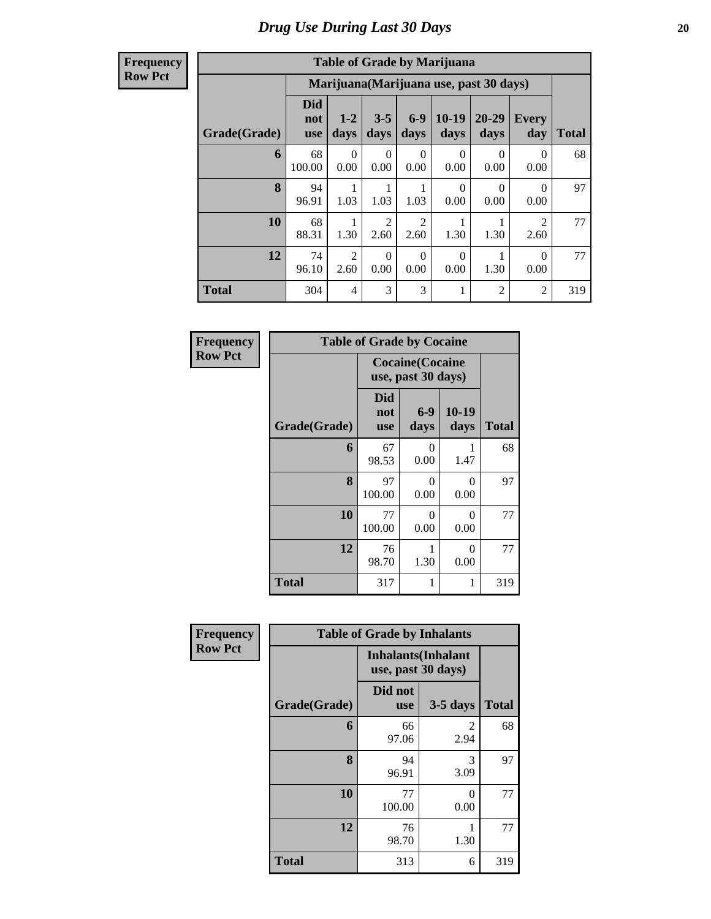# Drug Use During Last 30 Days

**Frequency**
**Row Pct**

| Table of Grade by Marijuana | | | | | | | | |
|---|---|---|---|---|---|---|---|---|
| | Marijuana(Marijuana use, past 30 days) | | | | | | | |
| Grade(Grade) | Did not use | 1-2 days | 3-5 days | 6-9 days | 10-19 days | 20-29 days | Every day | Total |
| 6 | 68<br>100.00 | 0<br>0.00 | 0<br>0.00 | 0<br>0.00 | 0<br>0.00 | 0<br>0.00 | 0<br>0.00 | 68 |
| 8 | 94<br>96.91 | 1<br>1.03 | 1<br>1.03 | 1<br>1.03 | 0<br>0.00 | 0<br>0.00 | 0<br>0.00 | 97 |
| 10 | 68<br>88.31 | 1<br>1.30 | 2<br>2.60 | 2<br>2.60 | 1<br>1.30 | 1<br>1.30 | 2<br>2.60 | 77 |
| 12 | 74<br>96.10 | 2<br>2.60 | 0<br>0.00 | 0<br>0.00 | 0<br>0.00 | 1<br>1.30 | 0<br>0.00 | 77 |
| Total | 304 | 4 | 3 | 3 | 1 | 2 | 2 | 319 |

**Frequency**
**Row Pct**

| Table of Grade by Cocaine | | | | |
|---|---|---|---|---|
| | Cocaine(Cocaine use, past 30 days) | | | |
| Grade(Grade) | Did not use | 6-9 days | 10-19 days | Total |
| 6 | 67<br>98.53 | 0<br>0.00 | 1<br>1.47 | 68 |
| 8 | 97<br>100.00 | 0<br>0.00 | 0<br>0.00 | 97 |
| 10 | 77<br>100.00 | 0<br>0.00 | 0<br>0.00 | 77 |
| 12 | 76<br>98.70 | 1<br>1.30 | 0<br>0.00 | 77 |
| Total | 317 | 1 | 1 | 319 |

**Frequency**
**Row Pct**

| Table of Grade by Inhalants | | | |
|---|---|---|---|
| | Inhalants(Inhalant use, past 30 days) | | |
| Grade(Grade) | Did not use | 3-5 days | Total |
| 6 | 66<br>97.06 | 2<br>2.94 | 68 |
| 8 | 94<br>96.91 | 3<br>3.09 | 97 |
| 10 | 77<br>100.00 | 0<br>0.00 | 77 |
| 12 | 76<br>98.70 | 1<br>1.30 | 77 |
| Total | 313 | 6 | 319 |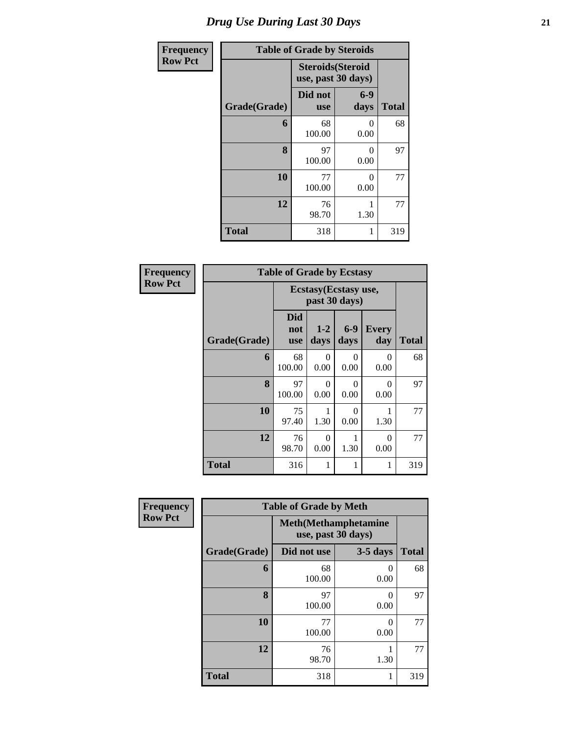# Drug Use During Last 30 Days

| Frequency Row Pct | Table of Grade by Steroids | | |
|---|---|---|---|
| | Steroids(Steroid use, past 30 days) | | |
| Grade(Grade) | Did not use | 6-9 days | Total |
| 6 | 68 100.00 | 0 0.00 | 68 |
| 8 | 97 100.00 | 0 0.00 | 97 |
| 10 | 77 100.00 | 0 0.00 | 77 |
| 12 | 76 98.70 | 1 1.30 | 77 |
| Total | 318 | 1 | 319 |

| Frequency Row Pct | Table of Grade by Ecstasy | | | | |
|---|---|---|---|---|---|
| | Ecstasy(Ecstasy use, past 30 days) | | | | |
| Grade(Grade) | Did not use | 1-2 days | 6-9 days | Every day | Total |
| 6 | 68 100.00 | 0 0.00 | 0 0.00 | 0 0.00 | 68 |
| 8 | 97 100.00 | 0 0.00 | 0 0.00 | 0 0.00 | 97 |
| 10 | 75 97.40 | 1 1.30 | 0 0.00 | 1 1.30 | 77 |
| 12 | 76 98.70 | 0 0.00 | 1 1.30 | 0 0.00 | 77 |
| Total | 316 | 1 | 1 | 1 | 319 |

| Frequency Row Pct | Table of Grade by Meth | | |
|---|---|---|---|
| | Meth(Methamphetamine use, past 30 days) | | |
| Grade(Grade) | Did not use | 3-5 days | Total |
| 6 | 68 100.00 | 0 0.00 | 68 |
| 8 | 97 100.00 | 0 0.00 | 97 |
| 10 | 77 100.00 | 0 0.00 | 77 |
| 12 | 76 98.70 | 1 1.30 | 77 |
| Total | 318 | 1 | 319 |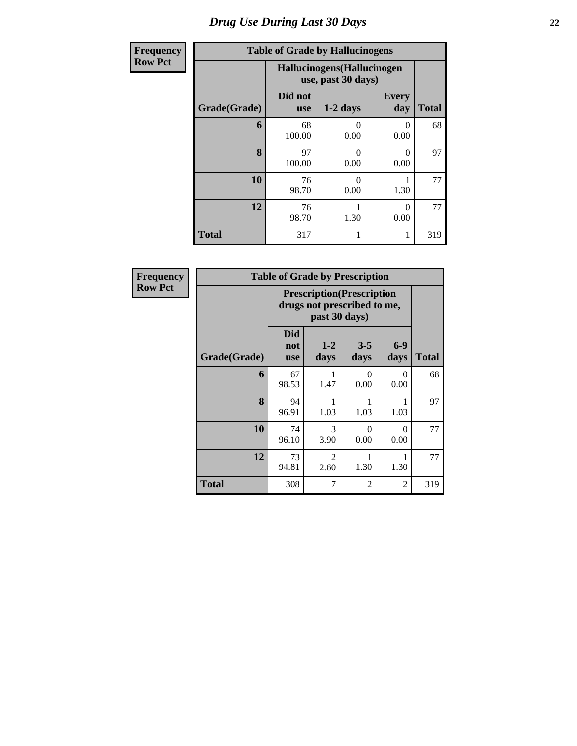# Drug Use During Last 30 Days

**Frequency**
**Row Pct**

| Table of Grade by Hallucinogens | | | | |
|---|---|---|---|---|
| | Hallucinogens(Hallucinogen use, past 30 days) | | | |
| Grade(Grade) | Did not use | 1-2 days | Every day | Total |
| **6** | 68<br>100.00 | 0<br>0.00 | 0<br>0.00 | 68 |
| **8** | 97<br>100.00 | 0<br>0.00 | 0<br>0.00 | 97 |
| **10** | 76<br>98.70 | 0<br>0.00 | 1<br>1.30 | 77 |
| **12** | 76<br>98.70 | 1<br>1.30 | 0<br>0.00 | 77 |
| **Total** | 317 | 1 | 1 | 319 |

**Frequency**
**Row Pct**

| Table of Grade by Prescription | | | | | |
|---|---|---|---|---|---|
| | Prescription(Prescription drugs not prescribed to me, past 30 days) | | | | |
| Grade(Grade) | Did not use | 1-2 days | 3-5 days | 6-9 days | Total |
| **6** | 67<br>98.53 | 1<br>1.47 | 0<br>0.00 | 0<br>0.00 | 68 |
| **8** | 94<br>96.91 | 1<br>1.03 | 1<br>1.03 | 1<br>1.03 | 97 |
| **10** | 74<br>96.10 | 3<br>3.90 | 0<br>0.00 | 0<br>0.00 | 77 |
| **12** | 73<br>94.81 | 2<br>2.60 | 1<br>1.30 | 1<br>1.30 | 77 |
| **Total** | 308 | 7 | 2 | 2 | 319 |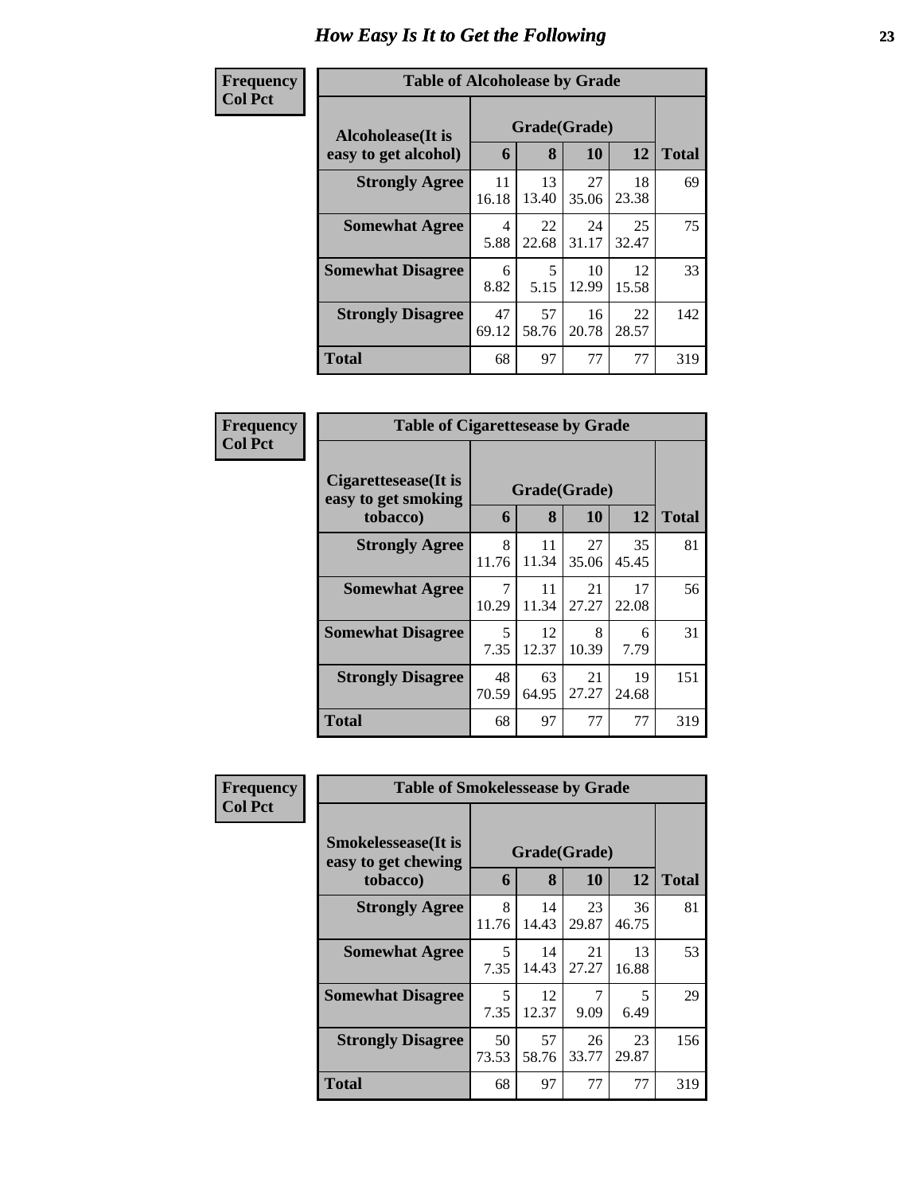# How Easy Is It to Get the Following

**Frequency**
**Col Pct**

**Table of Alcoholease by Grade**

| Alcoholease(It is easy to get alcohol) | Grade(Grade) | | | | Total |
|---|---|---|---|---|---|
| | 6 | 8 | 10 | 12 | |
| **Strongly Agree** | 11<br>16.18 | 13<br>13.40 | 27<br>35.06 | 18<br>23.38 | 69 |
| **Somewhat Agree** | 4<br>5.88 | 22<br>22.68 | 24<br>31.17 | 25<br>32.47 | 75 |
| **Somewhat Disagree** | 6<br>8.82 | 5<br>5.15 | 10<br>12.99 | 12<br>15.58 | 33 |
| **Strongly Disagree** | 47<br>69.12 | 57<br>58.76 | 16<br>20.78 | 22<br>28.57 | 142 |
| **Total** | 68 | 97 | 77 | 77 | 319 |

**Frequency**
**Col Pct**

**Table of Cigarettesease by Grade**

| Cigarettesease(It is easy to get smoking tobacco) | Grade(Grade) | | | | Total |
|---|---|---|---|---|---|
| | 6 | 8 | 10 | 12 | |
| **Strongly Agree** | 8<br>11.76 | 11<br>11.34 | 27<br>35.06 | 35<br>45.45 | 81 |
| **Somewhat Agree** | 7<br>10.29 | 11<br>11.34 | 21<br>27.27 | 17<br>22.08 | 56 |
| **Somewhat Disagree** | 5<br>7.35 | 12<br>12.37 | 8<br>10.39 | 6<br>7.79 | 31 |
| **Strongly Disagree** | 48<br>70.59 | 63<br>64.95 | 21<br>27.27 | 19<br>24.68 | 151 |
| **Total** | 68 | 97 | 77 | 77 | 319 |

**Frequency**
**Col Pct**

**Table of Smokelessease by Grade**

| Smokelessease(It is easy to get chewing tobacco) | Grade(Grade) | | | | Total |
|---|---|---|---|---|---|
| | 6 | 8 | 10 | 12 | |
| **Strongly Agree** | 8<br>11.76 | 14<br>14.43 | 23<br>29.87 | 36<br>46.75 | 81 |
| **Somewhat Agree** | 5<br>7.35 | 14<br>14.43 | 21<br>27.27 | 13<br>16.88 | 53 |
| **Somewhat Disagree** | 5<br>7.35 | 12<br>12.37 | 7<br>9.09 | 5<br>6.49 | 29 |
| **Strongly Disagree** | 50<br>73.53 | 57<br>58.76 | 26<br>33.77 | 23<br>29.87 | 156 |
| **Total** | 68 | 97 | 77 | 77 | 319 |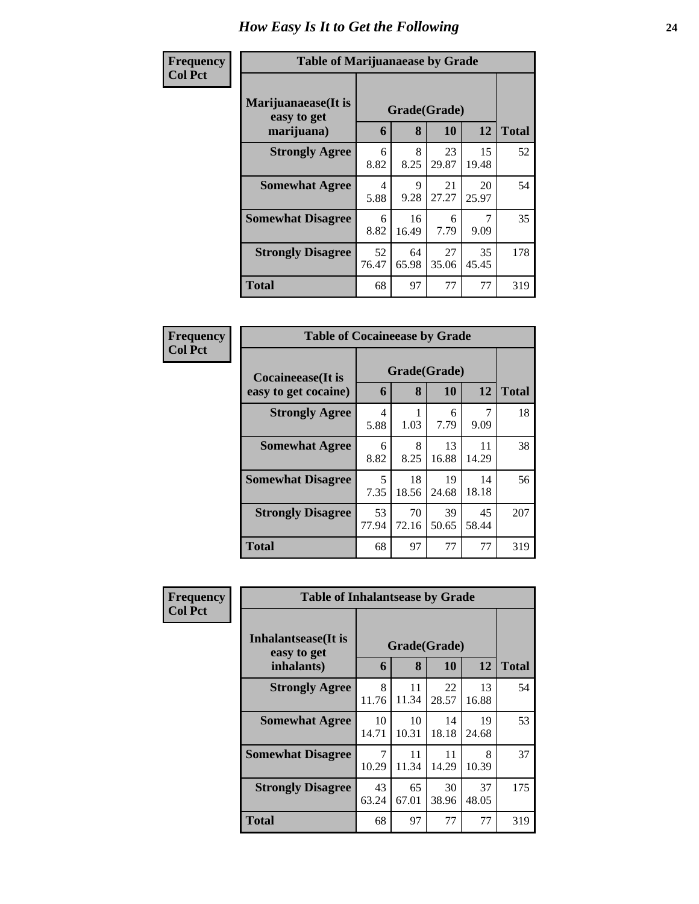# How Easy Is It to Get the Following

Frequency
Col Pct

**Table of Marijuanaease by Grade**

| Marijuanaease(It is easy to get marijuana) | Grade(Grade) | | | | Total |
|---|---|---|---|---|---|
| | 6 | 8 | 10 | 12 | |
| **Strongly Agree** | 6<br>8.82 | 8<br>8.25 | 23<br>29.87 | 15<br>19.48 | 52 |
| **Somewhat Agree** | 4<br>5.88 | 9<br>9.28 | 21<br>27.27 | 20<br>25.97 | 54 |
| **Somewhat Disagree** | 6<br>8.82 | 16<br>16.49 | 6<br>7.79 | 7<br>9.09 | 35 |
| **Strongly Disagree** | 52<br>76.47 | 64<br>65.98 | 27<br>35.06 | 35<br>45.45 | 178 |
| **Total** | 68 | 97 | 77 | 77 | 319 |

Frequency
Col Pct

**Table of Cocaineease by Grade**

| Cocaineease(It is easy to get cocaine) | Grade(Grade) | | | | Total |
|---|---|---|---|---|---|
| | 6 | 8 | 10 | 12 | |
| **Strongly Agree** | 4<br>5.88 | 1<br>1.03 | 6<br>7.79 | 7<br>9.09 | 18 |
| **Somewhat Agree** | 6<br>8.82 | 8<br>8.25 | 13<br>16.88 | 11<br>14.29 | 38 |
| **Somewhat Disagree** | 5<br>7.35 | 18<br>18.56 | 19<br>24.68 | 14<br>18.18 | 56 |
| **Strongly Disagree** | 53<br>77.94 | 70<br>72.16 | 39<br>50.65 | 45<br>58.44 | 207 |
| **Total** | 68 | 97 | 77 | 77 | 319 |

Frequency
Col Pct

**Table of Inhalantsease by Grade**

| Inhalantsease(It is easy to get inhalants) | Grade(Grade) | | | | Total |
|---|---|---|---|---|---|
| | 6 | 8 | 10 | 12 | |
| **Strongly Agree** | 8<br>11.76 | 11<br>11.34 | 22<br>28.57 | 13<br>16.88 | 54 |
| **Somewhat Agree** | 10<br>14.71 | 10<br>10.31 | 14<br>18.18 | 19<br>24.68 | 53 |
| **Somewhat Disagree** | 7<br>10.29 | 11<br>11.34 | 11<br>14.29 | 8<br>10.39 | 37 |
| **Strongly Disagree** | 43<br>63.24 | 65<br>67.01 | 30<br>38.96 | 37<br>48.05 | 175 |
| **Total** | 68 | 97 | 77 | 77 | 319 |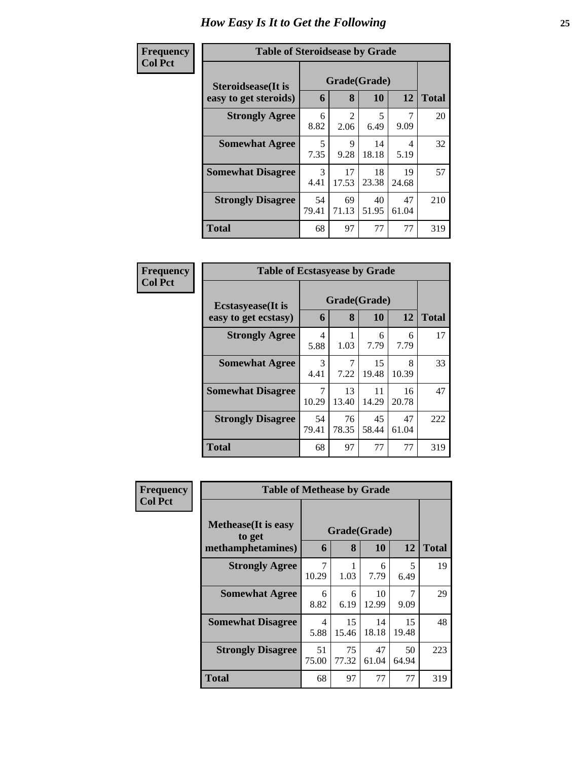# How Easy Is It to Get the Following

**Frequency**
**Col Pct**

| Table of Steroidsease by Grade | | | | | |
|---|---|---|---|---|---|
| **Steroidsease(It is easy to get steroids)** | **Grade(Grade)** | | | | **Total** |
| | **6** | **8** | **10** | **12** | |
| **Strongly Agree** | 6<br>8.82 | 2<br>2.06 | 5<br>6.49 | 7<br>9.09 | 20 |
| **Somewhat Agree** | 5<br>7.35 | 9<br>9.28 | 14<br>18.18 | 4<br>5.19 | 32 |
| **Somewhat Disagree** | 3<br>4.41 | 17<br>17.53 | 18<br>23.38 | 19<br>24.68 | 57 |
| **Strongly Disagree** | 54<br>79.41 | 69<br>71.13 | 40<br>51.95 | 47<br>61.04 | 210 |
| **Total** | 68 | 97 | 77 | 77 | 319 |

**Frequency**
**Col Pct**

| Table of Ecstasyease by Grade | | | | | |
|---|---|---|---|---|---|
| **Ecstasyease(It is easy to get ecstasy)** | **Grade(Grade)** | | | | **Total** |
| | **6** | **8** | **10** | **12** | |
| **Strongly Agree** | 4<br>5.88 | 1<br>1.03 | 6<br>7.79 | 6<br>7.79 | 17 |
| **Somewhat Agree** | 3<br>4.41 | 7<br>7.22 | 15<br>19.48 | 8<br>10.39 | 33 |
| **Somewhat Disagree** | 7<br>10.29 | 13<br>13.40 | 11<br>14.29 | 16<br>20.78 | 47 |
| **Strongly Disagree** | 54<br>79.41 | 76<br>78.35 | 45<br>58.44 | 47<br>61.04 | 222 |
| **Total** | 68 | 97 | 77 | 77 | 319 |

**Frequency**
**Col Pct**

| Table of Methease by Grade | | | | | |
|---|---|---|---|---|---|
| **Methease(It is easy to get methamphetamines)** | **Grade(Grade)** | | | | **Total** |
| | **6** | **8** | **10** | **12** | |
| **Strongly Agree** | 7<br>10.29 | 1<br>1.03 | 6<br>7.79 | 5<br>6.49 | 19 |
| **Somewhat Agree** | 6<br>8.82 | 6<br>6.19 | 10<br>12.99 | 7<br>9.09 | 29 |
| **Somewhat Disagree** | 4<br>5.88 | 15<br>15.46 | 14<br>18.18 | 15<br>19.48 | 48 |
| **Strongly Disagree** | 51<br>75.00 | 75<br>77.32 | 47<br>61.04 | 50<br>64.94 | 223 |
| **Total** | 68 | 97 | 77 | 77 | 319 |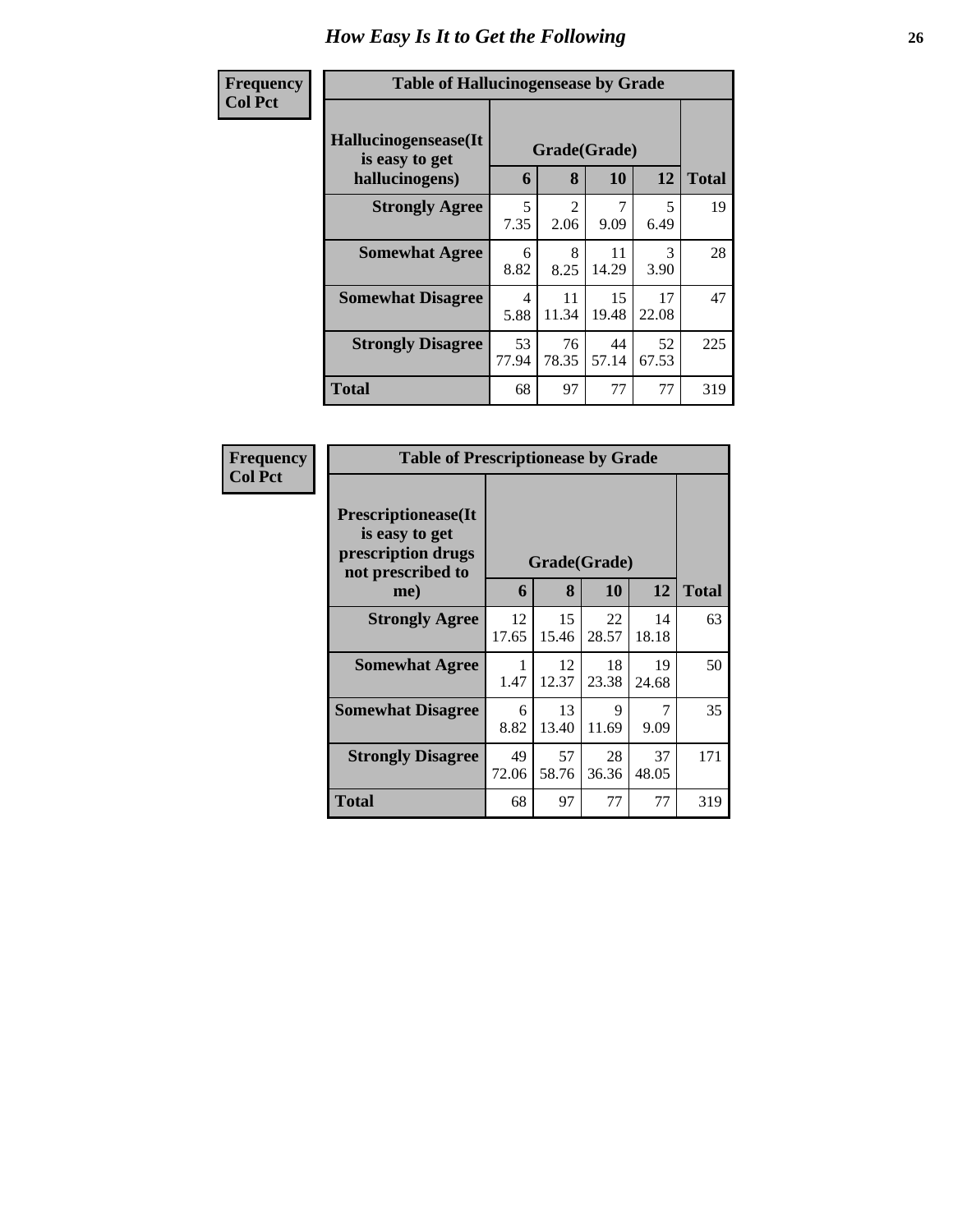# How Easy Is It to Get the Following

| Frequency<br>Col Pct | | | | | |
|---|---|---|---|---|---|

**Table of Hallucinogensease by Grade**

| Hallucinogensease(It is easy to get hallucinogens) | Grade(Grade) | | | | Total |
|---|---|---|---|---|---|
| | 6 | 8 | 10 | 12 | |
| **Strongly Agree** | 5<br>7.35 | 2<br>2.06 | 7<br>9.09 | 5<br>6.49 | 19 |
| **Somewhat Agree** | 6<br>8.82 | 8<br>8.25 | 11<br>14.29 | 3<br>3.90 | 28 |
| **Somewhat Disagree** | 4<br>5.88 | 11<br>11.34 | 15<br>19.48 | 17<br>22.08 | 47 |
| **Strongly Disagree** | 53<br>77.94 | 76<br>78.35 | 44<br>57.14 | 52<br>67.53 | 225 |
| **Total** | 68 | 97 | 77 | 77 | 319 |

| Frequency<br>Col Pct | | | | | |
|---|---|---|---|---|---|

**Table of Prescriptionease by Grade**

| Prescriptionease(It is easy to get prescription drugs not prescribed to me) | Grade(Grade) | | | | Total |
|---|---|---|---|---|---|
| | 6 | 8 | 10 | 12 | |
| **Strongly Agree** | 12<br>17.65 | 15<br>15.46 | 22<br>28.57 | 14<br>18.18 | 63 |
| **Somewhat Agree** | 1<br>1.47 | 12<br>12.37 | 18<br>23.38 | 19<br>24.68 | 50 |
| **Somewhat Disagree** | 6<br>8.82 | 13<br>13.40 | 9<br>11.69 | 7<br>9.09 | 35 |
| **Strongly Disagree** | 49<br>72.06 | 57<br>58.76 | 28<br>36.36 | 37<br>48.05 | 171 |
| **Total** | 68 | 97 | 77 | 77 | 319 |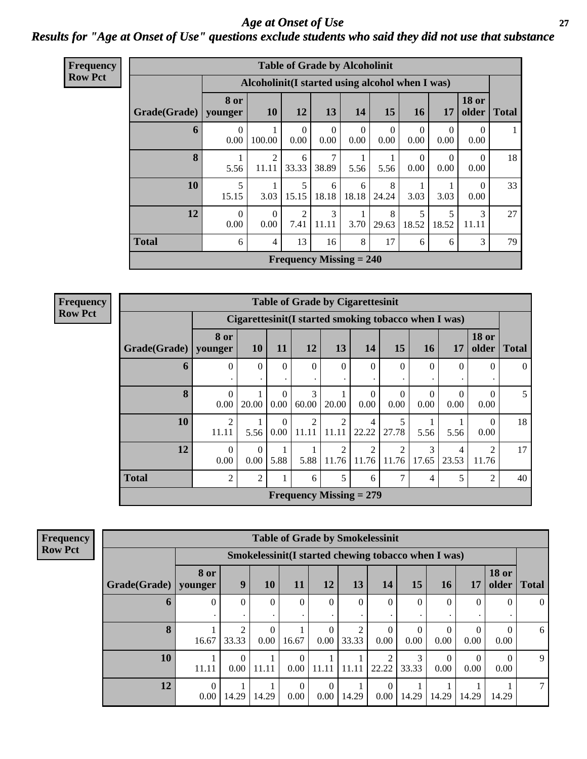# Age at Onset of Use

## Results for "Age at Onset of Use" questions exclude students who said they did not use that substance

**Frequency**
**Row Pct**

| Table of Grade by Alcoholinit | | | | | | | | | | |
|---|---|---|---|---|---|---|---|---|---|---|
| | Alcoholinit(I started using alcohol when I was) | | | | | | | | | |
| Grade(Grade) | 8 or younger | 10 | 12 | 13 | 14 | 15 | 16 | 17 | 18 or older | Total |
| 6 | 0<br>0.00 | 1<br>100.00 | 0<br>0.00 | 0<br>0.00 | 0<br>0.00 | 0<br>0.00 | 0<br>0.00 | 0<br>0.00 | 0<br>0.00 | 1 |
| 8 | 1<br>5.56 | 2<br>11.11 | 6<br>33.33 | 7<br>38.89 | 1<br>5.56 | 1<br>5.56 | 0<br>0.00 | 0<br>0.00 | 0<br>0.00 | 18 |
| 10 | 5<br>15.15 | 1<br>3.03 | 5<br>15.15 | 6<br>18.18 | 6<br>18.18 | 8<br>24.24 | 1<br>3.03 | 1<br>3.03 | 0<br>0.00 | 33 |
| 12 | 0<br>0.00 | 0<br>0.00 | 2<br>7.41 | 3<br>11.11 | 1<br>3.70 | 8<br>29.63 | 5<br>18.52 | 5<br>18.52 | 3<br>11.11 | 27 |
| Total | 6 | 4 | 13 | 16 | 8 | 17 | 6 | 6 | 3 | 79 |
| Frequency Missing = 240 | | | | | | | | | | |

**Frequency**
**Row Pct**

| Table of Grade by Cigarettesinit | | | | | | | | | | | |
|---|---|---|---|---|---|---|---|---|---|---|---|
| | Cigarettesinit(I started smoking tobacco when I was) | | | | | | | | | | |
| Grade(Grade) | 8 or younger | 10 | 11 | 12 | 13 | 14 | 15 | 16 | 17 | 18 or older | Total |
| 6 | 0<br>. | 0<br>. | 0<br>. | 0<br>. | 0<br>. | 0<br>. | 0<br>. | 0<br>. | 0<br>. | 0<br>. | 0 |
| 8 | 0<br>0.00 | 1<br>20.00 | 0<br>0.00 | 3<br>60.00 | 1<br>20.00 | 0<br>0.00 | 0<br>0.00 | 0<br>0.00 | 0<br>0.00 | 0<br>0.00 | 5 |
| 10 | 2<br>11.11 | 1<br>5.56 | 0<br>0.00 | 2<br>11.11 | 2<br>11.11 | 4<br>22.22 | 5<br>27.78 | 1<br>5.56 | 1<br>5.56 | 0<br>0.00 | 18 |
| 12 | 0<br>0.00 | 0<br>0.00 | 1<br>5.88 | 1<br>5.88 | 2<br>11.76 | 2<br>11.76 | 2<br>11.76 | 3<br>17.65 | 4<br>23.53 | 2<br>11.76 | 17 |
| Total | 2 | 2 | 1 | 6 | 5 | 6 | 7 | 4 | 5 | 2 | 40 |
| Frequency Missing = 279 | | | | | | | | | | | |

**Frequency**
**Row Pct**

| Table of Grade by Smokelessinit | | | | | | | | | | | | |
|---|---|---|---|---|---|---|---|---|---|---|---|---|
| | Smokelessinit(I started chewing tobacco when I was) | | | | | | | | | | | |
| Grade(Grade) | 8 or younger | 9 | 10 | 11 | 12 | 13 | 14 | 15 | 16 | 17 | 18 or older | Total |
| 6 | 0<br>. | 0<br>. | 0<br>. | 0<br>. | 0<br>. | 0<br>. | 0<br>. | 0<br>. | 0<br>. | 0<br>. | 0<br>. | 0 |
| 8 | 1<br>16.67 | 2<br>33.33 | 0<br>0.00 | 1<br>16.67 | 0<br>0.00 | 2<br>33.33 | 0<br>0.00 | 0<br>0.00 | 0<br>0.00 | 0<br>0.00 | 0<br>0.00 | 6 |
| 10 | 1<br>11.11 | 0<br>0.00 | 1<br>11.11 | 0<br>0.00 | 1<br>11.11 | 1<br>11.11 | 2<br>22.22 | 3<br>33.33 | 0<br>0.00 | 0<br>0.00 | 0<br>0.00 | 9 |
| 12 | 0<br>0.00 | 1<br>14.29 | 1<br>14.29 | 0<br>0.00 | 0<br>0.00 | 1<br>14.29 | 0<br>0.00 | 1<br>14.29 | 1<br>14.29 | 1<br>14.29 | 1<br>14.29 | 7 |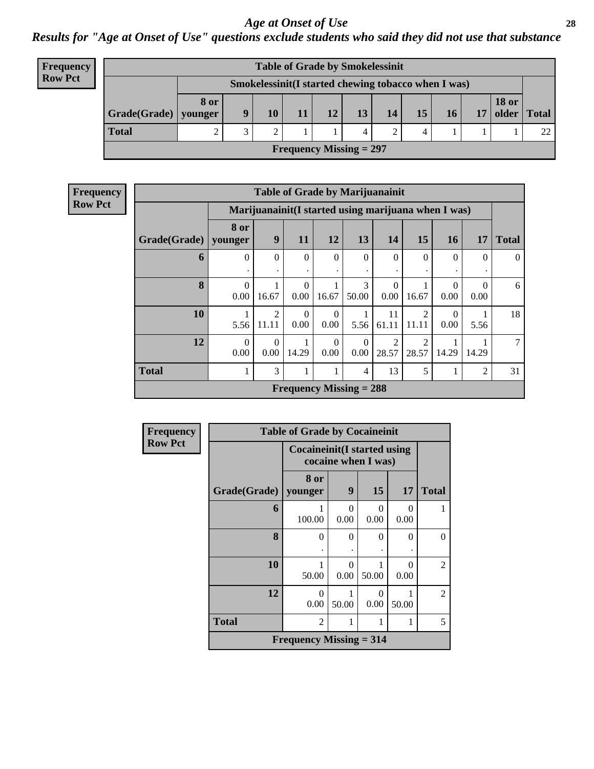# Age at Onset of Use

## Results for "Age at Onset of Use" questions exclude students who said they did not use that substance

**Frequency**
**Row Pct**

**Table of Grade by Smokelessinit**

| | Smokelessinit(I started chewing tobacco when I was) | | | | | | | | | | | |
|---|---|---|---|---|---|---|---|---|---|---|---|---|
| **Grade(Grade)** | **8 or younger** | **9** | **10** | **11** | **12** | **13** | **14** | **15** | **16** | **17** | **18 or older** | **Total** |
| **Total** | 2 | 3 | 2 | 1 | 1 | 4 | 2 | 4 | 1 | 1 | 1 | 22 |
| **Frequency Missing = 297** | | | | | | | | | | | | |

**Frequency**
**Row Pct**

**Table of Grade by Marijuanainit**

| | Marijuanainit(I started using marijuana when I was) | | | | | | | | | |
|---|---|---|---|---|---|---|---|---|---|---|
| **Grade(Grade)** | **8 or younger** | **9** | **11** | **12** | **13** | **14** | **15** | **16** | **17** | **Total** |
| **6** | 0<br>. | 0<br>. | 0<br>. | 0<br>. | 0<br>. | 0<br>. | 0<br>. | 0<br>. | 0<br>. | 0 |
| **8** | 0<br>0.00 | 1<br>16.67 | 0<br>0.00 | 1<br>16.67 | 3<br>50.00 | 0<br>0.00 | 1<br>16.67 | 0<br>0.00 | 0<br>0.00 | 6 |
| **10** | 1<br>5.56 | 2<br>11.11 | 0<br>0.00 | 0<br>0.00 | 1<br>5.56 | 11<br>61.11 | 2<br>11.11 | 0<br>0.00 | 1<br>5.56 | 18 |
| **12** | 0<br>0.00 | 0<br>0.00 | 1<br>14.29 | 0<br>0.00 | 0<br>0.00 | 2<br>28.57 | 2<br>28.57 | 1<br>14.29 | 1<br>14.29 | 7 |
| **Total** | 1 | 3 | 1 | 1 | 4 | 13 | 5 | 1 | 2 | 31 |
| **Frequency Missing = 288** | | | | | | | | | | |

**Frequency**
**Row Pct**

**Table of Grade by Cocaineinit**

| | Cocaineinit(I started using cocaine when I was) | | | | |
|---|---|---|---|---|---|
| **Grade(Grade)** | **8 or younger** | **9** | **15** | **17** | **Total** |
| **6** | 1<br>100.00 | 0<br>0.00 | 0<br>0.00 | 0<br>0.00 | 1 |
| **8** | 0<br>. | 0<br>. | 0<br>. | 0<br>. | 0 |
| **10** | 1<br>50.00 | 0<br>0.00 | 1<br>50.00 | 0<br>0.00 | 2 |
| **12** | 0<br>0.00 | 1<br>50.00 | 0<br>0.00 | 1<br>50.00 | 2 |
| **Total** | 2 | 1 | 1 | 1 | 5 |
| **Frequency Missing = 314** | | | | | |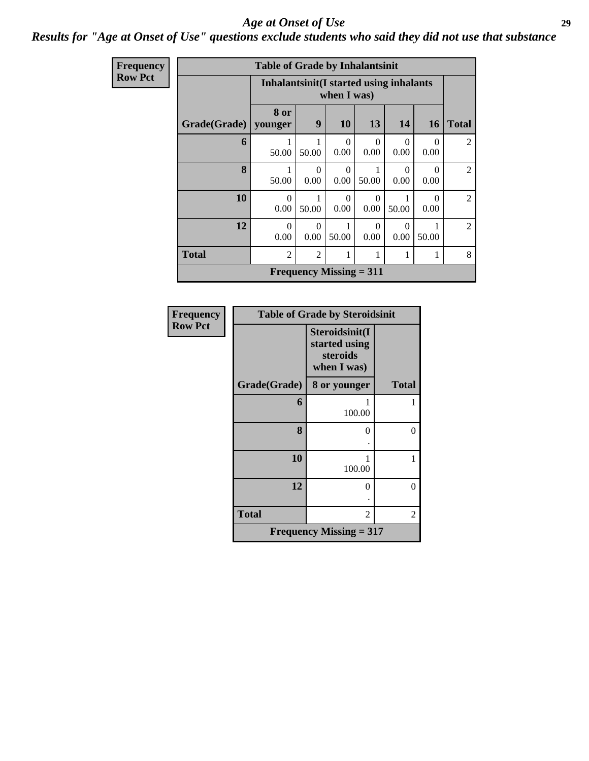# Age at Onset of Use

## Results for "Age at Onset of Use" questions exclude students who said they did not use that substance

Frequency
Row Pct

**Table of Grade by Inhalantsinit**

| Grade(Grade) | Inhalantsinit(I started using inhalants when I was) | | | | | | Total |
|---|---|---|---|---|---|---|---|
| | 8 or younger | 9 | 10 | 13 | 14 | 16 | |
| **6** | 1<br>50.00 | 1<br>50.00 | 0<br>0.00 | 0<br>0.00 | 0<br>0.00 | 0<br>0.00 | 2 |
| **8** | 1<br>50.00 | 0<br>0.00 | 0<br>0.00 | 1<br>50.00 | 0<br>0.00 | 0<br>0.00 | 2 |
| **10** | 0<br>0.00 | 1<br>50.00 | 0<br>0.00 | 0<br>0.00 | 1<br>50.00 | 0<br>0.00 | 2 |
| **12** | 0<br>0.00 | 0<br>0.00 | 1<br>50.00 | 0<br>0.00 | 0<br>0.00 | 1<br>50.00 | 2 |
| **Total** | 2 | 2 | 1 | 1 | 1 | 1 | 8 |
| **Frequency Missing = 311** | | | | | | | |

Frequency
Row Pct

**Table of Grade by Steroidsinit**

| Grade(Grade) | Steroidsinit(I started using steroids when I was) | Total |
|---|---|---|
| | 8 or younger | |
| **6** | 1<br>100.00 | 1 |
| **8** | 0<br>. | 0 |
| **10** | 1<br>100.00 | 1 |
| **12** | 0<br>. | 0 |
| **Total** | 2 | 2 |
| **Frequency Missing = 317** | | |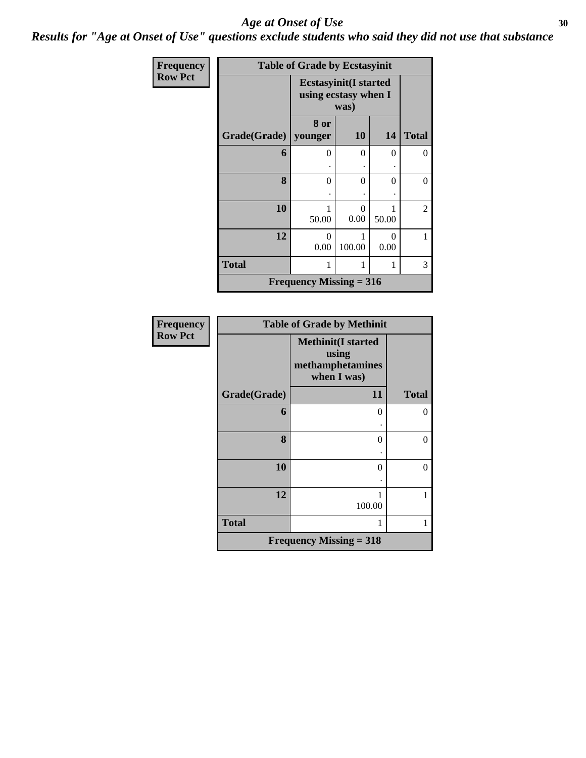# Age at Onset of Use

## Results for "Age at Onset of Use" questions exclude students who said they did not use that substance

**Frequency**
**Row Pct**

| Table of Grade by Ecstasyinit | | | | |
|---|---|---|---|---|
| | Ecstasyinit(I started using ecstasy when I was) | | | |
| Grade(Grade) | 8 or younger | 10 | 14 | Total |
| 6 | 0<br>. | 0<br>. | 0<br>. | 0 |
| 8 | 0<br>. | 0<br>. | 0<br>. | 0 |
| 10 | 1<br>50.00 | 0<br>0.00 | 1<br>50.00 | 2 |
| 12 | 0<br>0.00 | 1<br>100.00 | 0<br>0.00 | 1 |
| Total | 1 | 1 | 1 | 3 |
| Frequency Missing = 316 | | | | |

**Frequency**
**Row Pct**

| Table of Grade by Methinit | | |
|---|---|---|
| | Methinit(I started using methamphetamines when I was) | |
| Grade(Grade) | 11 | Total |
| 6 | 0<br>. | 0 |
| 8 | 0<br>. | 0 |
| 10 | 0<br>. | 0 |
| 12 | 1<br>100.00 | 1 |
| Total | 1 | 1 |
| Frequency Missing = 318 | | |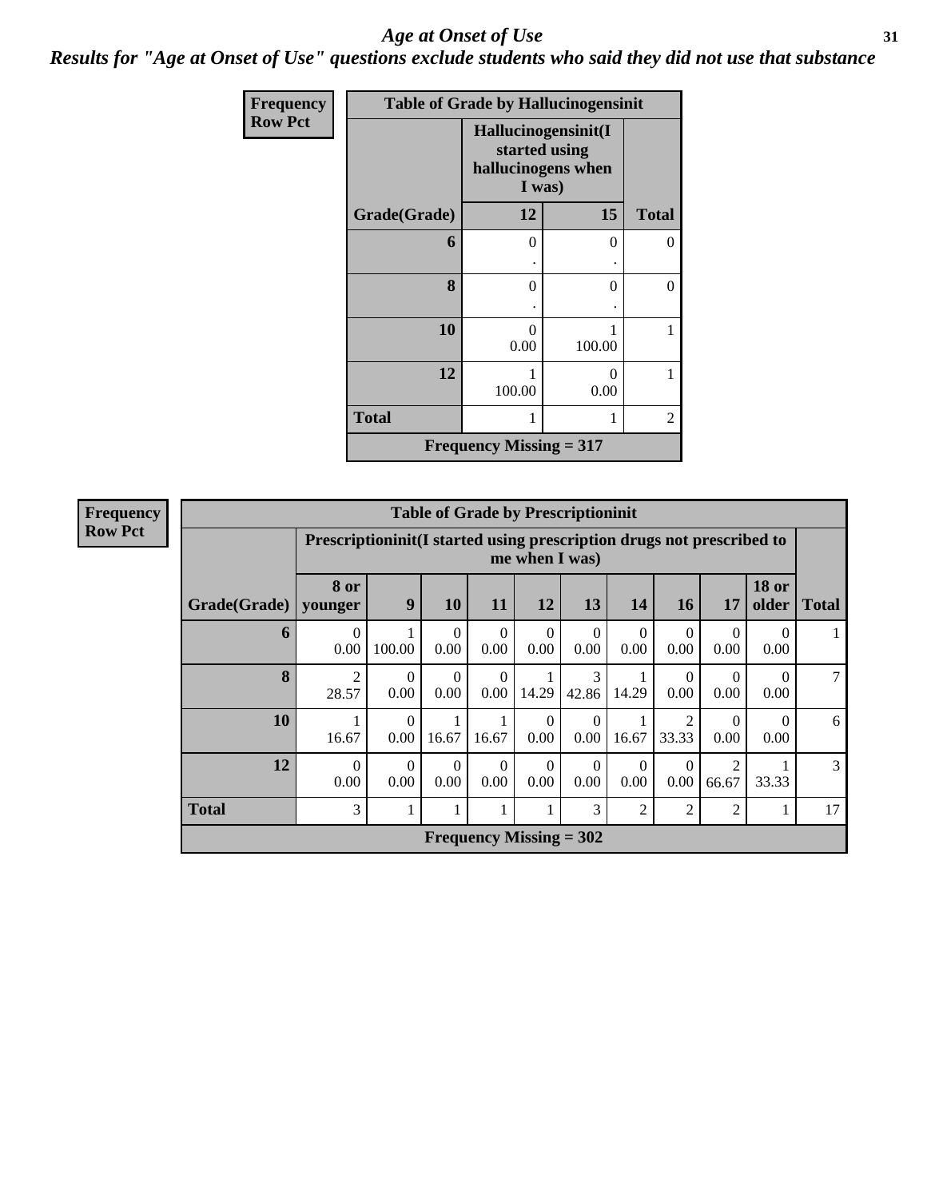# Age at Onset of Use

*Results for "Age at Onset of Use" questions exclude students who said they did not use that substance*

**Frequency**
**Row Pct**

| Table of Grade by Hallucinogensinit | | | |
|---|---|---|---|
| | Hallucinogensinit(I started using hallucinogens when I was) | | |
| Grade(Grade) | 12 | 15 | Total |
| 6 | 0<br>. | 0<br>. | 0 |
| 8 | 0<br>. | 0<br>. | 0 |
| 10 | 0<br>0.00 | 1<br>100.00 | 1 |
| 12 | 1<br>100.00 | 0<br>0.00 | 1 |
| Total | 1 | 1 | 2 |
| Frequency Missing = 317 | | | |

**Frequency**
**Row Pct**

| Table of Grade by Prescriptioninit | | | | | | | | | | | |
|---|---|---|---|---|---|---|---|---|---|---|---|
| | Prescriptioninit(I started using prescription drugs not prescribed to me when I was) | | | | | | | | | | |
| Grade(Grade) | 8 or younger | 9 | 10 | 11 | 12 | 13 | 14 | 16 | 17 | 18 or older | Total |
| 6 | 0<br>0.00 | 1<br>100.00 | 0<br>0.00 | 0<br>0.00 | 0<br>0.00 | 0<br>0.00 | 0<br>0.00 | 0<br>0.00 | 0<br>0.00 | 0<br>0.00 | 1 |
| 8 | 2<br>28.57 | 0<br>0.00 | 0<br>0.00 | 0<br>0.00 | 1<br>14.29 | 3<br>42.86 | 1<br>14.29 | 0<br>0.00 | 0<br>0.00 | 0<br>0.00 | 7 |
| 10 | 1<br>16.67 | 0<br>0.00 | 1<br>16.67 | 1<br>16.67 | 0<br>0.00 | 0<br>0.00 | 1<br>16.67 | 2<br>33.33 | 0<br>0.00 | 0<br>0.00 | 6 |
| 12 | 0<br>0.00 | 0<br>0.00 | 0<br>0.00 | 0<br>0.00 | 0<br>0.00 | 0<br>0.00 | 0<br>0.00 | 0<br>0.00 | 2<br>66.67 | 1<br>33.33 | 3 |
| Total | 3 | 1 | 1 | 1 | 1 | 3 | 2 | 2 | 2 | 1 | 17 |
| Frequency Missing = 302 | | | | | | | | | | | |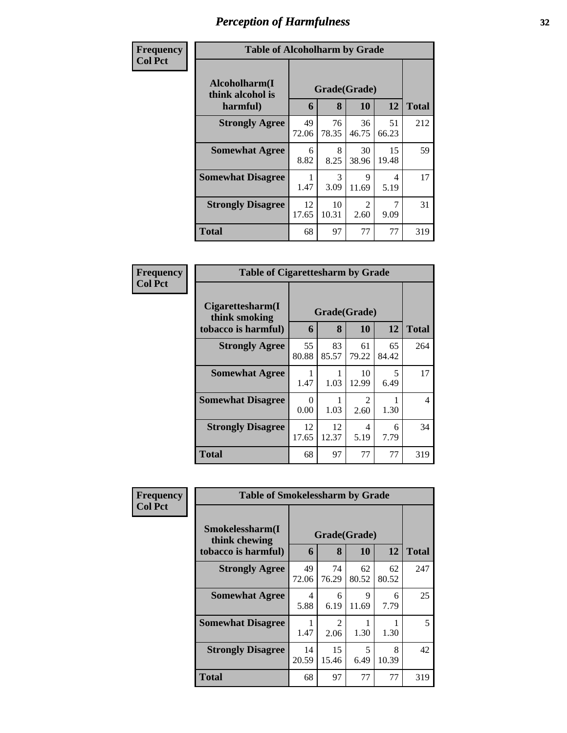# Perception of Harmfulness

| Frequency Col Pct | Table of Alcoholharm by Grade | | | | |
|---|---|---|---|---|---|
| **Alcoholharm(I think alcohol is harmful)** | **Grade(Grade)** | | | | |
| | **6** | **8** | **10** | **12** | **Total** |
| **Strongly Agree** | 49<br>72.06 | 76<br>78.35 | 36<br>46.75 | 51<br>66.23 | 212 |
| **Somewhat Agree** | 6<br>8.82 | 8<br>8.25 | 30<br>38.96 | 15<br>19.48 | 59 |
| **Somewhat Disagree** | 1<br>1.47 | 3<br>3.09 | 9<br>11.69 | 4<br>5.19 | 17 |
| **Strongly Disagree** | 12<br>17.65 | 10<br>10.31 | 2<br>2.60 | 7<br>9.09 | 31 |
| **Total** | 68 | 97 | 77 | 77 | 319 |

| Frequency Col Pct | Table of Cigarettesharm by Grade | | | | |
|---|---|---|---|---|---|
| **Cigarettesharm(I think smoking tobacco is harmful)** | **Grade(Grade)** | | | | |
| | **6** | **8** | **10** | **12** | **Total** |
| **Strongly Agree** | 55<br>80.88 | 83<br>85.57 | 61<br>79.22 | 65<br>84.42 | 264 |
| **Somewhat Agree** | 1<br>1.47 | 1<br>1.03 | 10<br>12.99 | 5<br>6.49 | 17 |
| **Somewhat Disagree** | 0<br>0.00 | 1<br>1.03 | 2<br>2.60 | 1<br>1.30 | 4 |
| **Strongly Disagree** | 12<br>17.65 | 12<br>12.37 | 4<br>5.19 | 6<br>7.79 | 34 |
| **Total** | 68 | 97 | 77 | 77 | 319 |

| Frequency Col Pct | Table of Smokelessharm by Grade | | | | |
|---|---|---|---|---|---|
| **Smokelessharm(I think chewing tobacco is harmful)** | **Grade(Grade)** | | | | |
| | **6** | **8** | **10** | **12** | **Total** |
| **Strongly Agree** | 49<br>72.06 | 74<br>76.29 | 62<br>80.52 | 62<br>80.52 | 247 |
| **Somewhat Agree** | 4<br>5.88 | 6<br>6.19 | 9<br>11.69 | 6<br>7.79 | 25 |
| **Somewhat Disagree** | 1<br>1.47 | 2<br>2.06 | 1<br>1.30 | 1<br>1.30 | 5 |
| **Strongly Disagree** | 14<br>20.59 | 15<br>15.46 | 5<br>6.49 | 8<br>10.39 | 42 |
| **Total** | 68 | 97 | 77 | 77 | 319 |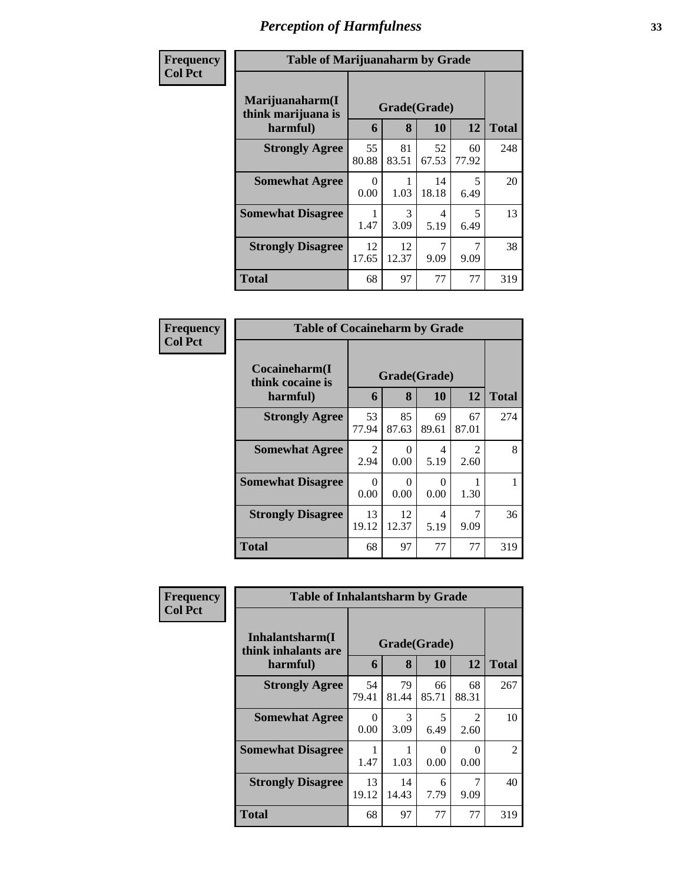## Perception of Harmfulness

**Frequency**
**Col Pct**

| Table of Marijuanaharm by Grade | | | | | |
|---|---|---|---|---|---|
| Marijuanaharm(I think marijuana is harmful) | Grade(Grade) | | | | Total |
| | 6 | 8 | 10 | 12 | |
| **Strongly Agree** | 55<br>80.88 | 81<br>83.51 | 52<br>67.53 | 60<br>77.92 | 248 |
| **Somewhat Agree** | 0<br>0.00 | 1<br>1.03 | 14<br>18.18 | 5<br>6.49 | 20 |
| **Somewhat Disagree** | 1<br>1.47 | 3<br>3.09 | 4<br>5.19 | 5<br>6.49 | 13 |
| **Strongly Disagree** | 12<br>17.65 | 12<br>12.37 | 7<br>9.09 | 7<br>9.09 | 38 |
| **Total** | 68 | 97 | 77 | 77 | 319 |

**Frequency**
**Col Pct**

| Table of Cocaineharm by Grade | | | | | |
|---|---|---|---|---|---|
| Cocaineharm(I think cocaine is harmful) | Grade(Grade) | | | | Total |
| | 6 | 8 | 10 | 12 | |
| **Strongly Agree** | 53<br>77.94 | 85<br>87.63 | 69<br>89.61 | 67<br>87.01 | 274 |
| **Somewhat Agree** | 2<br>2.94 | 0<br>0.00 | 4<br>5.19 | 2<br>2.60 | 8 |
| **Somewhat Disagree** | 0<br>0.00 | 0<br>0.00 | 0<br>0.00 | 1<br>1.30 | 1 |
| **Strongly Disagree** | 13<br>19.12 | 12<br>12.37 | 4<br>5.19 | 7<br>9.09 | 36 |
| **Total** | 68 | 97 | 77 | 77 | 319 |

**Frequency**
**Col Pct**

| Table of Inhalantsharm by Grade | | | | | |
|---|---|---|---|---|---|
| Inhalantsharm(I think inhalants are harmful) | Grade(Grade) | | | | Total |
| | 6 | 8 | 10 | 12 | |
| **Strongly Agree** | 54<br>79.41 | 79<br>81.44 | 66<br>85.71 | 68<br>88.31 | 267 |
| **Somewhat Agree** | 0<br>0.00 | 3<br>3.09 | 5<br>6.49 | 2<br>2.60 | 10 |
| **Somewhat Disagree** | 1<br>1.47 | 1<br>1.03 | 0<br>0.00 | 0<br>0.00 | 2 |
| **Strongly Disagree** | 13<br>19.12 | 14<br>14.43 | 6<br>7.79 | 7<br>9.09 | 40 |
| **Total** | 68 | 97 | 77 | 77 | 319 |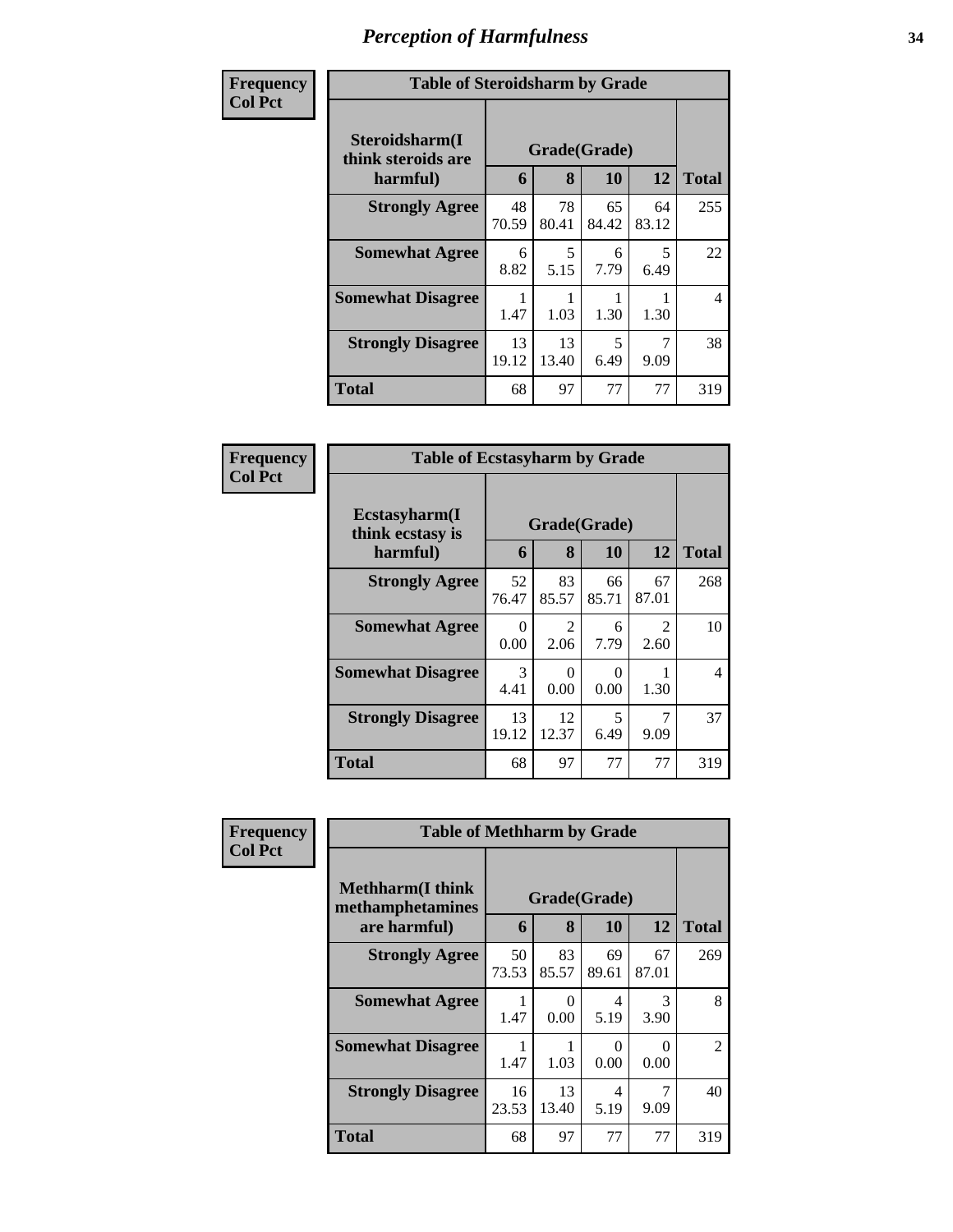# Perception of Harmfulness

**Frequency**
**Col Pct**

| Table of Steroidsharm by Grade | | | | | |
|---|---|---|---|---|---|
| Steroidsharm(I think steroids are harmful) | Grade(Grade) | | | | |
| | 6 | 8 | 10 | 12 | Total |
| **Strongly Agree** | 48<br>70.59 | 78<br>80.41 | 65<br>84.42 | 64<br>83.12 | 255 |
| **Somewhat Agree** | 6<br>8.82 | 5<br>5.15 | 6<br>7.79 | 5<br>6.49 | 22 |
| **Somewhat Disagree** | 1<br>1.47 | 1<br>1.03 | 1<br>1.30 | 1<br>1.30 | 4 |
| **Strongly Disagree** | 13<br>19.12 | 13<br>13.40 | 5<br>6.49 | 7<br>9.09 | 38 |
| **Total** | 68 | 97 | 77 | 77 | 319 |

**Frequency**
**Col Pct**

| Table of Ecstasyharm by Grade | | | | | |
|---|---|---|---|---|---|
| Ecstasyharm(I think ecstasy is harmful) | Grade(Grade) | | | | |
| | 6 | 8 | 10 | 12 | Total |
| **Strongly Agree** | 52<br>76.47 | 83<br>85.57 | 66<br>85.71 | 67<br>87.01 | 268 |
| **Somewhat Agree** | 0<br>0.00 | 2<br>2.06 | 6<br>7.79 | 2<br>2.60 | 10 |
| **Somewhat Disagree** | 3<br>4.41 | 0<br>0.00 | 0<br>0.00 | 1<br>1.30 | 4 |
| **Strongly Disagree** | 13<br>19.12 | 12<br>12.37 | 5<br>6.49 | 7<br>9.09 | 37 |
| **Total** | 68 | 97 | 77 | 77 | 319 |

**Frequency**
**Col Pct**

| Table of Methharm by Grade | | | | | |
|---|---|---|---|---|---|
| Methharm(I think methamphetamines are harmful) | Grade(Grade) | | | | |
| | 6 | 8 | 10 | 12 | Total |
| **Strongly Agree** | 50<br>73.53 | 83<br>85.57 | 69<br>89.61 | 67<br>87.01 | 269 |
| **Somewhat Agree** | 1<br>1.47 | 0<br>0.00 | 4<br>5.19 | 3<br>3.90 | 8 |
| **Somewhat Disagree** | 1<br>1.47 | 1<br>1.03 | 0<br>0.00 | 0<br>0.00 | 2 |
| **Strongly Disagree** | 16<br>23.53 | 13<br>13.40 | 4<br>5.19 | 7<br>9.09 | 40 |
| **Total** | 68 | 97 | 77 | 77 | 319 |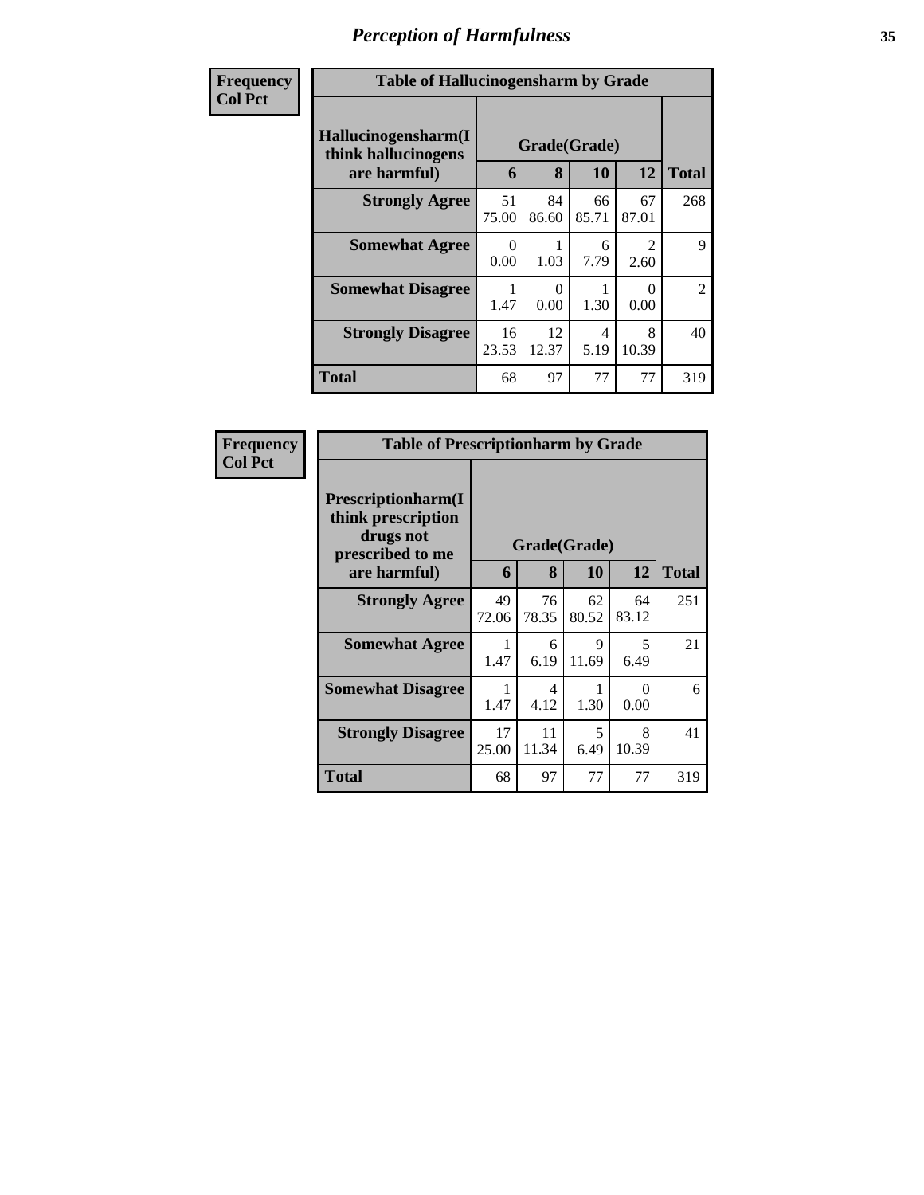# Perception of Harmfulness

| Frequency<br>Col Pct |
|---|

**Table of Hallucinogensharm by Grade**

| Hallucinogensharm(I think hallucinogens are harmful) | Grade(Grade) | | | | Total |
|---|---|---|---|---|---|
| | 6 | 8 | 10 | 12 | |
| **Strongly Agree** | 51<br>75.00 | 84<br>86.60 | 66<br>85.71 | 67<br>87.01 | 268 |
| **Somewhat Agree** | 0<br>0.00 | 1<br>1.03 | 6<br>7.79 | 2<br>2.60 | 9 |
| **Somewhat Disagree** | 1<br>1.47 | 0<br>0.00 | 1<br>1.30 | 0<br>0.00 | 2 |
| **Strongly Disagree** | 16<br>23.53 | 12<br>12.37 | 4<br>5.19 | 8<br>10.39 | 40 |
| **Total** | 68 | 97 | 77 | 77 | 319 |

| Frequency<br>Col Pct |
|---|

**Table of Prescriptionharm by Grade**

| Prescriptionharm(I think prescription drugs not prescribed to me are harmful) | Grade(Grade) | | | | Total |
|---|---|---|---|---|---|
| | 6 | 8 | 10 | 12 | |
| **Strongly Agree** | 49<br>72.06 | 76<br>78.35 | 62<br>80.52 | 64<br>83.12 | 251 |
| **Somewhat Agree** | 1<br>1.47 | 6<br>6.19 | 9<br>11.69 | 5<br>6.49 | 21 |
| **Somewhat Disagree** | 1<br>1.47 | 4<br>4.12 | 1<br>1.30 | 0<br>0.00 | 6 |
| **Strongly Disagree** | 17<br>25.00 | 11<br>11.34 | 5<br>6.49 | 8<br>10.39 | 41 |
| **Total** | 68 | 97 | 77 | 77 | 319 |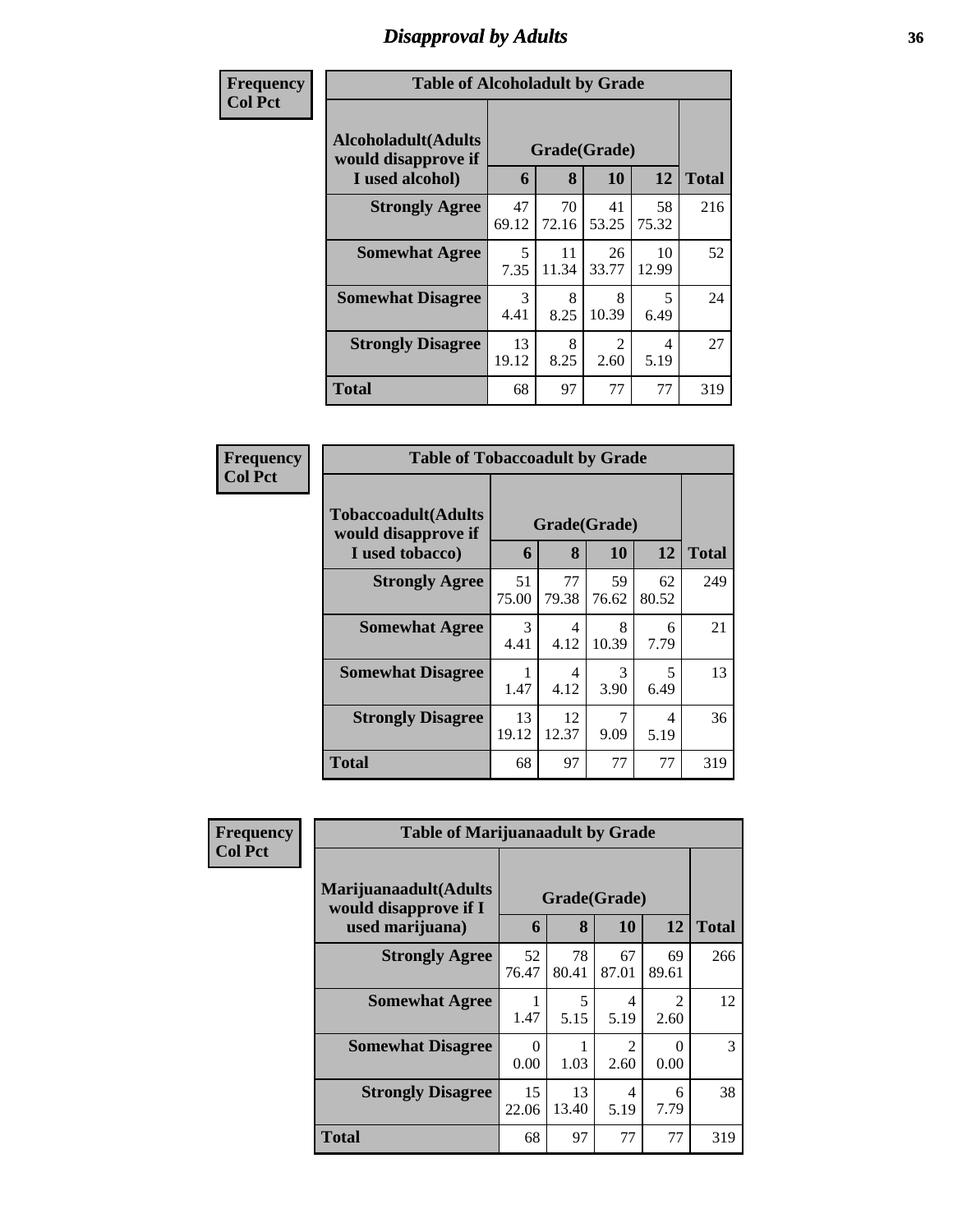# Disapproval by Adults

**Frequency / Col Pct**

| Table of Alcoholadult by Grade | | | | | |
|---|---|---|---|---|---|
| Alcoholadult(Adults would disapprove if I used alcohol) | Grade(Grade) | | | | Total |
| | 6 | 8 | 10 | 12 | |
| **Strongly Agree** | 47<br>69.12 | 70<br>72.16 | 41<br>53.25 | 58<br>75.32 | 216 |
| **Somewhat Agree** | 5<br>7.35 | 11<br>11.34 | 26<br>33.77 | 10<br>12.99 | 52 |
| **Somewhat Disagree** | 3<br>4.41 | 8<br>8.25 | 8<br>10.39 | 5<br>6.49 | 24 |
| **Strongly Disagree** | 13<br>19.12 | 8<br>8.25 | 2<br>2.60 | 4<br>5.19 | 27 |
| **Total** | 68 | 97 | 77 | 77 | 319 |

**Frequency / Col Pct**

| Table of Tobaccoadult by Grade | | | | | |
|---|---|---|---|---|---|
| Tobaccoadult(Adults would disapprove if I used tobacco) | Grade(Grade) | | | | Total |
| | 6 | 8 | 10 | 12 | |
| **Strongly Agree** | 51<br>75.00 | 77<br>79.38 | 59<br>76.62 | 62<br>80.52 | 249 |
| **Somewhat Agree** | 3<br>4.41 | 4<br>4.12 | 8<br>10.39 | 6<br>7.79 | 21 |
| **Somewhat Disagree** | 1<br>1.47 | 4<br>4.12 | 3<br>3.90 | 5<br>6.49 | 13 |
| **Strongly Disagree** | 13<br>19.12 | 12<br>12.37 | 7<br>9.09 | 4<br>5.19 | 36 |
| **Total** | 68 | 97 | 77 | 77 | 319 |

**Frequency / Col Pct**

| Table of Marijuanaadult by Grade | | | | | |
|---|---|---|---|---|---|
| Marijuanaadult(Adults would disapprove if I used marijuana) | Grade(Grade) | | | | Total |
| | 6 | 8 | 10 | 12 | |
| **Strongly Agree** | 52<br>76.47 | 78<br>80.41 | 67<br>87.01 | 69<br>89.61 | 266 |
| **Somewhat Agree** | 1<br>1.47 | 5<br>5.15 | 4<br>5.19 | 2<br>2.60 | 12 |
| **Somewhat Disagree** | 0<br>0.00 | 1<br>1.03 | 2<br>2.60 | 0<br>0.00 | 3 |
| **Strongly Disagree** | 15<br>22.06 | 13<br>13.40 | 4<br>5.19 | 6<br>7.79 | 38 |
| **Total** | 68 | 97 | 77 | 77 | 319 |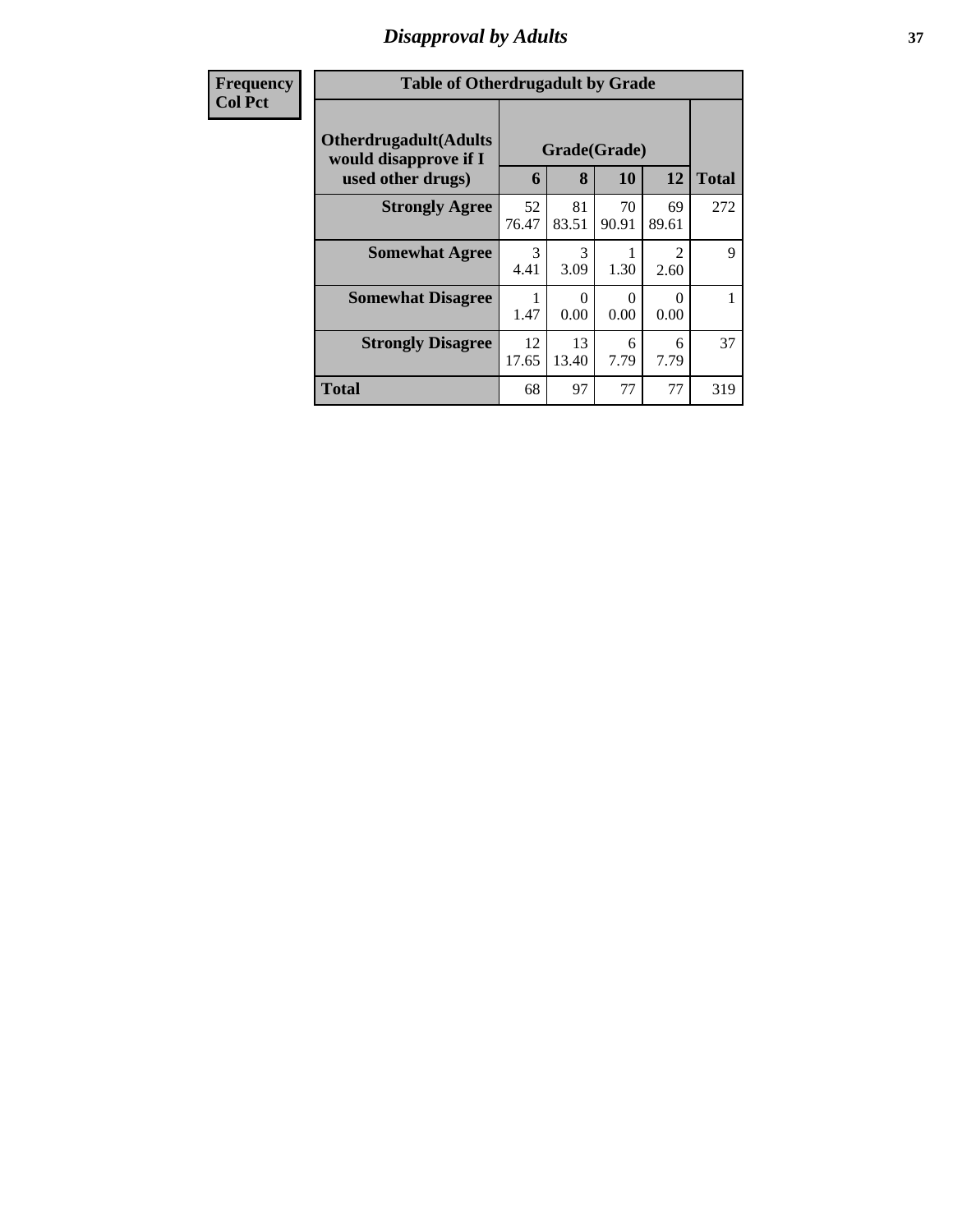## Disapproval by Adults

| Frequency<br>Col Pct | | | | | |
|---|---|---|---|---|---|
| **Table of Otherdrugadult by Grade** | | | | | |
| **Otherdrugadult(Adults would disapprove if I used other drugs)** | **Grade(Grade)** | | | | |
| | **6** | **8** | **10** | **12** | **Total** |
| **Strongly Agree** | 52<br>76.47 | 81<br>83.51 | 70<br>90.91 | 69<br>89.61 | 272 |
| **Somewhat Agree** | 3<br>4.41 | 3<br>3.09 | 1<br>1.30 | 2<br>2.60 | 9 |
| **Somewhat Disagree** | 1<br>1.47 | 0<br>0.00 | 0<br>0.00 | 0<br>0.00 | 1 |
| **Strongly Disagree** | 12<br>17.65 | 13<br>13.40 | 6<br>7.79 | 6<br>7.79 | 37 |
| **Total** | 68 | 97 | 77 | 77 | 319 |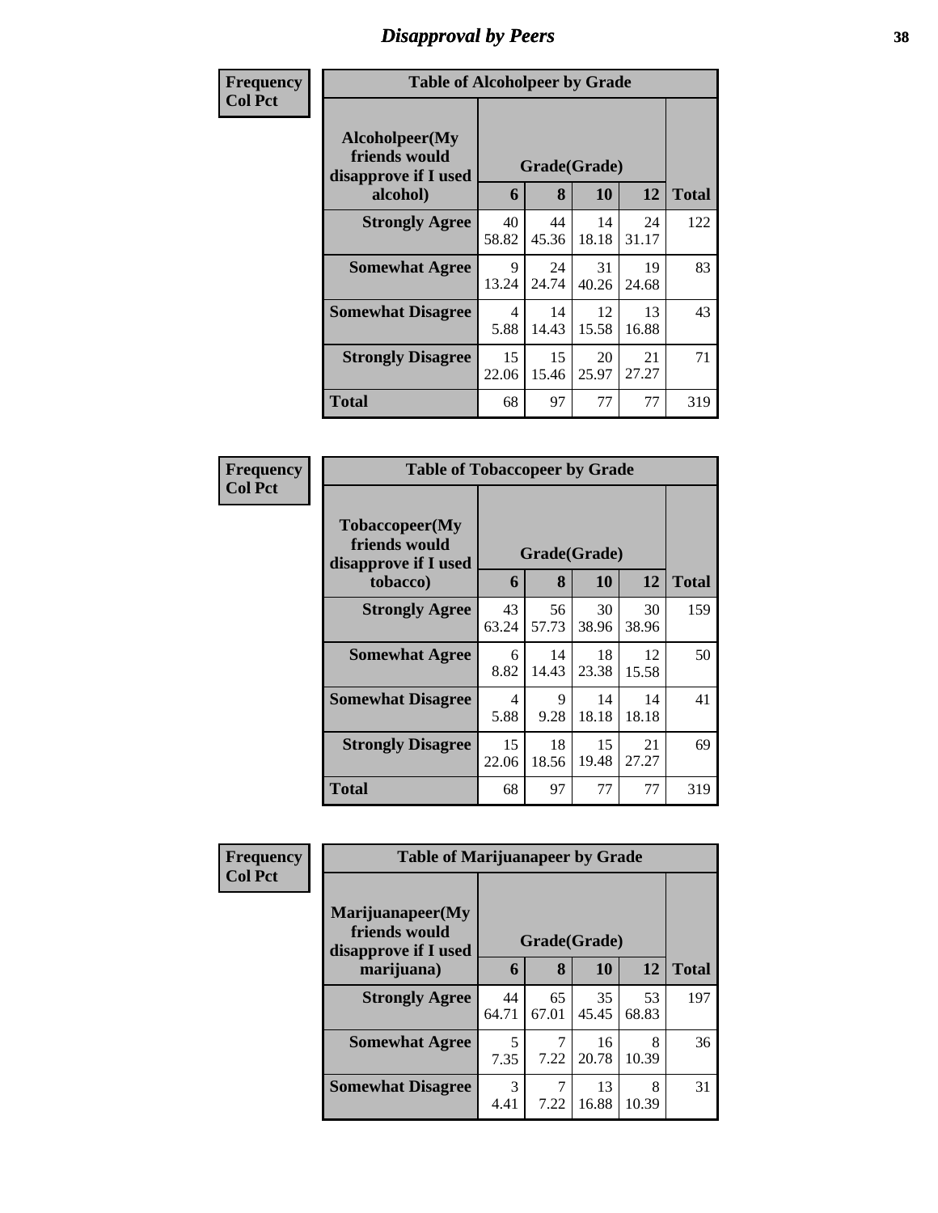# Disapproval by Peers

**Frequency**
**Col Pct**

| Alcoholpeer(My friends would disapprove if I used alcohol) | Grade(Grade) | | | | Total |
|---|---|---|---|---|---|
| | 6 | 8 | 10 | 12 | |
| **Strongly Agree** | 40<br>58.82 | 44<br>45.36 | 14<br>18.18 | 24<br>31.17 | 122 |
| **Somewhat Agree** | 9<br>13.24 | 24<br>24.74 | 31<br>40.26 | 19<br>24.68 | 83 |
| **Somewhat Disagree** | 4<br>5.88 | 14<br>14.43 | 12<br>15.58 | 13<br>16.88 | 43 |
| **Strongly Disagree** | 15<br>22.06 | 15<br>15.46 | 20<br>25.97 | 21<br>27.27 | 71 |
| **Total** | 68 | 97 | 77 | 77 | 319 |

Table of Alcoholpeer by Grade

**Frequency**
**Col Pct**

| Tobaccopeer(My friends would disapprove if I used tobacco) | Grade(Grade) | | | | Total |
|---|---|---|---|---|---|
| | 6 | 8 | 10 | 12 | |
| **Strongly Agree** | 43<br>63.24 | 56<br>57.73 | 30<br>38.96 | 30<br>38.96 | 159 |
| **Somewhat Agree** | 6<br>8.82 | 14<br>14.43 | 18<br>23.38 | 12<br>15.58 | 50 |
| **Somewhat Disagree** | 4<br>5.88 | 9<br>9.28 | 14<br>18.18 | 14<br>18.18 | 41 |
| **Strongly Disagree** | 15<br>22.06 | 18<br>18.56 | 15<br>19.48 | 21<br>27.27 | 69 |
| **Total** | 68 | 97 | 77 | 77 | 319 |

Table of Tobaccopeer by Grade

**Frequency**
**Col Pct**

| Marijuanapeer(My friends would disapprove if I used marijuana) | Grade(Grade) | | | | Total |
|---|---|---|---|---|---|
| | 6 | 8 | 10 | 12 | |
| **Strongly Agree** | 44<br>64.71 | 65<br>67.01 | 35<br>45.45 | 53<br>68.83 | 197 |
| **Somewhat Agree** | 5<br>7.35 | 7<br>7.22 | 16<br>20.78 | 8<br>10.39 | 36 |
| **Somewhat Disagree** | 3<br>4.41 | 7<br>7.22 | 13<br>16.88 | 8<br>10.39 | 31 |

Table of Marijuanapeer by Grade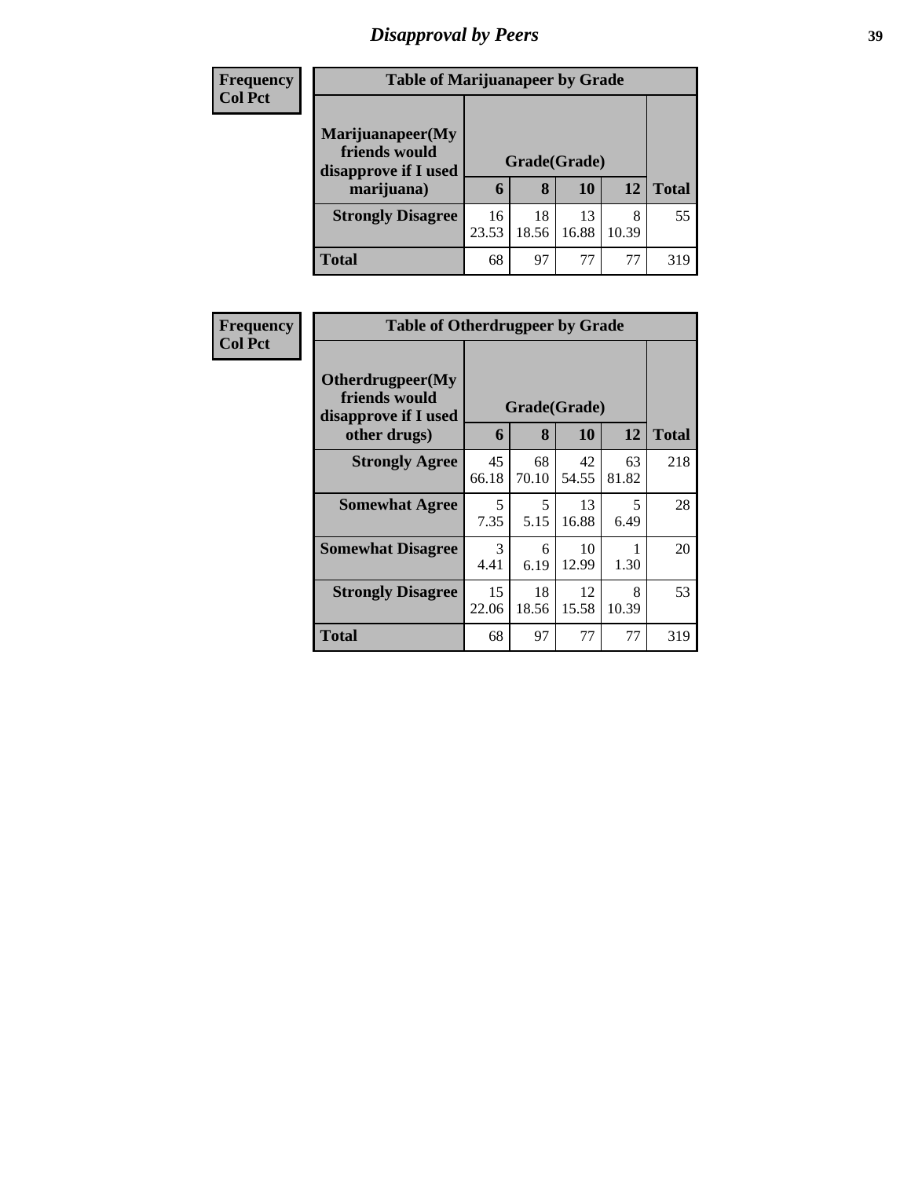# Disapproval by Peers

| Frequency<br>Col Pct |
|---|

**Table of Marijuanapeer by Grade**

| Marijuanapeer(My friends would disapprove if I used marijuana) | Grade(Grade) | | | | Total |
|---|---|---|---|---|---|
| | 6 | 8 | 10 | 12 | |
| **Strongly Disagree** | 16<br>23.53 | 18<br>18.56 | 13<br>16.88 | 8<br>10.39 | 55 |
| **Total** | 68 | 97 | 77 | 77 | 319 |

| Frequency<br>Col Pct |
|---|

**Table of Otherdrugpeer by Grade**

| Otherdrugpeer(My friends would disapprove if I used other drugs) | Grade(Grade) | | | | Total |
|---|---|---|---|---|---|
| | 6 | 8 | 10 | 12 | |
| **Strongly Agree** | 45<br>66.18 | 68<br>70.10 | 42<br>54.55 | 63<br>81.82 | 218 |
| **Somewhat Agree** | 5<br>7.35 | 5<br>5.15 | 13<br>16.88 | 5<br>6.49 | 28 |
| **Somewhat Disagree** | 3<br>4.41 | 6<br>6.19 | 10<br>12.99 | 1<br>1.30 | 20 |
| **Strongly Disagree** | 15<br>22.06 | 18<br>18.56 | 12<br>15.58 | 8<br>10.39 | 53 |
| **Total** | 68 | 97 | 77 | 77 | 319 |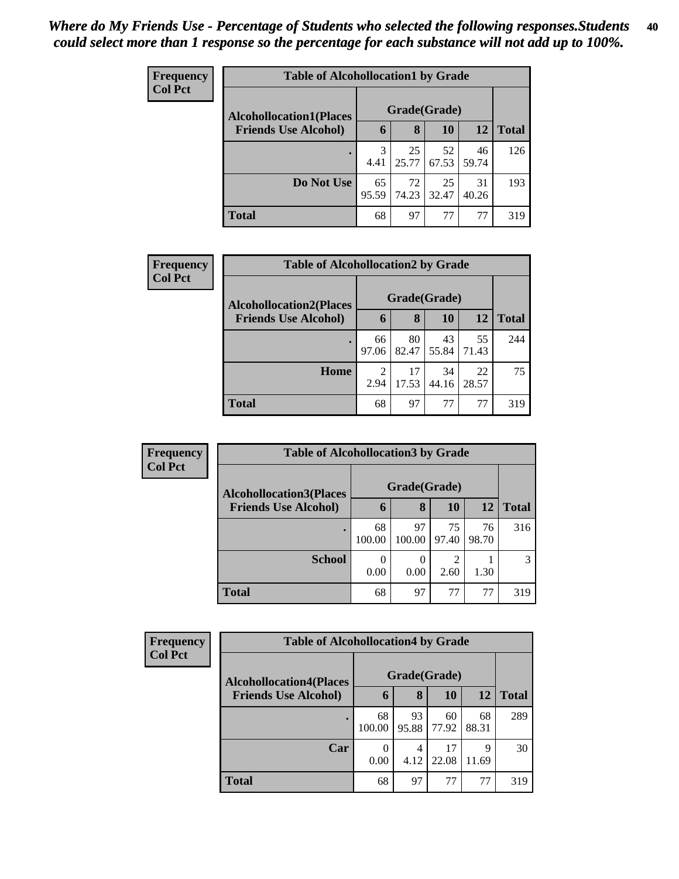*Where do My Friends Use - Percentage of Students who selected the following responses.Students could select more than 1 response so the percentage for each substance will not add up to 100%.*

**Frequency**
**Col Pct**

| Table of Alcohollocation1 by Grade | | | | | |
|---|---|---|---|---|---|
| Alcohollocation1(Places Friends Use Alcohol) | Grade(Grade) | | | | Total |
| | 6 | 8 | 10 | 12 | |
| . | 3<br>4.41 | 25<br>25.77 | 52<br>67.53 | 46<br>59.74 | 126 |
| Do Not Use | 65<br>95.59 | 72<br>74.23 | 25<br>32.47 | 31<br>40.26 | 193 |
| Total | 68 | 97 | 77 | 77 | 319 |

**Frequency**
**Col Pct**

| Table of Alcohollocation2 by Grade | | | | | |
|---|---|---|---|---|---|
| Alcohollocation2(Places Friends Use Alcohol) | Grade(Grade) | | | | Total |
| | 6 | 8 | 10 | 12 | |
| . | 66<br>97.06 | 80<br>82.47 | 43<br>55.84 | 55<br>71.43 | 244 |
| Home | 2<br>2.94 | 17<br>17.53 | 34<br>44.16 | 22<br>28.57 | 75 |
| Total | 68 | 97 | 77 | 77 | 319 |

**Frequency**
**Col Pct**

| Table of Alcohollocation3 by Grade | | | | | |
|---|---|---|---|---|---|
| Alcohollocation3(Places Friends Use Alcohol) | Grade(Grade) | | | | Total |
| | 6 | 8 | 10 | 12 | |
| . | 68<br>100.00 | 97<br>100.00 | 75<br>97.40 | 76<br>98.70 | 316 |
| School | 0<br>0.00 | 0<br>0.00 | 2<br>2.60 | 1<br>1.30 | 3 |
| Total | 68 | 97 | 77 | 77 | 319 |

**Frequency**
**Col Pct**

| Table of Alcohollocation4 by Grade | | | | | |
|---|---|---|---|---|---|
| Alcohollocation4(Places Friends Use Alcohol) | Grade(Grade) | | | | Total |
| | 6 | 8 | 10 | 12 | |
| . | 68<br>100.00 | 93<br>95.88 | 60<br>77.92 | 68<br>88.31 | 289 |
| Car | 0<br>0.00 | 4<br>4.12 | 17<br>22.08 | 9<br>11.69 | 30 |
| Total | 68 | 97 | 77 | 77 | 319 |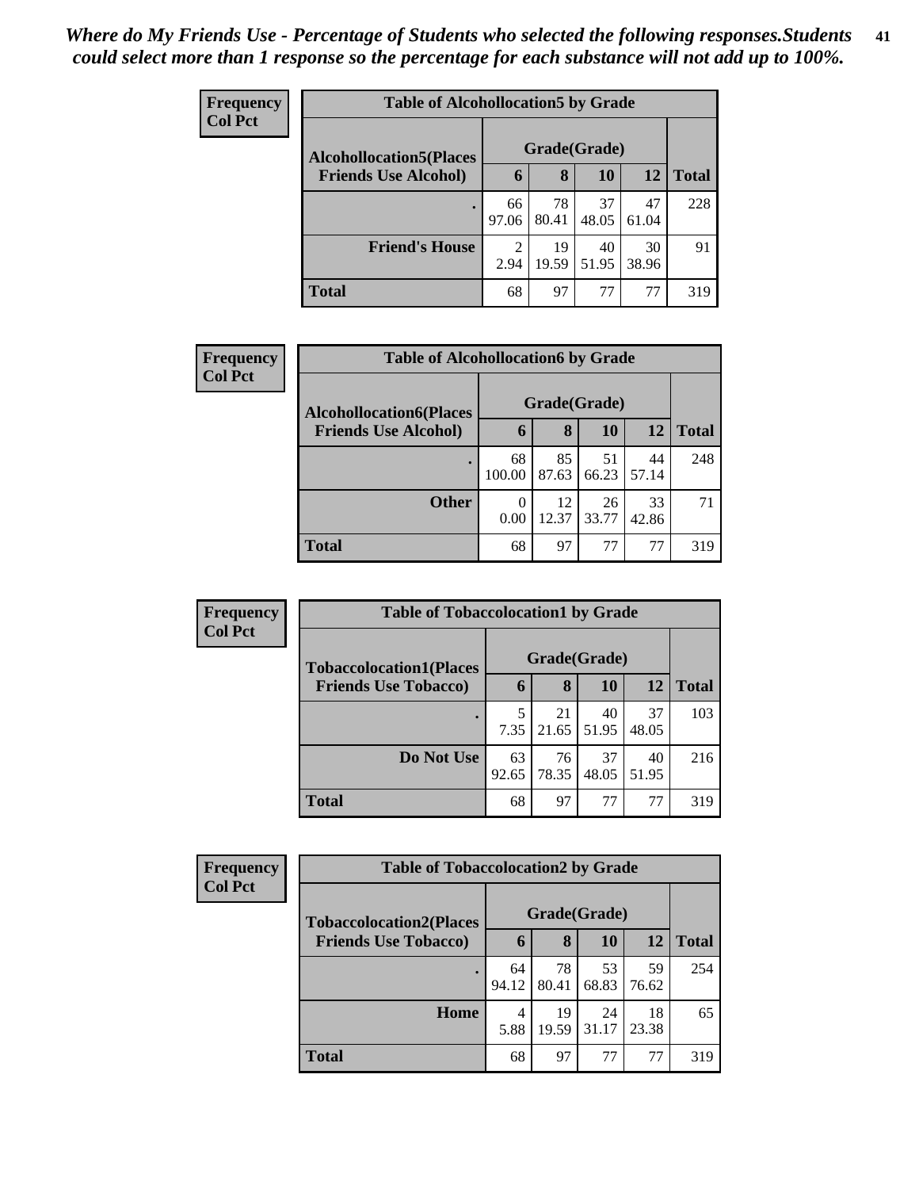*Where do My Friends Use - Percentage of Students who selected the following responses.Students could select more than 1 response so the percentage for each substance will not add up to 100%.*

**Frequency**
**Col Pct**

| Table of Alcohollocation5 by Grade | | | | | |
|---|---|---|---|---|---|
| **Alcohollocation5(Places Friends Use Alcohol)** | **Grade(Grade)** | | | | |
| | **6** | **8** | **10** | **12** | **Total** |
| **.** | 66<br>97.06 | 78<br>80.41 | 37<br>48.05 | 47<br>61.04 | 228 |
| **Friend's House** | 2<br>2.94 | 19<br>19.59 | 40<br>51.95 | 30<br>38.96 | 91 |
| **Total** | 68 | 97 | 77 | 77 | 319 |

**Frequency**
**Col Pct**

| Table of Alcohollocation6 by Grade | | | | | |
|---|---|---|---|---|---|
| **Alcohollocation6(Places Friends Use Alcohol)** | **Grade(Grade)** | | | | |
| | **6** | **8** | **10** | **12** | **Total** |
| **.** | 68<br>100.00 | 85<br>87.63 | 51<br>66.23 | 44<br>57.14 | 248 |
| **Other** | 0<br>0.00 | 12<br>12.37 | 26<br>33.77 | 33<br>42.86 | 71 |
| **Total** | 68 | 97 | 77 | 77 | 319 |

**Frequency**
**Col Pct**

| Table of Tobaccolocation1 by Grade | | | | | |
|---|---|---|---|---|---|
| **Tobaccolocation1(Places Friends Use Tobacco)** | **Grade(Grade)** | | | | |
| | **6** | **8** | **10** | **12** | **Total** |
| **.** | 5<br>7.35 | 21<br>21.65 | 40<br>51.95 | 37<br>48.05 | 103 |
| **Do Not Use** | 63<br>92.65 | 76<br>78.35 | 37<br>48.05 | 40<br>51.95 | 216 |
| **Total** | 68 | 97 | 77 | 77 | 319 |

**Frequency**
**Col Pct**

| Table of Tobaccolocation2 by Grade | | | | | |
|---|---|---|---|---|---|
| **Tobaccolocation2(Places Friends Use Tobacco)** | **Grade(Grade)** | | | | |
| | **6** | **8** | **10** | **12** | **Total** |
| **.** | 64<br>94.12 | 78<br>80.41 | 53<br>68.83 | 59<br>76.62 | 254 |
| **Home** | 4<br>5.88 | 19<br>19.59 | 24<br>31.17 | 18<br>23.38 | 65 |
| **Total** | 68 | 97 | 77 | 77 | 319 |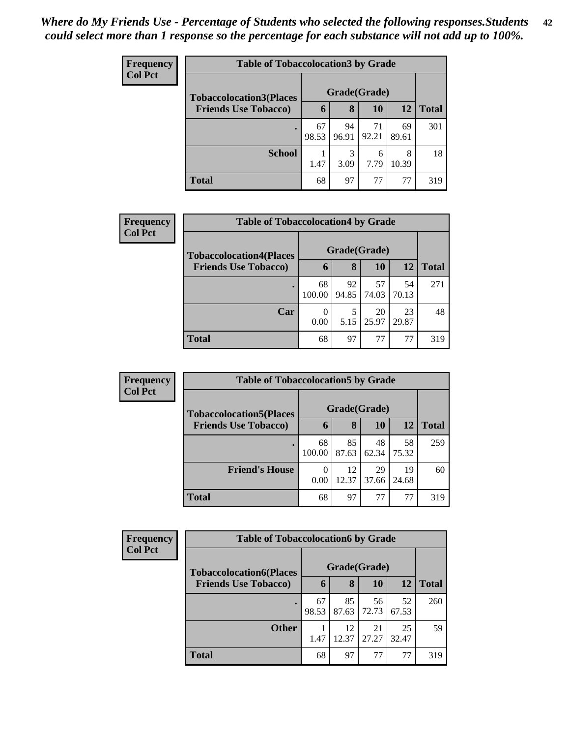*Where do My Friends Use - Percentage of Students who selected the following responses.Students could select more than 1 response so the percentage for each substance will not add up to 100%.*

**Frequency**
**Col Pct**

| Table of Tobaccolocation3 by Grade | | | | | |
|---|---|---|---|---|---|
| **Tobaccolocation3(Places Friends Use Tobacco)** | **Grade(Grade)** | | | | |
| | **6** | **8** | **10** | **12** | **Total** |
| **.** | 67<br>98.53 | 94<br>96.91 | 71<br>92.21 | 69<br>89.61 | 301 |
| **School** | 1<br>1.47 | 3<br>3.09 | 6<br>7.79 | 8<br>10.39 | 18 |
| **Total** | 68 | 97 | 77 | 77 | 319 |

**Frequency**
**Col Pct**

| Table of Tobaccolocation4 by Grade | | | | | |
|---|---|---|---|---|---|
| **Tobaccolocation4(Places Friends Use Tobacco)** | **Grade(Grade)** | | | | |
| | **6** | **8** | **10** | **12** | **Total** |
| **.** | 68<br>100.00 | 92<br>94.85 | 57<br>74.03 | 54<br>70.13 | 271 |
| **Car** | 0<br>0.00 | 5<br>5.15 | 20<br>25.97 | 23<br>29.87 | 48 |
| **Total** | 68 | 97 | 77 | 77 | 319 |

**Frequency**
**Col Pct**

| Table of Tobaccolocation5 by Grade | | | | | |
|---|---|---|---|---|---|
| **Tobaccolocation5(Places Friends Use Tobacco)** | **Grade(Grade)** | | | | |
| | **6** | **8** | **10** | **12** | **Total** |
| **.** | 68<br>100.00 | 85<br>87.63 | 48<br>62.34 | 58<br>75.32 | 259 |
| **Friend's House** | 0<br>0.00 | 12<br>12.37 | 29<br>37.66 | 19<br>24.68 | 60 |
| **Total** | 68 | 97 | 77 | 77 | 319 |

**Frequency**
**Col Pct**

| Table of Tobaccolocation6 by Grade | | | | | |
|---|---|---|---|---|---|
| **Tobaccolocation6(Places Friends Use Tobacco)** | **Grade(Grade)** | | | | |
| | **6** | **8** | **10** | **12** | **Total** |
| **.** | 67<br>98.53 | 85<br>87.63 | 56<br>72.73 | 52<br>67.53 | 260 |
| **Other** | 1<br>1.47 | 12<br>12.37 | 21<br>27.27 | 25<br>32.47 | 59 |
| **Total** | 68 | 97 | 77 | 77 | 319 |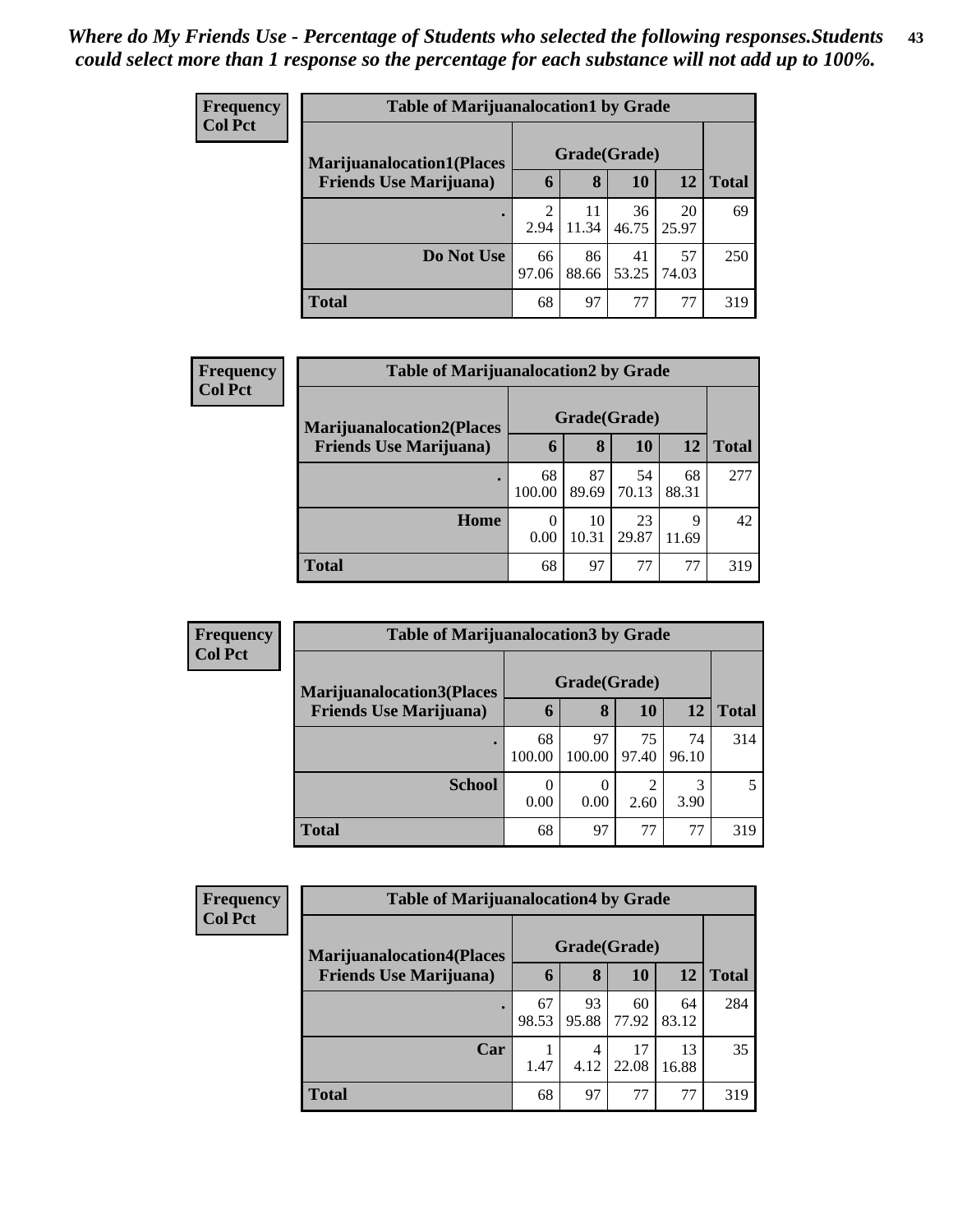*Where do My Friends Use - Percentage of Students who selected the following responses.Students could select more than 1 response so the percentage for each substance will not add up to 100%.*

**Frequency**
**Col Pct**

| Table of Marijuanalocation1 by Grade | | | | | |
|---|---|---|---|---|---|
| **Marijuanalocation1(Places Friends Use Marijuana)** | **Grade(Grade)** | | | | |
| | **6** | **8** | **10** | **12** | **Total** |
| **.** | 2<br>2.94 | 11<br>11.34 | 36<br>46.75 | 20<br>25.97 | 69 |
| **Do Not Use** | 66<br>97.06 | 86<br>88.66 | 41<br>53.25 | 57<br>74.03 | 250 |
| **Total** | 68 | 97 | 77 | 77 | 319 |

**Frequency**
**Col Pct**

| Table of Marijuanalocation2 by Grade | | | | | |
|---|---|---|---|---|---|
| **Marijuanalocation2(Places Friends Use Marijuana)** | **Grade(Grade)** | | | | |
| | **6** | **8** | **10** | **12** | **Total** |
| **.** | 68<br>100.00 | 87<br>89.69 | 54<br>70.13 | 68<br>88.31 | 277 |
| **Home** | 0<br>0.00 | 10<br>10.31 | 23<br>29.87 | 9<br>11.69 | 42 |
| **Total** | 68 | 97 | 77 | 77 | 319 |

**Frequency**
**Col Pct**

| Table of Marijuanalocation3 by Grade | | | | | |
|---|---|---|---|---|---|
| **Marijuanalocation3(Places Friends Use Marijuana)** | **Grade(Grade)** | | | | |
| | **6** | **8** | **10** | **12** | **Total** |
| **.** | 68<br>100.00 | 97<br>100.00 | 75<br>97.40 | 74<br>96.10 | 314 |
| **School** | 0<br>0.00 | 0<br>0.00 | 2<br>2.60 | 3<br>3.90 | 5 |
| **Total** | 68 | 97 | 77 | 77 | 319 |

**Frequency**
**Col Pct**

| Table of Marijuanalocation4 by Grade | | | | | |
|---|---|---|---|---|---|
| **Marijuanalocation4(Places Friends Use Marijuana)** | **Grade(Grade)** | | | | |
| | **6** | **8** | **10** | **12** | **Total** |
| **.** | 67<br>98.53 | 93<br>95.88 | 60<br>77.92 | 64<br>83.12 | 284 |
| **Car** | 1<br>1.47 | 4<br>4.12 | 17<br>22.08 | 13<br>16.88 | 35 |
| **Total** | 68 | 97 | 77 | 77 | 319 |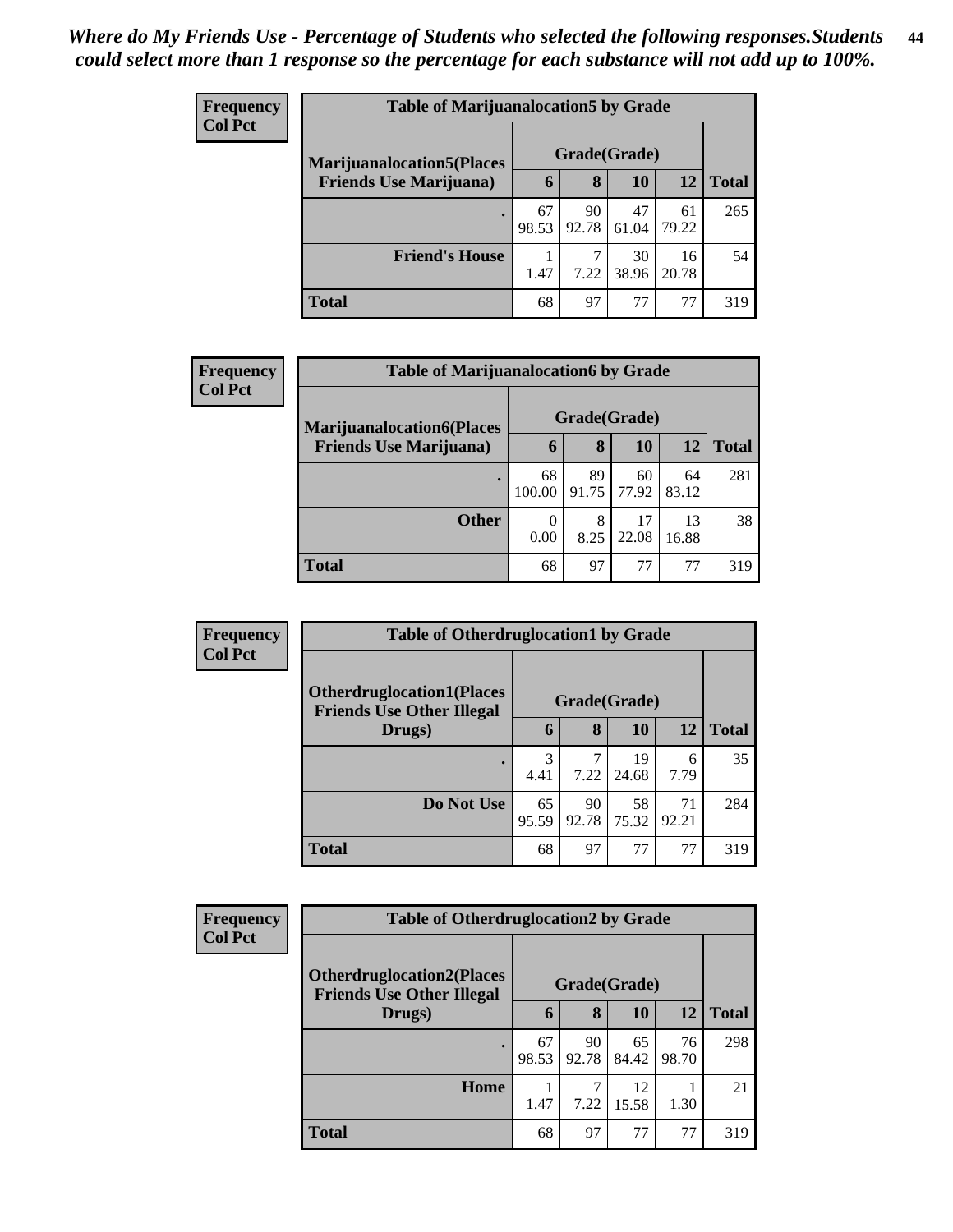*Where do My Friends Use - Percentage of Students who selected the following responses.Students could select more than 1 response so the percentage for each substance will not add up to 100%.*

**Frequency**
**Col Pct**

| Table of Marijuanalocation5 by Grade | | | | | |
|---|---|---|---|---|---|
| **Marijuanalocation5(Places Friends Use Marijuana)** | **Grade(Grade)** | | | | **Total** |
| | **6** | **8** | **10** | **12** | |
| **.** | 67<br>98.53 | 90<br>92.78 | 47<br>61.04 | 61<br>79.22 | 265 |
| **Friend's House** | 1<br>1.47 | 7<br>7.22 | 30<br>38.96 | 16<br>20.78 | 54 |
| **Total** | 68 | 97 | 77 | 77 | 319 |

**Frequency**
**Col Pct**

| Table of Marijuanalocation6 by Grade | | | | | |
|---|---|---|---|---|---|
| **Marijuanalocation6(Places Friends Use Marijuana)** | **Grade(Grade)** | | | | **Total** |
| | **6** | **8** | **10** | **12** | |
| **.** | 68<br>100.00 | 89<br>91.75 | 60<br>77.92 | 64<br>83.12 | 281 |
| **Other** | 0<br>0.00 | 8<br>8.25 | 17<br>22.08 | 13<br>16.88 | 38 |
| **Total** | 68 | 97 | 77 | 77 | 319 |

**Frequency**
**Col Pct**

| Table of Otherdruglocation1 by Grade | | | | | |
|---|---|---|---|---|---|
| **Otherdruglocation1(Places Friends Use Other Illegal Drugs)** | **Grade(Grade)** | | | | **Total** |
| | **6** | **8** | **10** | **12** | |
| **.** | 3<br>4.41 | 7<br>7.22 | 19<br>24.68 | 6<br>7.79 | 35 |
| **Do Not Use** | 65<br>95.59 | 90<br>92.78 | 58<br>75.32 | 71<br>92.21 | 284 |
| **Total** | 68 | 97 | 77 | 77 | 319 |

**Frequency**
**Col Pct**

| Table of Otherdruglocation2 by Grade | | | | | |
|---|---|---|---|---|---|
| **Otherdruglocation2(Places Friends Use Other Illegal Drugs)** | **Grade(Grade)** | | | | **Total** |
| | **6** | **8** | **10** | **12** | |
| **.** | 67<br>98.53 | 90<br>92.78 | 65<br>84.42 | 76<br>98.70 | 298 |
| **Home** | 1<br>1.47 | 7<br>7.22 | 12<br>15.58 | 1<br>1.30 | 21 |
| **Total** | 68 | 97 | 77 | 77 | 319 |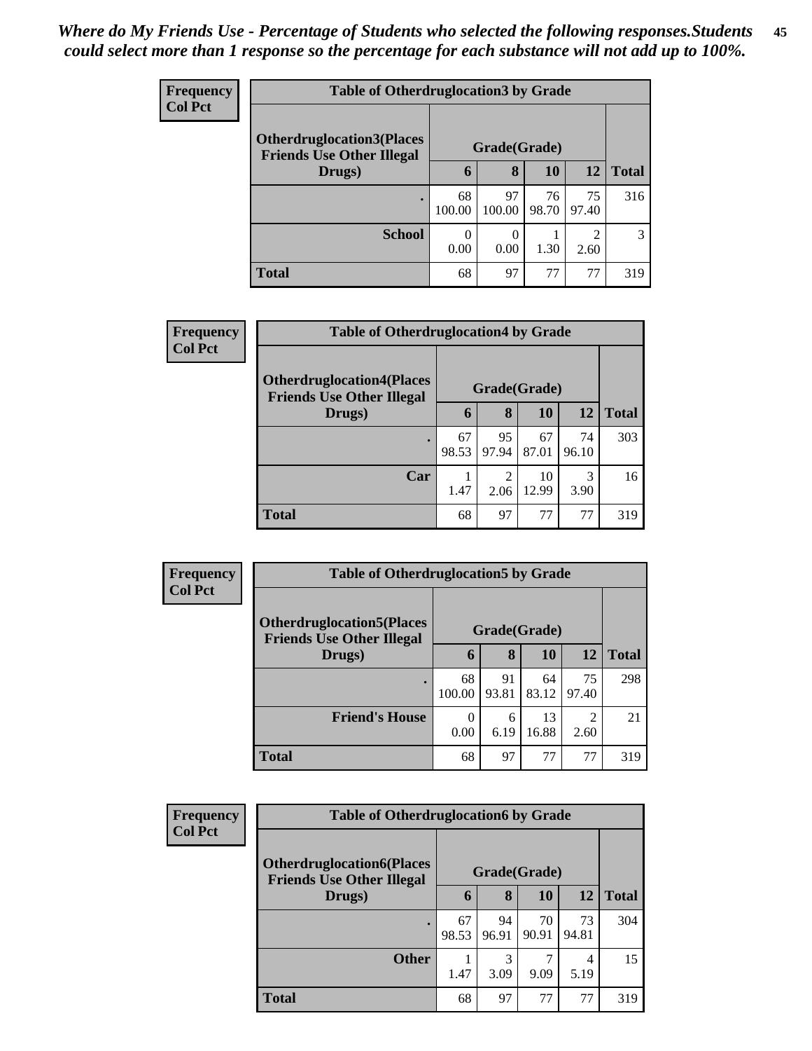*Where do My Friends Use - Percentage of Students who selected the following responses.Students could select more than 1 response so the percentage for each substance will not add up to 100%.*

**Frequency**
**Col Pct**

| Table of Otherdruglocation3 by Grade | | | | | |
|---|---|---|---|---|---|
| Otherdruglocation3(Places Friends Use Other Illegal Drugs) | Grade(Grade) | | | | |
| | 6 | 8 | 10 | 12 | Total |
| . | 68<br>100.00 | 97<br>100.00 | 76<br>98.70 | 75<br>97.40 | 316 |
| School | 0<br>0.00 | 0<br>0.00 | 1<br>1.30 | 2<br>2.60 | 3 |
| Total | 68 | 97 | 77 | 77 | 319 |

**Frequency**
**Col Pct**

| Table of Otherdruglocation4 by Grade | | | | | |
|---|---|---|---|---|---|
| Otherdruglocation4(Places Friends Use Other Illegal Drugs) | Grade(Grade) | | | | |
| | 6 | 8 | 10 | 12 | Total |
| . | 67<br>98.53 | 95<br>97.94 | 67<br>87.01 | 74<br>96.10 | 303 |
| Car | 1<br>1.47 | 2<br>2.06 | 10<br>12.99 | 3<br>3.90 | 16 |
| Total | 68 | 97 | 77 | 77 | 319 |

**Frequency**
**Col Pct**

| Table of Otherdruglocation5 by Grade | | | | | |
|---|---|---|---|---|---|
| Otherdruglocation5(Places Friends Use Other Illegal Drugs) | Grade(Grade) | | | | |
| | 6 | 8 | 10 | 12 | Total |
| . | 68<br>100.00 | 91<br>93.81 | 64<br>83.12 | 75<br>97.40 | 298 |
| Friend's House | 0<br>0.00 | 6<br>6.19 | 13<br>16.88 | 2<br>2.60 | 21 |
| Total | 68 | 97 | 77 | 77 | 319 |

**Frequency**
**Col Pct**

| Table of Otherdruglocation6 by Grade | | | | | |
|---|---|---|---|---|---|
| Otherdruglocation6(Places Friends Use Other Illegal Drugs) | Grade(Grade) | | | | |
| | 6 | 8 | 10 | 12 | Total |
| . | 67<br>98.53 | 94<br>96.91 | 70<br>90.91 | 73<br>94.81 | 304 |
| Other | 1<br>1.47 | 3<br>3.09 | 7<br>9.09 | 4<br>5.19 | 15 |
| Total | 68 | 97 | 77 | 77 | 319 |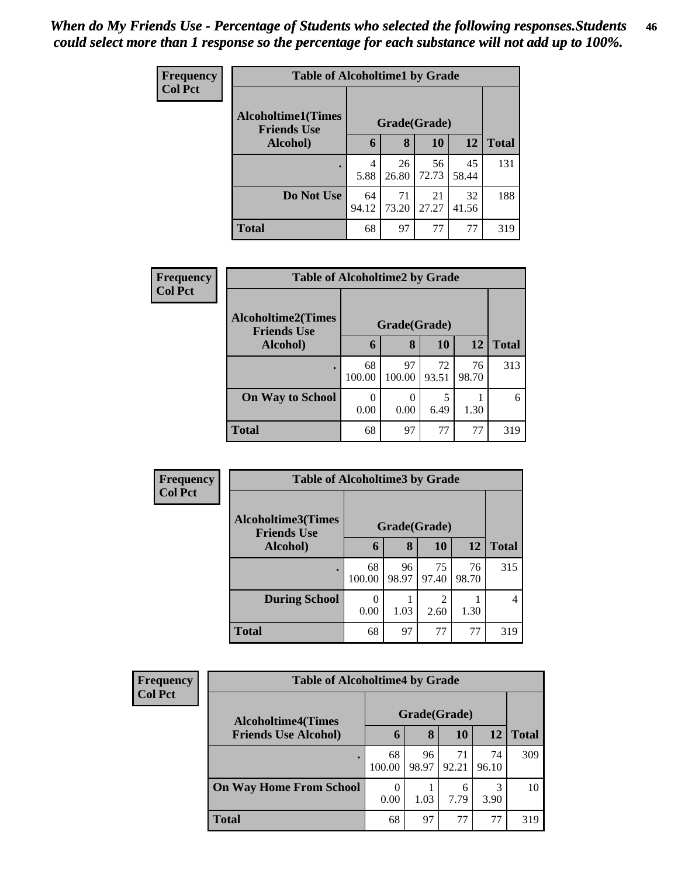*When do My Friends Use - Percentage of Students who selected the following responses.Students could select more than 1 response so the percentage for each substance will not add up to 100%.*

**Frequency**
**Col Pct**

| Table of Alcoholtime1 by Grade | | | | | |
|---|---|---|---|---|---|
| **Alcoholtime1(Times Friends Use Alcohol)** | **Grade(Grade)** | | | | |
| | **6** | **8** | **10** | **12** | **Total** |
| **.** | 4<br>5.88 | 26<br>26.80 | 56<br>72.73 | 45<br>58.44 | 131 |
| **Do Not Use** | 64<br>94.12 | 71<br>73.20 | 21<br>27.27 | 32<br>41.56 | 188 |
| **Total** | 68 | 97 | 77 | 77 | 319 |

**Frequency**
**Col Pct**

| Table of Alcoholtime2 by Grade | | | | | |
|---|---|---|---|---|---|
| **Alcoholtime2(Times Friends Use Alcohol)** | **Grade(Grade)** | | | | |
| | **6** | **8** | **10** | **12** | **Total** |
| **.** | 68<br>100.00 | 97<br>100.00 | 72<br>93.51 | 76<br>98.70 | 313 |
| **On Way to School** | 0<br>0.00 | 0<br>0.00 | 5<br>6.49 | 1<br>1.30 | 6 |
| **Total** | 68 | 97 | 77 | 77 | 319 |

**Frequency**
**Col Pct**

| Table of Alcoholtime3 by Grade | | | | | |
|---|---|---|---|---|---|
| **Alcoholtime3(Times Friends Use Alcohol)** | **Grade(Grade)** | | | | |
| | **6** | **8** | **10** | **12** | **Total** |
| **.** | 68<br>100.00 | 96<br>98.97 | 75<br>97.40 | 76<br>98.70 | 315 |
| **During School** | 0<br>0.00 | 1<br>1.03 | 2<br>2.60 | 1<br>1.30 | 4 |
| **Total** | 68 | 97 | 77 | 77 | 319 |

**Frequency**
**Col Pct**

| Table of Alcoholtime4 by Grade | | | | | |
|---|---|---|---|---|---|
| **Alcoholtime4(Times Friends Use Alcohol)** | **Grade(Grade)** | | | | |
| | **6** | **8** | **10** | **12** | **Total** |
| **.** | 68<br>100.00 | 96<br>98.97 | 71<br>92.21 | 74<br>96.10 | 309 |
| **On Way Home From School** | 0<br>0.00 | 1<br>1.03 | 6<br>7.79 | 3<br>3.90 | 10 |
| **Total** | 68 | 97 | 77 | 77 | 319 |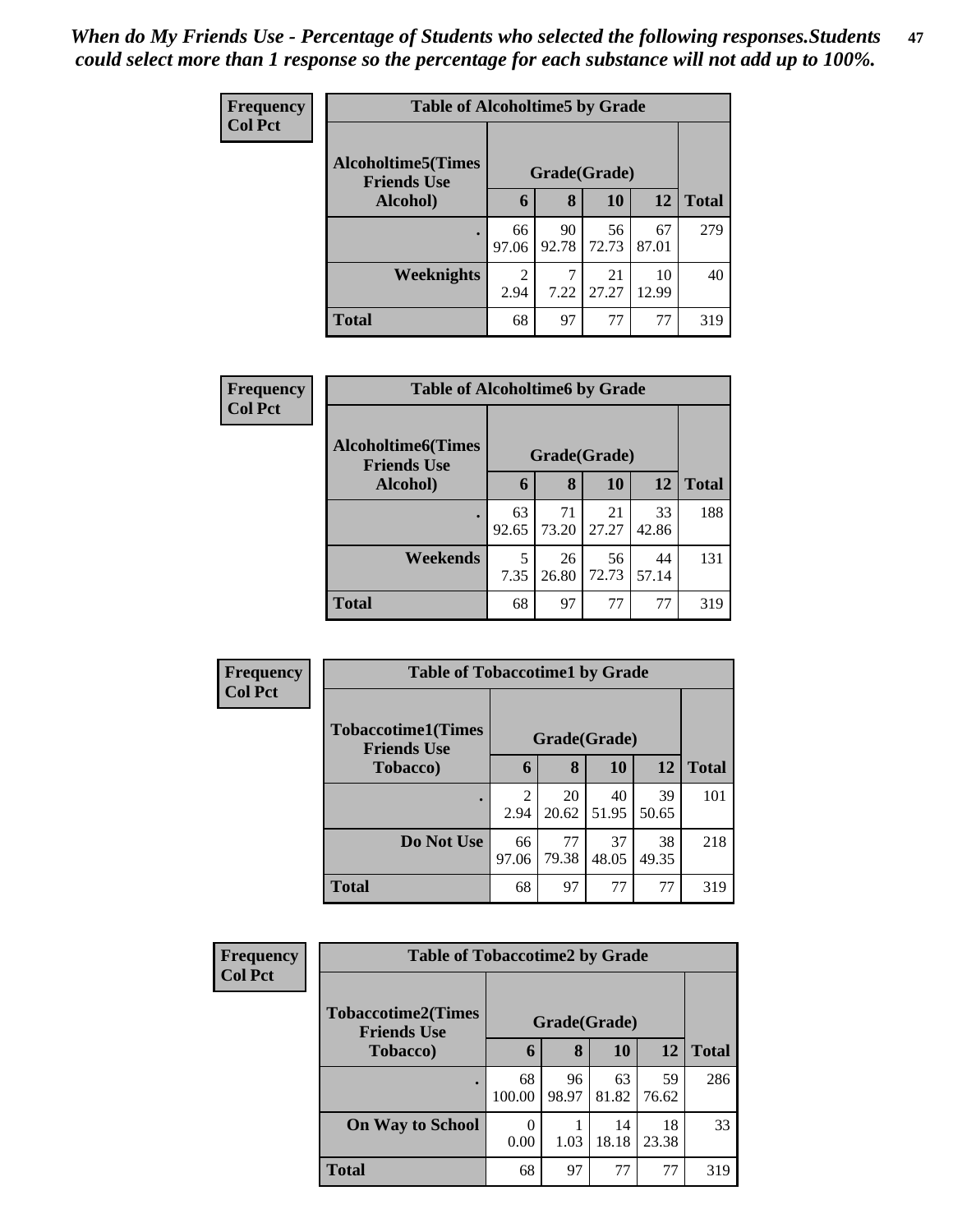*When do My Friends Use - Percentage of Students who selected the following responses.Students could select more than 1 response so the percentage for each substance will not add up to 100%.*

**Frequency**
**Col Pct**

**Table of Alcoholtime5 by Grade**

| Alcoholtime5(Times Friends Use Alcohol) | Grade(Grade) | | | | Total |
|---|---|---|---|---|---|
| | 6 | 8 | 10 | 12 | |
| . | 66<br>97.06 | 90<br>92.78 | 56<br>72.73 | 67<br>87.01 | 279 |
| Weeknights | 2<br>2.94 | 7<br>7.22 | 21<br>27.27 | 10<br>12.99 | 40 |
| Total | 68 | 97 | 77 | 77 | 319 |

**Frequency**
**Col Pct**

**Table of Alcoholtime6 by Grade**

| Alcoholtime6(Times Friends Use Alcohol) | Grade(Grade) | | | | Total |
|---|---|---|---|---|---|
| | 6 | 8 | 10 | 12 | |
| . | 63<br>92.65 | 71<br>73.20 | 21<br>27.27 | 33<br>42.86 | 188 |
| Weekends | 5<br>7.35 | 26<br>26.80 | 56<br>72.73 | 44<br>57.14 | 131 |
| Total | 68 | 97 | 77 | 77 | 319 |

**Frequency**
**Col Pct**

**Table of Tobaccotime1 by Grade**

| Tobaccotime1(Times Friends Use Tobacco) | Grade(Grade) | | | | Total |
|---|---|---|---|---|---|
| | 6 | 8 | 10 | 12 | |
| . | 2<br>2.94 | 20<br>20.62 | 40<br>51.95 | 39<br>50.65 | 101 |
| Do Not Use | 66<br>97.06 | 77<br>79.38 | 37<br>48.05 | 38<br>49.35 | 218 |
| Total | 68 | 97 | 77 | 77 | 319 |

**Frequency**
**Col Pct**

**Table of Tobaccotime2 by Grade**

| Tobaccotime2(Times Friends Use Tobacco) | Grade(Grade) | | | | Total |
|---|---|---|---|---|---|
| | 6 | 8 | 10 | 12 | |
| . | 68<br>100.00 | 96<br>98.97 | 63<br>81.82 | 59<br>76.62 | 286 |
| On Way to School | 0<br>0.00 | 1<br>1.03 | 14<br>18.18 | 18<br>23.38 | 33 |
| Total | 68 | 97 | 77 | 77 | 319 |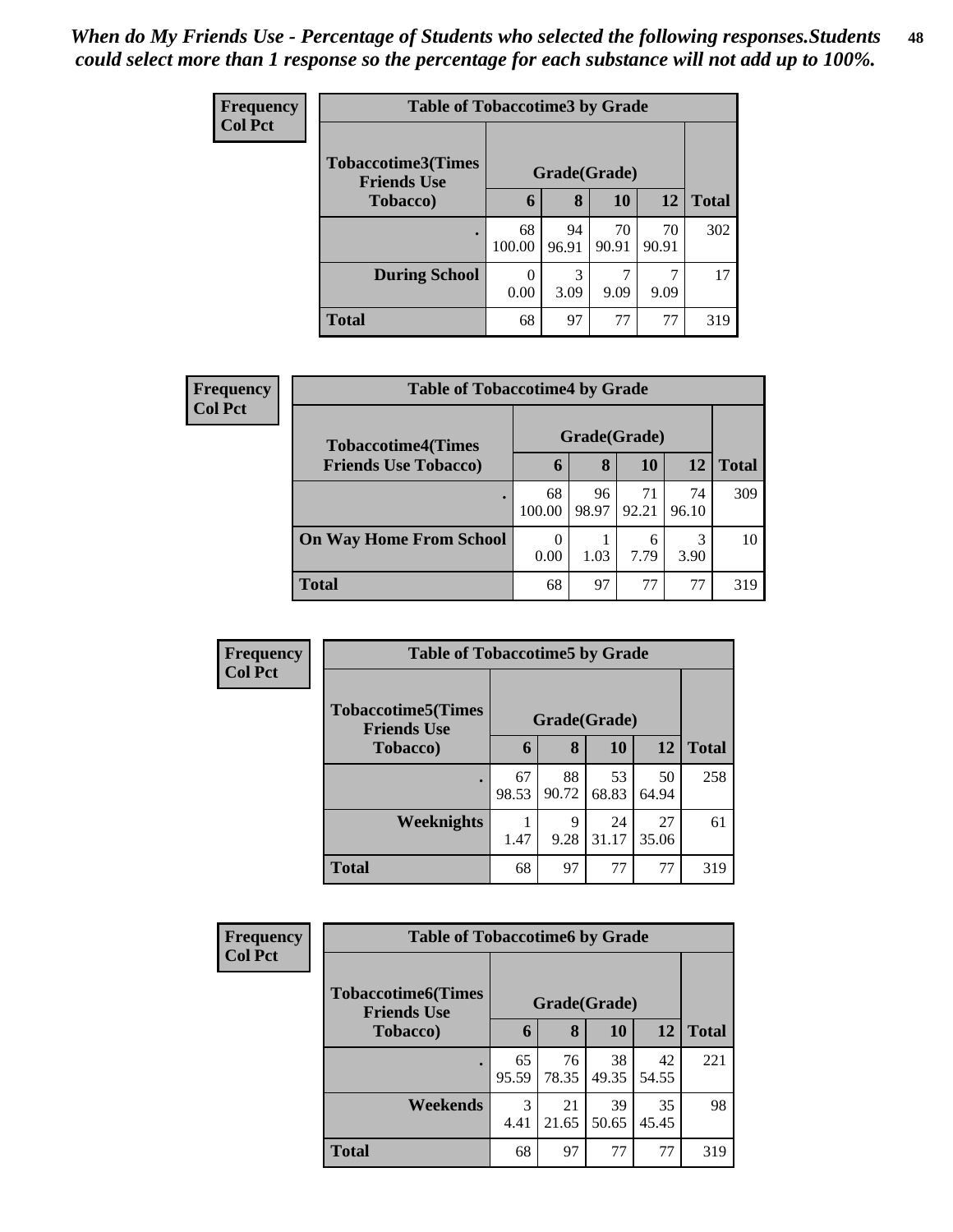*When do My Friends Use - Percentage of Students who selected the following responses.Students could select more than 1 response so the percentage for each substance will not add up to 100%.*

**Frequency**
**Col Pct**

| Table of Tobaccotime3 by Grade | | | | | |
|---|---|---|---|---|---|
| **Tobaccotime3(Times Friends Use Tobacco)** | **Grade(Grade)** | | | | |
| | **6** | **8** | **10** | **12** | **Total** |
| **.** | 68<br>100.00 | 94<br>96.91 | 70<br>90.91 | 70<br>90.91 | 302 |
| **During School** | 0<br>0.00 | 3<br>3.09 | 7<br>9.09 | 7<br>9.09 | 17 |
| **Total** | 68 | 97 | 77 | 77 | 319 |

**Frequency**
**Col Pct**

| Table of Tobaccotime4 by Grade | | | | | |
|---|---|---|---|---|---|
| **Tobaccotime4(Times Friends Use Tobacco)** | **Grade(Grade)** | | | | |
| | **6** | **8** | **10** | **12** | **Total** |
| **.** | 68<br>100.00 | 96<br>98.97 | 71<br>92.21 | 74<br>96.10 | 309 |
| **On Way Home From School** | 0<br>0.00 | 1<br>1.03 | 6<br>7.79 | 3<br>3.90 | 10 |
| **Total** | 68 | 97 | 77 | 77 | 319 |

**Frequency**
**Col Pct**

| Table of Tobaccotime5 by Grade | | | | | |
|---|---|---|---|---|---|
| **Tobaccotime5(Times Friends Use Tobacco)** | **Grade(Grade)** | | | | |
| | **6** | **8** | **10** | **12** | **Total** |
| **.** | 67<br>98.53 | 88<br>90.72 | 53<br>68.83 | 50<br>64.94 | 258 |
| **Weeknights** | 1<br>1.47 | 9<br>9.28 | 24<br>31.17 | 27<br>35.06 | 61 |
| **Total** | 68 | 97 | 77 | 77 | 319 |

**Frequency**
**Col Pct**

| Table of Tobaccotime6 by Grade | | | | | |
|---|---|---|---|---|---|
| **Tobaccotime6(Times Friends Use Tobacco)** | **Grade(Grade)** | | | | |
| | **6** | **8** | **10** | **12** | **Total** |
| **.** | 65<br>95.59 | 76<br>78.35 | 38<br>49.35 | 42<br>54.55 | 221 |
| **Weekends** | 3<br>4.41 | 21<br>21.65 | 39<br>50.65 | 35<br>45.45 | 98 |
| **Total** | 68 | 97 | 77 | 77 | 319 |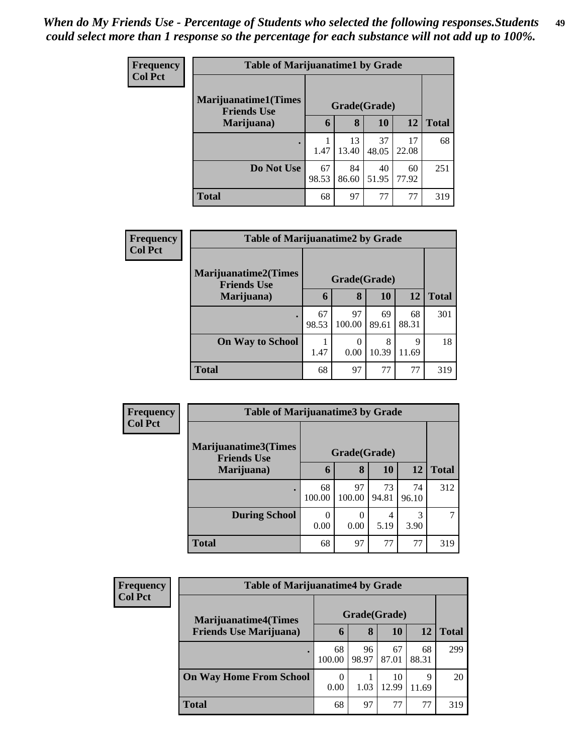*When do My Friends Use - Percentage of Students who selected the following responses.Students could select more than 1 response so the percentage for each substance will not add up to 100%.*

**Frequency / Col Pct**

| Table of Marijuanatime1 by Grade | | | | | |
|---|---|---|---|---|---|
| Marijuanatime1(Times Friends Use Marijuana) | Grade(Grade) | | | | |
| | 6 | 8 | 10 | 12 | Total |
| . | 1<br>1.47 | 13<br>13.40 | 37<br>48.05 | 17<br>22.08 | 68 |
| Do Not Use | 67<br>98.53 | 84<br>86.60 | 40<br>51.95 | 60<br>77.92 | 251 |
| Total | 68 | 97 | 77 | 77 | 319 |

**Frequency / Col Pct**

| Table of Marijuanatime2 by Grade | | | | | |
|---|---|---|---|---|---|
| Marijuanatime2(Times Friends Use Marijuana) | Grade(Grade) | | | | |
| | 6 | 8 | 10 | 12 | Total |
| . | 67<br>98.53 | 97<br>100.00 | 69<br>89.61 | 68<br>88.31 | 301 |
| On Way to School | 1<br>1.47 | 0<br>0.00 | 8<br>10.39 | 9<br>11.69 | 18 |
| Total | 68 | 97 | 77 | 77 | 319 |

**Frequency / Col Pct**

| Table of Marijuanatime3 by Grade | | | | | |
|---|---|---|---|---|---|
| Marijuanatime3(Times Friends Use Marijuana) | Grade(Grade) | | | | |
| | 6 | 8 | 10 | 12 | Total |
| . | 68<br>100.00 | 97<br>100.00 | 73<br>94.81 | 74<br>96.10 | 312 |
| During School | 0<br>0.00 | 0<br>0.00 | 4<br>5.19 | 3<br>3.90 | 7 |
| Total | 68 | 97 | 77 | 77 | 319 |

**Frequency / Col Pct**

| Table of Marijuanatime4 by Grade | | | | | |
|---|---|---|---|---|---|
| Marijuanatime4(Times Friends Use Marijuana) | Grade(Grade) | | | | |
| | 6 | 8 | 10 | 12 | Total |
| . | 68<br>100.00 | 96<br>98.97 | 67<br>87.01 | 68<br>88.31 | 299 |
| On Way Home From School | 0<br>0.00 | 1<br>1.03 | 10<br>12.99 | 9<br>11.69 | 20 |
| Total | 68 | 97 | 77 | 77 | 319 |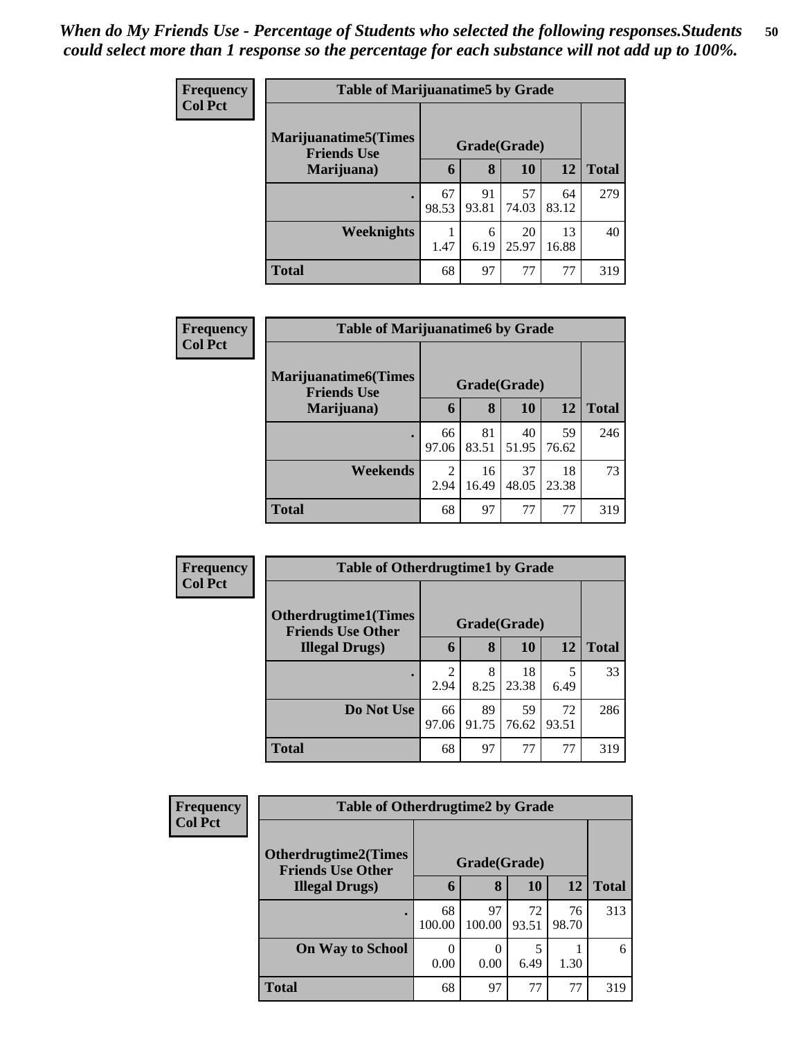*When do My Friends Use - Percentage of Students who selected the following responses.Students could select more than 1 response so the percentage for each substance will not add up to 100%.*

| Frequency<br>Col Pct | Table of Marijuanatime5 by Grade | | | | |
|---|---|---|---|---|---|
| Marijuanatime5(Times Friends Use Marijuana) | Grade(Grade) | | | | |
| | 6 | 8 | 10 | 12 | Total |
| . | 67<br>98.53 | 91<br>93.81 | 57<br>74.03 | 64<br>83.12 | 279 |
| Weeknights | 1<br>1.47 | 6<br>6.19 | 20<br>25.97 | 13<br>16.88 | 40 |
| Total | 68 | 97 | 77 | 77 | 319 |

| Frequency<br>Col Pct | Table of Marijuanatime6 by Grade | | | | |
|---|---|---|---|---|---|
| Marijuanatime6(Times Friends Use Marijuana) | Grade(Grade) | | | | |
| | 6 | 8 | 10 | 12 | Total |
| . | 66<br>97.06 | 81<br>83.51 | 40<br>51.95 | 59<br>76.62 | 246 |
| Weekends | 2<br>2.94 | 16<br>16.49 | 37<br>48.05 | 18<br>23.38 | 73 |
| Total | 68 | 97 | 77 | 77 | 319 |

| Frequency<br>Col Pct | Table of Otherdrugtime1 by Grade | | | | |
|---|---|---|---|---|---|
| Otherdrugtime1(Times Friends Use Other Illegal Drugs) | Grade(Grade) | | | | |
| | 6 | 8 | 10 | 12 | Total |
| . | 2<br>2.94 | 8<br>8.25 | 18<br>23.38 | 5<br>6.49 | 33 |
| Do Not Use | 66<br>97.06 | 89<br>91.75 | 59<br>76.62 | 72<br>93.51 | 286 |
| Total | 68 | 97 | 77 | 77 | 319 |

| Frequency<br>Col Pct | Table of Otherdrugtime2 by Grade | | | | |
|---|---|---|---|---|---|
| Otherdrugtime2(Times Friends Use Other Illegal Drugs) | Grade(Grade) | | | | |
| | 6 | 8 | 10 | 12 | Total |
| . | 68<br>100.00 | 97<br>100.00 | 72<br>93.51 | 76<br>98.70 | 313 |
| On Way to School | 0<br>0.00 | 0<br>0.00 | 5<br>6.49 | 1<br>1.30 | 6 |
| Total | 68 | 97 | 77 | 77 | 319 |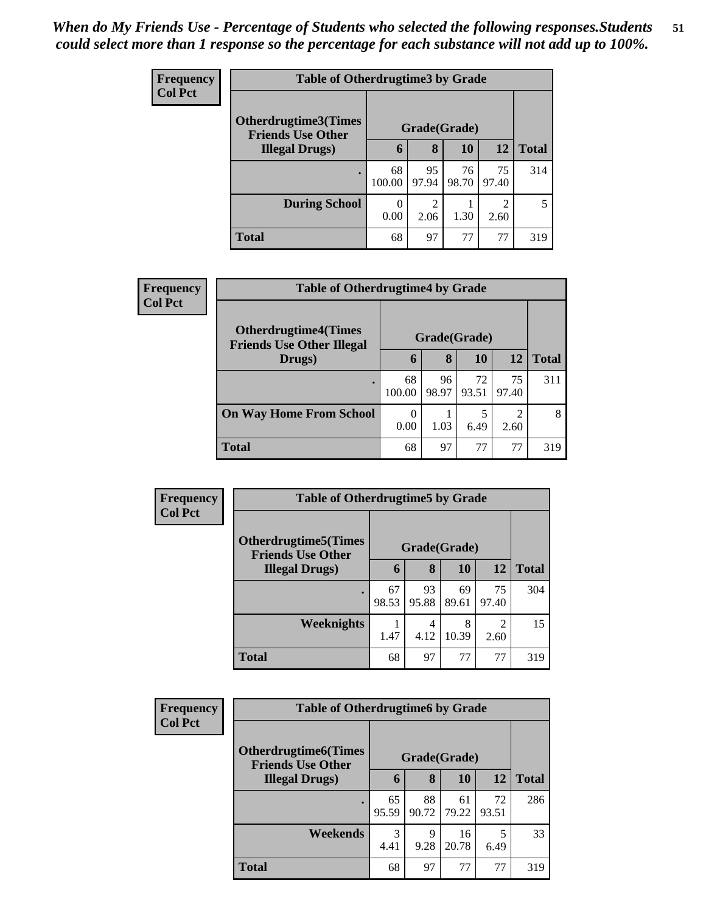*When do My Friends Use - Percentage of Students who selected the following responses.Students could select more than 1 response so the percentage for each substance will not add up to 100%.*

**Frequency**
**Col Pct**

| Table of Otherdrugtime3 by Grade | | | | | |
|---|---|---|---|---|---|
| **Otherdrugtime3(Times Friends Use Other Illegal Drugs)** | **Grade(Grade)** | | | | |
| | **6** | **8** | **10** | **12** | **Total** |
| **.** | 68<br>100.00 | 95<br>97.94 | 76<br>98.70 | 75<br>97.40 | 314 |
| **During School** | 0<br>0.00 | 2<br>2.06 | 1<br>1.30 | 2<br>2.60 | 5 |
| **Total** | 68 | 97 | 77 | 77 | 319 |

**Frequency**
**Col Pct**

| Table of Otherdrugtime4 by Grade | | | | | |
|---|---|---|---|---|---|
| **Otherdrugtime4(Times Friends Use Other Illegal Drugs)** | **Grade(Grade)** | | | | |
| | **6** | **8** | **10** | **12** | **Total** |
| **.** | 68<br>100.00 | 96<br>98.97 | 72<br>93.51 | 75<br>97.40 | 311 |
| **On Way Home From School** | 0<br>0.00 | 1<br>1.03 | 5<br>6.49 | 2<br>2.60 | 8 |
| **Total** | 68 | 97 | 77 | 77 | 319 |

**Frequency**
**Col Pct**

| Table of Otherdrugtime5 by Grade | | | | | |
|---|---|---|---|---|---|
| **Otherdrugtime5(Times Friends Use Other Illegal Drugs)** | **Grade(Grade)** | | | | |
| | **6** | **8** | **10** | **12** | **Total** |
| **.** | 67<br>98.53 | 93<br>95.88 | 69<br>89.61 | 75<br>97.40 | 304 |
| **Weeknights** | 1<br>1.47 | 4<br>4.12 | 8<br>10.39 | 2<br>2.60 | 15 |
| **Total** | 68 | 97 | 77 | 77 | 319 |

**Frequency**
**Col Pct**

| Table of Otherdrugtime6 by Grade | | | | | |
|---|---|---|---|---|---|
| **Otherdrugtime6(Times Friends Use Other Illegal Drugs)** | **Grade(Grade)** | | | | |
| | **6** | **8** | **10** | **12** | **Total** |
| **.** | 65<br>95.59 | 88<br>90.72 | 61<br>79.22 | 72<br>93.51 | 286 |
| **Weekends** | 3<br>4.41 | 9<br>9.28 | 16<br>20.78 | 5<br>6.49 | 33 |
| **Total** | 68 | 97 | 77 | 77 | 319 |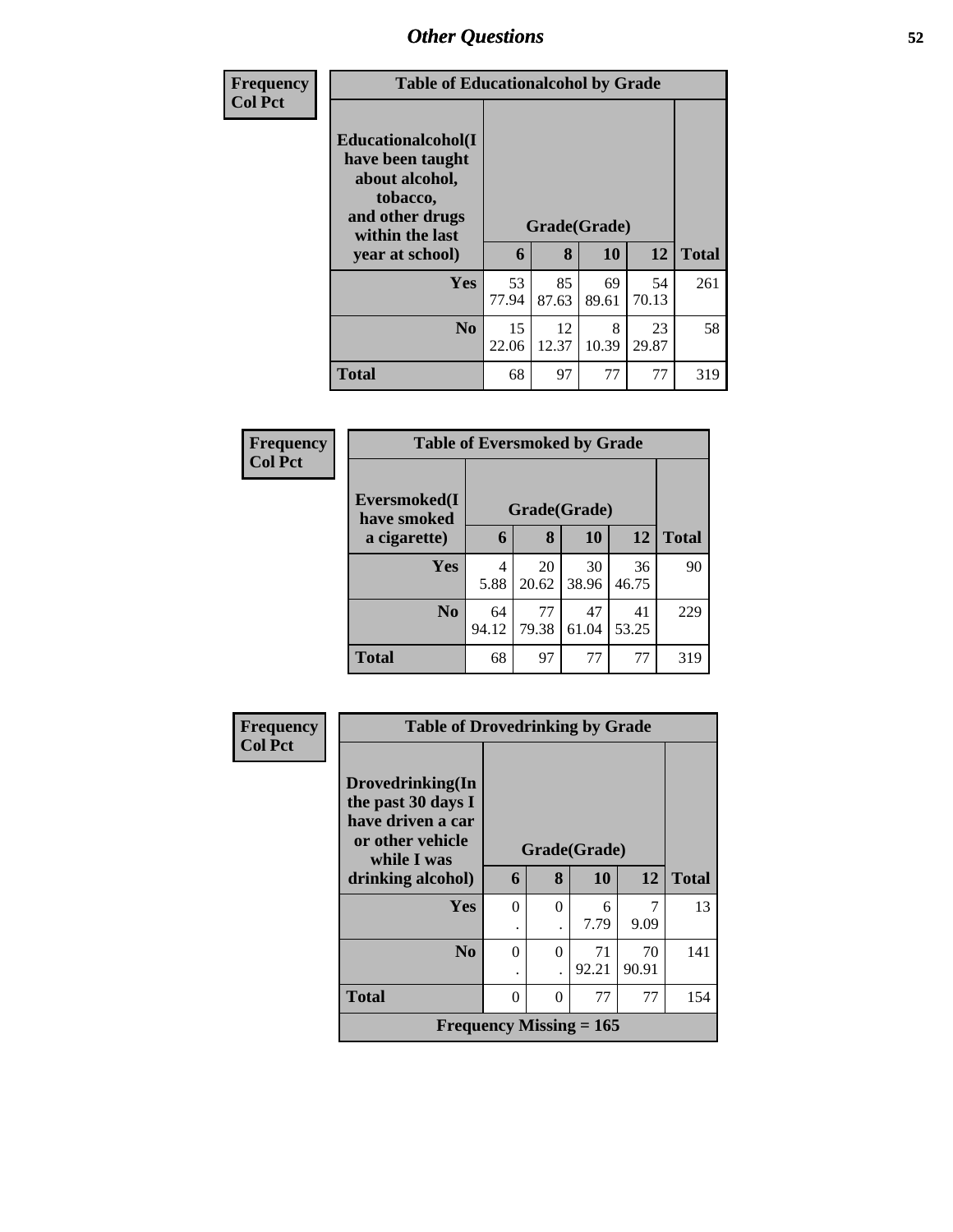## Other Questions

**Frequency / Col Pct**

| Table of Educationalalcohol by Grade | | | | | |
|---|---|---|---|---|---|
| **Educationalalcohol(I have been taught about alcohol, tobacco, and other drugs within the last year at school)** | **Grade(Grade)** | | | | |
| | **6** | **8** | **10** | **12** | **Total** |
| **Yes** | 53<br>77.94 | 85<br>87.63 | 69<br>89.61 | 54<br>70.13 | 261 |
| **No** | 15<br>22.06 | 12<br>12.37 | 8<br>10.39 | 23<br>29.87 | 58 |
| **Total** | 68 | 97 | 77 | 77 | 319 |

**Frequency / Col Pct**

| Table of Eversmoked by Grade | | | | | |
|---|---|---|---|---|---|
| **Eversmoked(I have smoked a cigarette)** | **Grade(Grade)** | | | | |
| | **6** | **8** | **10** | **12** | **Total** |
| **Yes** | 4<br>5.88 | 20<br>20.62 | 30<br>38.96 | 36<br>46.75 | 90 |
| **No** | 64<br>94.12 | 77<br>79.38 | 47<br>61.04 | 41<br>53.25 | 229 |
| **Total** | 68 | 97 | 77 | 77 | 319 |

**Frequency / Col Pct**

| Table of Drovedrinking by Grade | | | | | |
|---|---|---|---|---|---|
| **Drovedrinking(In the past 30 days I have driven a car or other vehicle while I was drinking alcohol)** | **Grade(Grade)** | | | | |
| | **6** | **8** | **10** | **12** | **Total** |
| **Yes** | 0<br>. | 0<br>. | 6<br>7.79 | 7<br>9.09 | 13 |
| **No** | 0<br>. | 0<br>. | 71<br>92.21 | 70<br>90.91 | 141 |
| **Total** | 0 | 0 | 77 | 77 | 154 |
| **Frequency Missing = 165** | | | | | |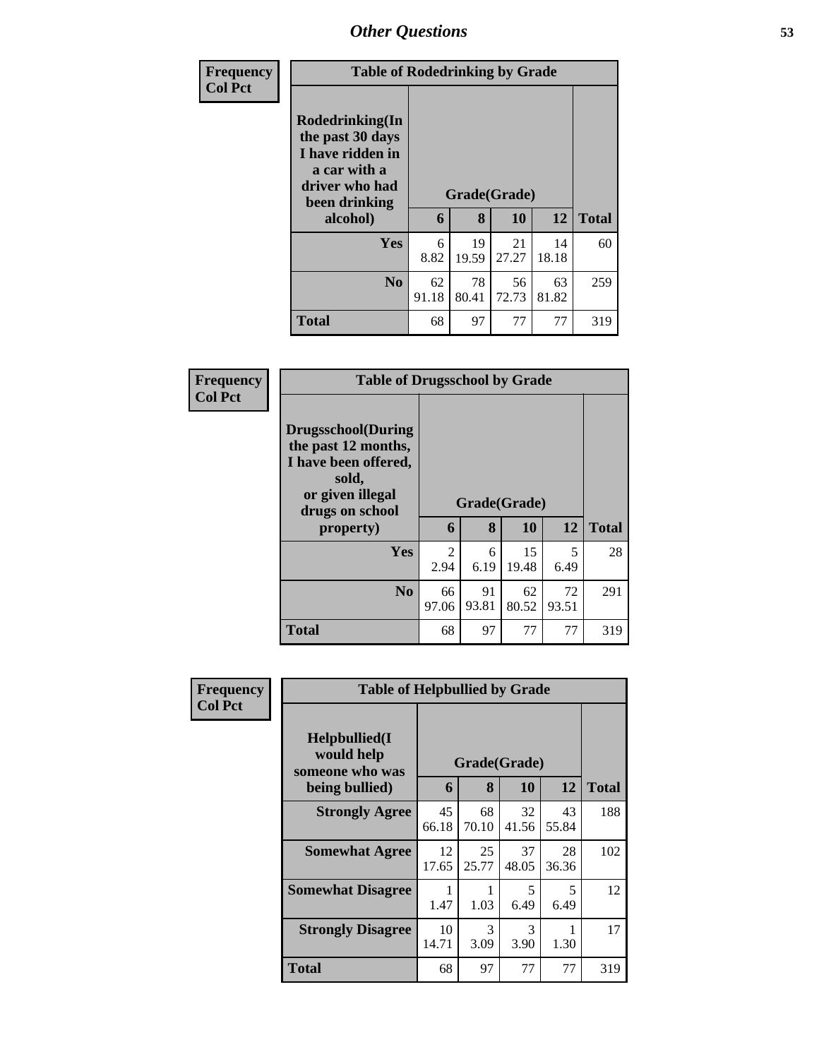| Frequency<br>Col Pct | | | | | |
|---|---|---|---|---|---|

**Table of Rodedrinking by Grade**

| Rodedrinking(In the past 30 days I have ridden in a car with a driver who had been drinking alcohol) | Grade(Grade) | | | | Total |
|---|---|---|---|---|---|
| | 6 | 8 | 10 | 12 | |
| Yes | 6<br>8.82 | 19<br>19.59 | 21<br>27.27 | 14<br>18.18 | 60 |
| No | 62<br>91.18 | 78<br>80.41 | 56<br>72.73 | 63<br>81.82 | 259 |
| Total | 68 | 97 | 77 | 77 | 319 |

Frequency
Col Pct

**Table of Drugsschool by Grade**

| Drugsschool(During the past 12 months, I have been offered, sold, or given illegal drugs on school property) | Grade(Grade) | | | | Total |
|---|---|---|---|---|---|
| | 6 | 8 | 10 | 12 | |
| Yes | 2<br>2.94 | 6<br>6.19 | 15<br>19.48 | 5<br>6.49 | 28 |
| No | 66<br>97.06 | 91<br>93.81 | 62<br>80.52 | 72<br>93.51 | 291 |
| Total | 68 | 97 | 77 | 77 | 319 |

Frequency
Col Pct

**Table of Helpbullied by Grade**

| Helpbullied(I would help someone who was being bullied) | Grade(Grade) | | | | Total |
|---|---|---|---|---|---|
| | 6 | 8 | 10 | 12 | |
| Strongly Agree | 45<br>66.18 | 68<br>70.10 | 32<br>41.56 | 43<br>55.84 | 188 |
| Somewhat Agree | 12<br>17.65 | 25<br>25.77 | 37<br>48.05 | 28<br>36.36 | 102 |
| Somewhat Disagree | 1<br>1.47 | 1<br>1.03 | 5<br>6.49 | 5<br>6.49 | 12 |
| Strongly Disagree | 10<br>14.71 | 3<br>3.09 | 3<br>3.90 | 1<br>1.30 | 17 |
| Total | 68 | 97 | 77 | 77 | 319 |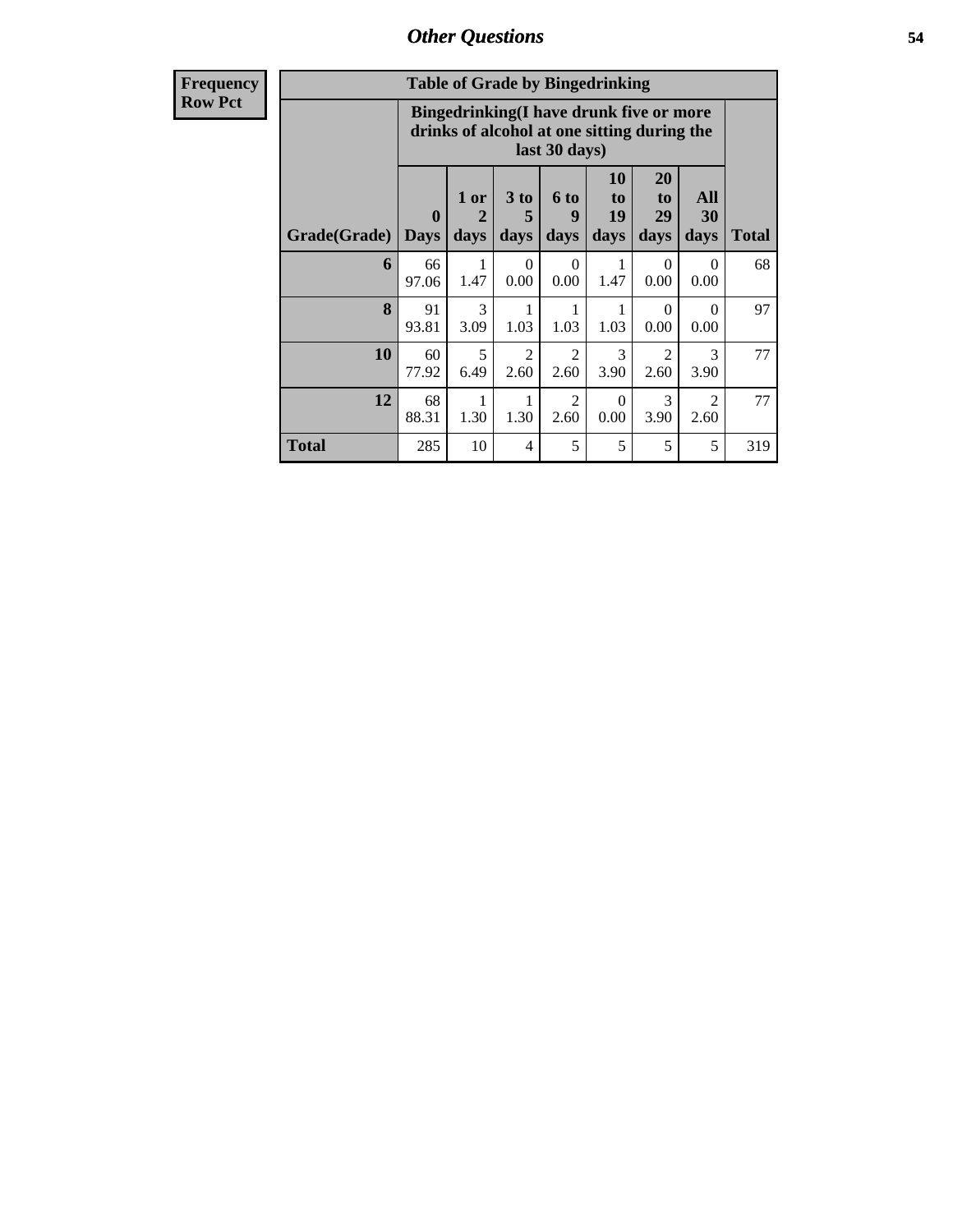| Frequency<br>Row Pct | Table of Grade by Bingedrinking | | | | | | | |
|---|---|---|---|---|---|---|---|---|
| | Bingedrinking(I have drunk five or more drinks of alcohol at one sitting during the last 30 days) | | | | | | | |
| Grade(Grade) | 0 Days | 1 or 2 days | 3 to 5 days | 6 to 9 days | 10 to 19 days | 20 to 29 days | All 30 days | Total |
| **6** | 66<br>97.06 | 1<br>1.47 | 0<br>0.00 | 0<br>0.00 | 1<br>1.47 | 0<br>0.00 | 0<br>0.00 | 68 |
| **8** | 91<br>93.81 | 3<br>3.09 | 1<br>1.03 | 1<br>1.03 | 1<br>1.03 | 0<br>0.00 | 0<br>0.00 | 97 |
| **10** | 60<br>77.92 | 5<br>6.49 | 2<br>2.60 | 2<br>2.60 | 3<br>3.90 | 2<br>2.60 | 3<br>3.90 | 77 |
| **12** | 68<br>88.31 | 1<br>1.30 | 1<br>1.30 | 2<br>2.60 | 0<br>0.00 | 3<br>3.90 | 2<br>2.60 | 77 |
| **Total** | 285 | 10 | 4 | 5 | 5 | 5 | 5 | 319 |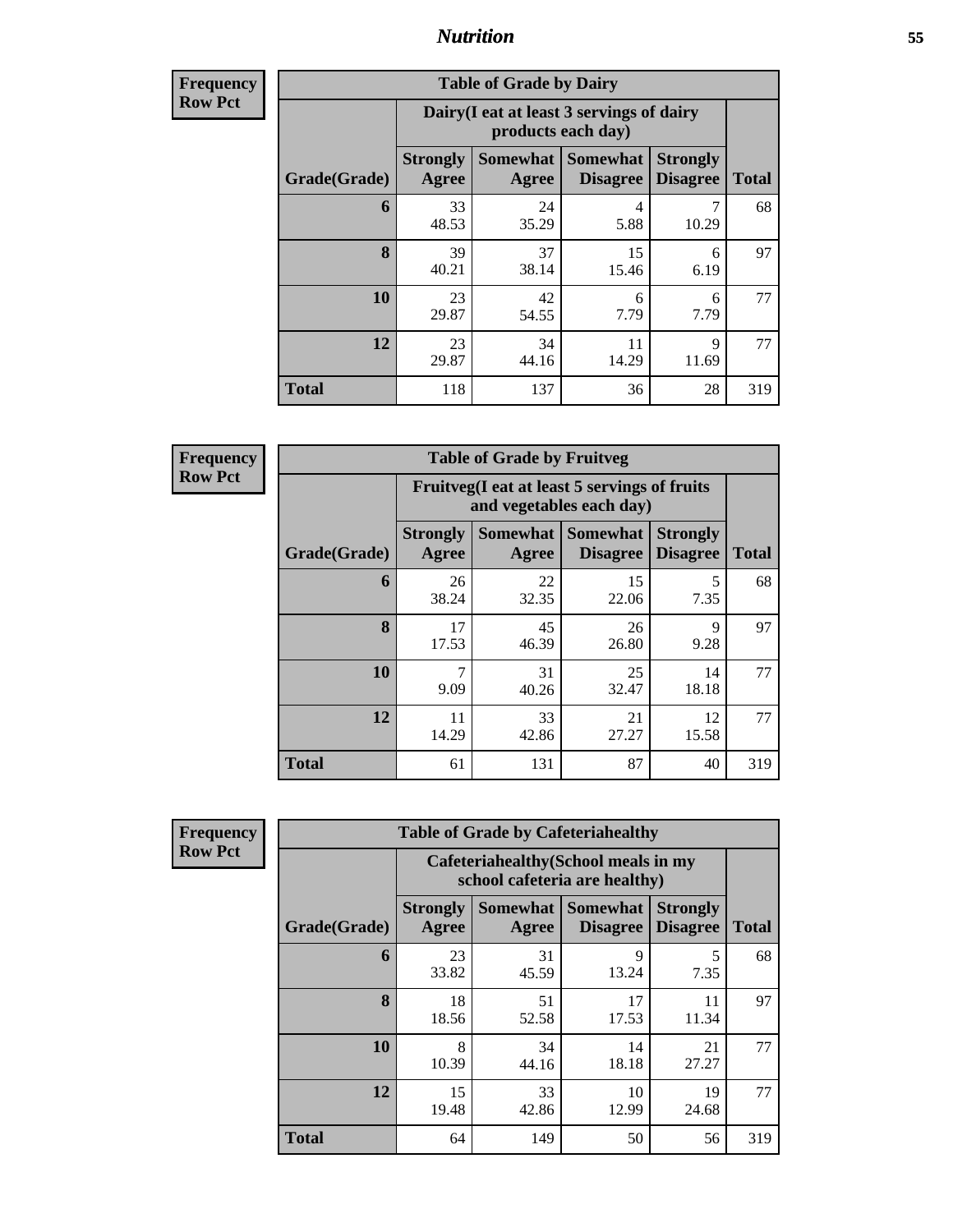**Frequency**
**Row Pct**

| Table of Grade by Dairy | | | | | |
|---|---|---|---|---|---|
| | Dairy(I eat at least 3 servings of dairy products each day) | | | | |
| Grade(Grade) | Strongly Agree | Somewhat Agree | Somewhat Disagree | Strongly Disagree | Total |
| **6** | 33<br>48.53 | 24<br>35.29 | 4<br>5.88 | 7<br>10.29 | 68 |
| **8** | 39<br>40.21 | 37<br>38.14 | 15<br>15.46 | 6<br>6.19 | 97 |
| **10** | 23<br>29.87 | 42<br>54.55 | 6<br>7.79 | 6<br>7.79 | 77 |
| **12** | 23<br>29.87 | 34<br>44.16 | 11<br>14.29 | 9<br>11.69 | 77 |
| **Total** | 118 | 137 | 36 | 28 | 319 |

**Frequency**
**Row Pct**

| Table of Grade by Fruitveg | | | | | |
|---|---|---|---|---|---|
| | Fruitveg(I eat at least 5 servings of fruits and vegetables each day) | | | | |
| Grade(Grade) | Strongly Agree | Somewhat Agree | Somewhat Disagree | Strongly Disagree | Total |
| **6** | 26<br>38.24 | 22<br>32.35 | 15<br>22.06 | 5<br>7.35 | 68 |
| **8** | 17<br>17.53 | 45<br>46.39 | 26<br>26.80 | 9<br>9.28 | 97 |
| **10** | 7<br>9.09 | 31<br>40.26 | 25<br>32.47 | 14<br>18.18 | 77 |
| **12** | 11<br>14.29 | 33<br>42.86 | 21<br>27.27 | 12<br>15.58 | 77 |
| **Total** | 61 | 131 | 87 | 40 | 319 |

**Frequency**
**Row Pct**

| Table of Grade by Cafeteriahealthy | | | | | |
|---|---|---|---|---|---|
| | Cafeteriahealthy(School meals in my school cafeteria are healthy) | | | | |
| Grade(Grade) | Strongly Agree | Somewhat Agree | Somewhat Disagree | Strongly Disagree | Total |
| **6** | 23<br>33.82 | 31<br>45.59 | 9<br>13.24 | 5<br>7.35 | 68 |
| **8** | 18<br>18.56 | 51<br>52.58 | 17<br>17.53 | 11<br>11.34 | 97 |
| **10** | 8<br>10.39 | 34<br>44.16 | 14<br>18.18 | 21<br>27.27 | 77 |
| **12** | 15<br>19.48 | 33<br>42.86 | 10<br>12.99 | 19<br>24.68 | 77 |
| **Total** | 64 | 149 | 50 | 56 | 319 |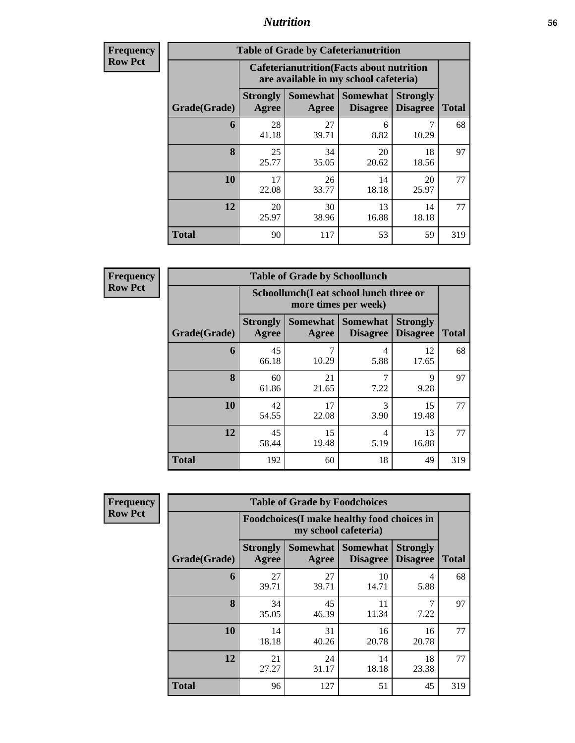# Nutrition

**Frequency**
**Row Pct**

| Table of Grade by Cafeterianutrition | | | | | |
|---|---|---|---|---|---|
| | Cafeterianutrition(Facts about nutrition are available in my school cafeteria) | | | | |
| Grade(Grade) | Strongly Agree | Somewhat Agree | Somewhat Disagree | Strongly Disagree | Total |
| 6 | 28<br>41.18 | 27<br>39.71 | 6<br>8.82 | 7<br>10.29 | 68 |
| 8 | 25<br>25.77 | 34<br>35.05 | 20<br>20.62 | 18<br>18.56 | 97 |
| 10 | 17<br>22.08 | 26<br>33.77 | 14<br>18.18 | 20<br>25.97 | 77 |
| 12 | 20<br>25.97 | 30<br>38.96 | 13<br>16.88 | 14<br>18.18 | 77 |
| Total | 90 | 117 | 53 | 59 | 319 |

**Frequency**
**Row Pct**

| Table of Grade by Schoollunch | | | | | |
|---|---|---|---|---|---|
| | Schoollunch(I eat school lunch three or more times per week) | | | | |
| Grade(Grade) | Strongly Agree | Somewhat Agree | Somewhat Disagree | Strongly Disagree | Total |
| 6 | 45<br>66.18 | 7<br>10.29 | 4<br>5.88 | 12<br>17.65 | 68 |
| 8 | 60<br>61.86 | 21<br>21.65 | 7<br>7.22 | 9<br>9.28 | 97 |
| 10 | 42<br>54.55 | 17<br>22.08 | 3<br>3.90 | 15<br>19.48 | 77 |
| 12 | 45<br>58.44 | 15<br>19.48 | 4<br>5.19 | 13<br>16.88 | 77 |
| Total | 192 | 60 | 18 | 49 | 319 |

**Frequency**
**Row Pct**

| Table of Grade by Foodchoices | | | | | |
|---|---|---|---|---|---|
| | Foodchoices(I make healthy food choices in my school cafeteria) | | | | |
| Grade(Grade) | Strongly Agree | Somewhat Agree | Somewhat Disagree | Strongly Disagree | Total |
| 6 | 27<br>39.71 | 27<br>39.71 | 10<br>14.71 | 4<br>5.88 | 68 |
| 8 | 34<br>35.05 | 45<br>46.39 | 11<br>11.34 | 7<br>7.22 | 97 |
| 10 | 14<br>18.18 | 31<br>40.26 | 16<br>20.78 | 16<br>20.78 | 77 |
| 12 | 21<br>27.27 | 24<br>31.17 | 14<br>18.18 | 18<br>23.38 | 77 |
| Total | 96 | 127 | 51 | 45 | 319 |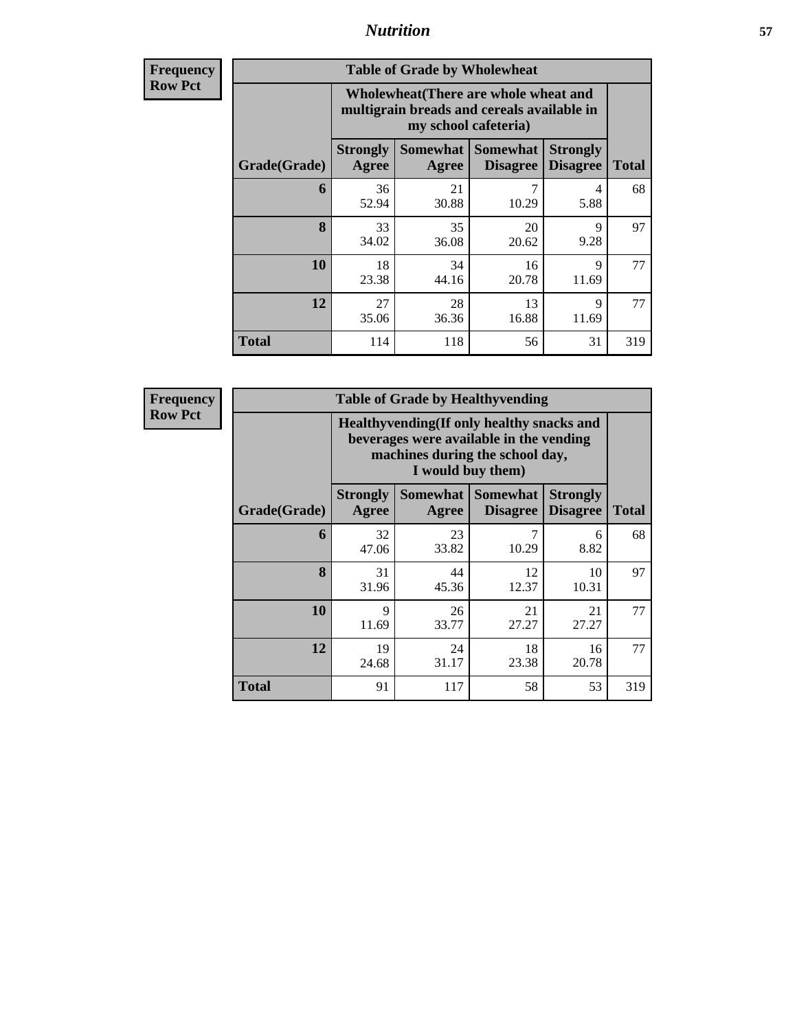| Frequency Row Pct |
|---|

| Table of Grade by Wholewheat | | | | | |
|---|---|---|---|---|---|
| | Wholewheat(There are whole wheat and multigrain breads and cereals available in my school cafeteria) | | | | |
| Grade(Grade) | Strongly Agree | Somewhat Agree | Somewhat Disagree | Strongly Disagree | Total |
| **6** | 36<br>52.94 | 21<br>30.88 | 7<br>10.29 | 4<br>5.88 | 68 |
| **8** | 33<br>34.02 | 35<br>36.08 | 20<br>20.62 | 9<br>9.28 | 97 |
| **10** | 18<br>23.38 | 34<br>44.16 | 16<br>20.78 | 9<br>11.69 | 77 |
| **12** | 27<br>35.06 | 28<br>36.36 | 13<br>16.88 | 9<br>11.69 | 77 |
| **Total** | 114 | 118 | 56 | 31 | 319 |

| Frequency Row Pct |
|---|

| Table of Grade by Healthyvending | | | | | |
|---|---|---|---|---|---|
| | Healthyvending(If only healthy snacks and beverages were available in the vending machines during the school day, I would buy them) | | | | |
| Grade(Grade) | Strongly Agree | Somewhat Agree | Somewhat Disagree | Strongly Disagree | Total |
| **6** | 32<br>47.06 | 23<br>33.82 | 7<br>10.29 | 6<br>8.82 | 68 |
| **8** | 31<br>31.96 | 44<br>45.36 | 12<br>12.37 | 10<br>10.31 | 97 |
| **10** | 9<br>11.69 | 26<br>33.77 | 21<br>27.27 | 21<br>27.27 | 77 |
| **12** | 19<br>24.68 | 24<br>31.17 | 18<br>23.38 | 16<br>20.78 | 77 |
| **Total** | 91 | 117 | 58 | 53 | 319 |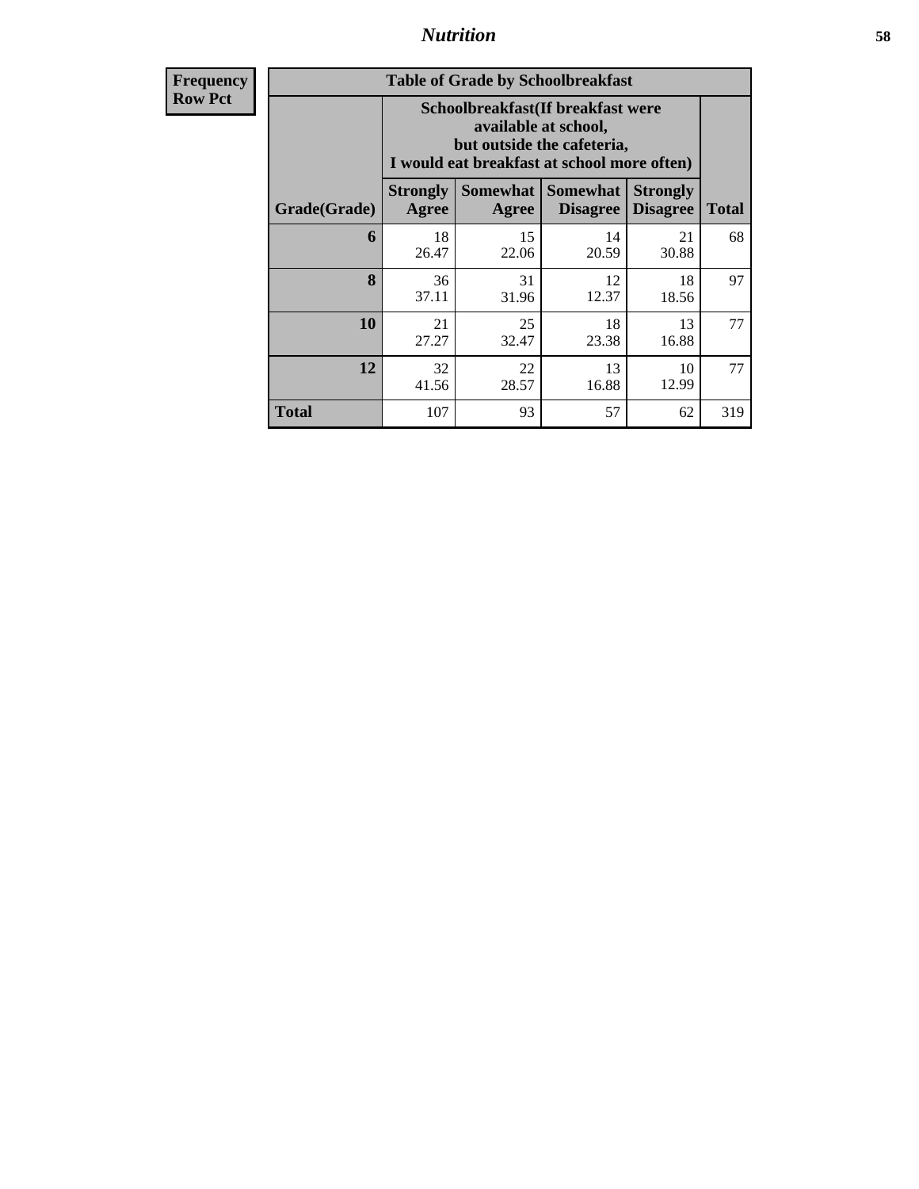## Nutrition

**Frequency**
**Row Pct**

**Table of Grade by Schoolbreakfast**

| Grade(Grade) | Schoolbreakfast(If breakfast were available at school, but outside the cafeteria, I would eat breakfast at school more often) | | | | Total |
|---|---|---|---|---|---|
| | Strongly Agree | Somewhat Agree | Somewhat Disagree | Strongly Disagree | |
| 6 | 18<br>26.47 | 15<br>22.06 | 14<br>20.59 | 21<br>30.88 | 68 |
| 8 | 36<br>37.11 | 31<br>31.96 | 12<br>12.37 | 18<br>18.56 | 97 |
| 10 | 21<br>27.27 | 25<br>32.47 | 18<br>23.38 | 13<br>16.88 | 77 |
| 12 | 32<br>41.56 | 22<br>28.57 | 13<br>16.88 | 10<br>12.99 | 77 |
| Total | 107 | 93 | 57 | 62 | 319 |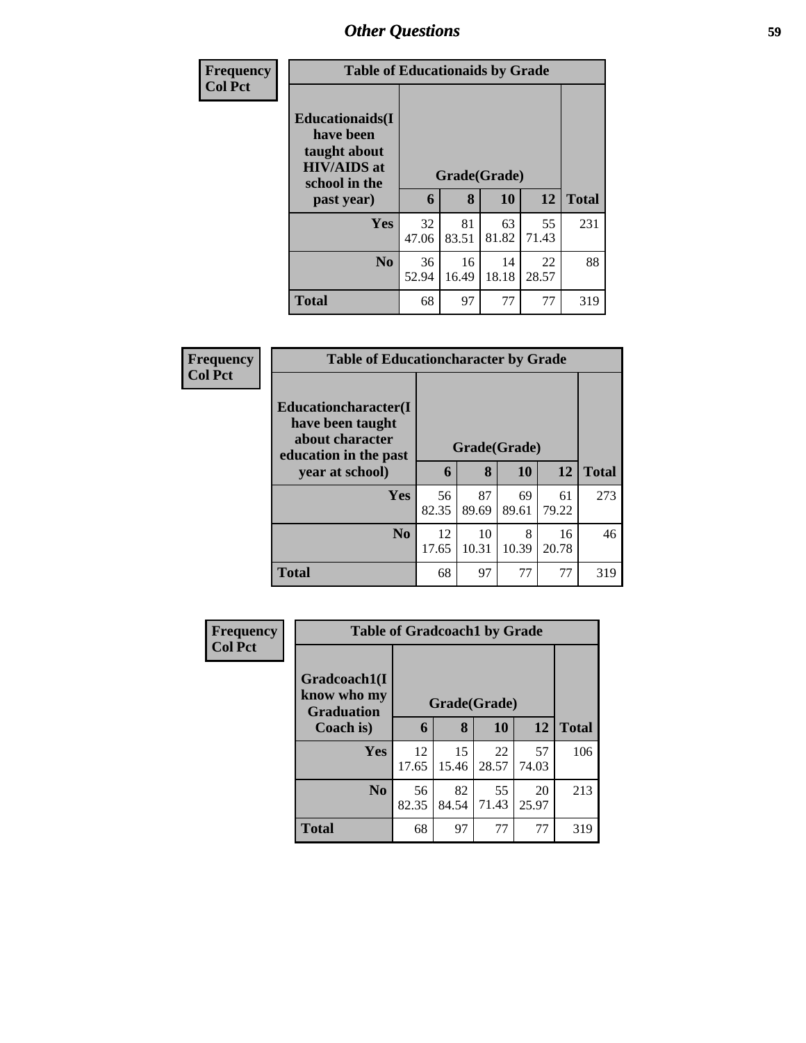## Other Questions

**Frequency**
**Col Pct**

| Table of Educationaids by Grade | | | | | |
|---|---|---|---|---|---|
| **Educationaids(I have been taught about HIV/AIDS at school in the past year)** | **Grade(Grade)** | | | | |
| | **6** | **8** | **10** | **12** | **Total** |
| **Yes** | 32<br>47.06 | 81<br>83.51 | 63<br>81.82 | 55<br>71.43 | 231 |
| **No** | 36<br>52.94 | 16<br>16.49 | 14<br>18.18 | 22<br>28.57 | 88 |
| **Total** | 68 | 97 | 77 | 77 | 319 |

**Frequency**
**Col Pct**

| Table of Educationcharacter by Grade | | | | | |
|---|---|---|---|---|---|
| **Educationcharacter(I have been taught about character education in the past year at school)** | **Grade(Grade)** | | | | |
| | **6** | **8** | **10** | **12** | **Total** |
| **Yes** | 56<br>82.35 | 87<br>89.69 | 69<br>89.61 | 61<br>79.22 | 273 |
| **No** | 12<br>17.65 | 10<br>10.31 | 8<br>10.39 | 16<br>20.78 | 46 |
| **Total** | 68 | 97 | 77 | 77 | 319 |

**Frequency**
**Col Pct**

| Table of Gradcoach1 by Grade | | | | | |
|---|---|---|---|---|---|
| **Gradcoach1(I know who my Graduation Coach is)** | **Grade(Grade)** | | | | |
| | **6** | **8** | **10** | **12** | **Total** |
| **Yes** | 12<br>17.65 | 15<br>15.46 | 22<br>28.57 | 57<br>74.03 | 106 |
| **No** | 56<br>82.35 | 82<br>84.54 | 55<br>71.43 | 20<br>25.97 | 213 |
| **Total** | 68 | 97 | 77 | 77 | 319 |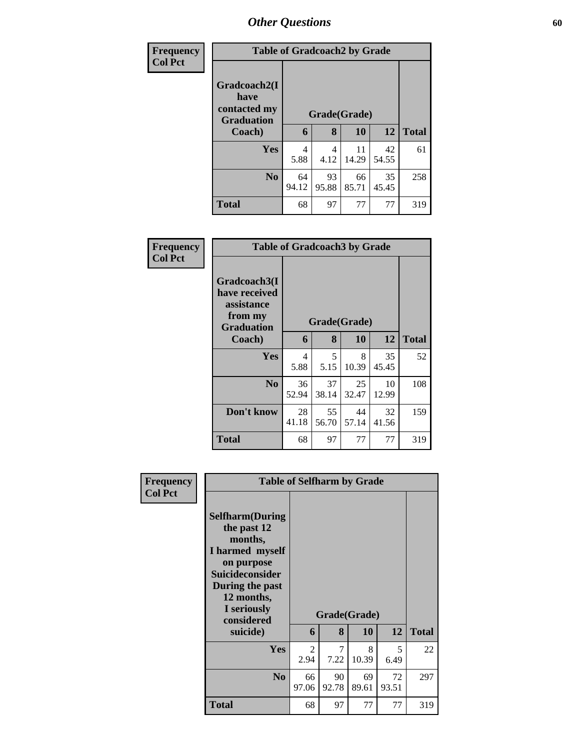## Other Questions

**Frequency**
**Col Pct**

**Table of Gradcoach2 by Grade**

| Gradcoach2(I have contacted my Graduation Coach) | Grade(Grade) | | | | Total |
|---|---|---|---|---|---|
| | 6 | 8 | 10 | 12 | |
| **Yes** | 4<br>5.88 | 4<br>4.12 | 11<br>14.29 | 42<br>54.55 | 61 |
| **No** | 64<br>94.12 | 93<br>95.88 | 66<br>85.71 | 35<br>45.45 | 258 |
| **Total** | 68 | 97 | 77 | 77 | 319 |

**Frequency**
**Col Pct**

**Table of Gradcoach3 by Grade**

| Gradcoach3(I have received assistance from my Graduation Coach) | Grade(Grade) | | | | Total |
|---|---|---|---|---|---|
| | 6 | 8 | 10 | 12 | |
| **Yes** | 4<br>5.88 | 5<br>5.15 | 8<br>10.39 | 35<br>45.45 | 52 |
| **No** | 36<br>52.94 | 37<br>38.14 | 25<br>32.47 | 10<br>12.99 | 108 |
| **Don't know** | 28<br>41.18 | 55<br>56.70 | 44<br>57.14 | 32<br>41.56 | 159 |
| **Total** | 68 | 97 | 77 | 77 | 319 |

**Frequency**
**Col Pct**

**Table of Selfharm by Grade**

| Selfharm(During the past 12 months, I harmed myself on purpose Suicideconsider During the past 12 months, I seriously considered suicide) | Grade(Grade) | | | | Total |
|---|---|---|---|---|---|
| | 6 | 8 | 10 | 12 | |
| **Yes** | 2<br>2.94 | 7<br>7.22 | 8<br>10.39 | 5<br>6.49 | 22 |
| **No** | 66<br>97.06 | 90<br>92.78 | 69<br>89.61 | 72<br>93.51 | 297 |
| **Total** | 68 | 97 | 77 | 77 | 319 |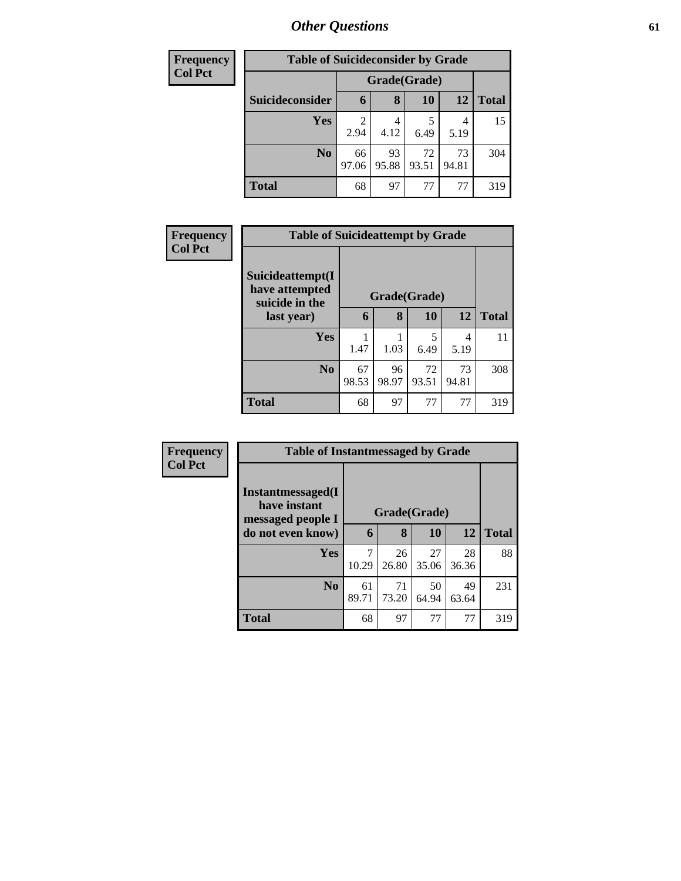# Other Questions

**Frequency**
**Col Pct**

| Table of Suicideconsider by Grade | | | | | |
|---|---|---|---|---|---|
| | Grade(Grade) | | | | |
| Suicideconsider | 6 | 8 | 10 | 12 | Total |
| Yes | 2<br>2.94 | 4<br>4.12 | 5<br>6.49 | 4<br>5.19 | 15 |
| No | 66<br>97.06 | 93<br>95.88 | 72<br>93.51 | 73<br>94.81 | 304 |
| Total | 68 | 97 | 77 | 77 | 319 |

**Frequency**
**Col Pct**

| Table of Suicideattempt by Grade | | | | | |
|---|---|---|---|---|---|
| Suicideattempt(I have attempted suicide in the last year) | Grade(Grade) | | | | |
| | 6 | 8 | 10 | 12 | Total |
| Yes | 1<br>1.47 | 1<br>1.03 | 5<br>6.49 | 4<br>5.19 | 11 |
| No | 67<br>98.53 | 96<br>98.97 | 72<br>93.51 | 73<br>94.81 | 308 |
| Total | 68 | 97 | 77 | 77 | 319 |

**Frequency**
**Col Pct**

| Table of Instantmessaged by Grade | | | | | |
|---|---|---|---|---|---|
| Instantmessaged(I have instant messaged people I do not even know) | Grade(Grade) | | | | |
| | 6 | 8 | 10 | 12 | Total |
| Yes | 7<br>10.29 | 26<br>26.80 | 27<br>35.06 | 28<br>36.36 | 88 |
| No | 61<br>89.71 | 71<br>73.20 | 50<br>64.94 | 49<br>63.64 | 231 |
| Total | 68 | 97 | 77 | 77 | 319 |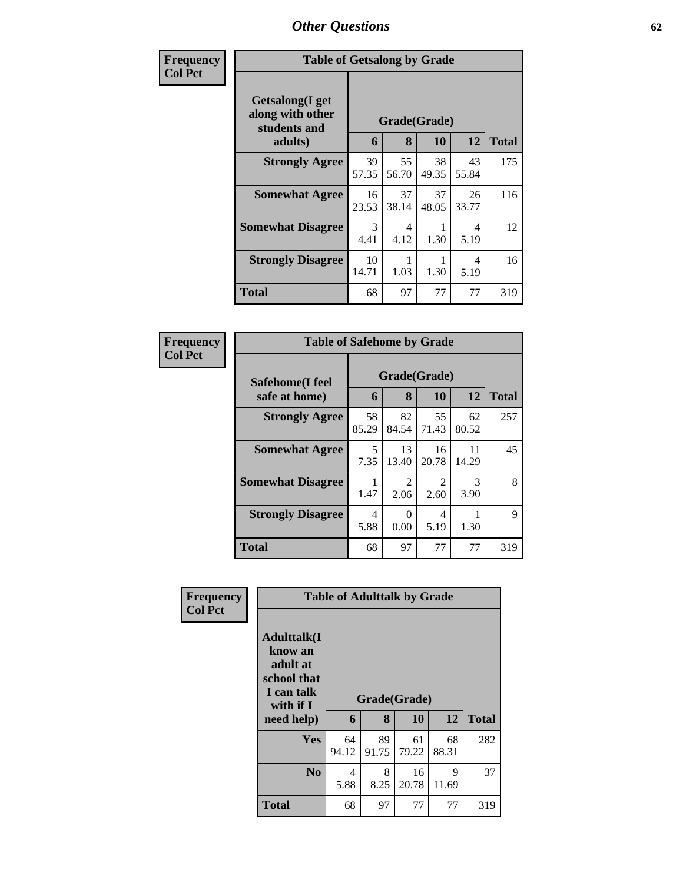| Frequency Col Pct | Table of Getsalong by Grade | | | | |
|---|---|---|---|---|---|
| Getsalong(I get along with other students and adults) | Grade(Grade) | | | | |
| | 6 | 8 | 10 | 12 | Total |
| Strongly Agree | 39<br>57.35 | 55<br>56.70 | 38<br>49.35 | 43<br>55.84 | 175 |
| Somewhat Agree | 16<br>23.53 | 37<br>38.14 | 37<br>48.05 | 26<br>33.77 | 116 |
| Somewhat Disagree | 3<br>4.41 | 4<br>4.12 | 1<br>1.30 | 4<br>5.19 | 12 |
| Strongly Disagree | 10<br>14.71 | 1<br>1.03 | 1<br>1.30 | 4<br>5.19 | 16 |
| Total | 68 | 97 | 77 | 77 | 319 |

| Frequency Col Pct | Table of Safehome by Grade | | | | |
|---|---|---|---|---|---|
| Safehome(I feel safe at home) | Grade(Grade) | | | | |
| | 6 | 8 | 10 | 12 | Total |
| Strongly Agree | 58<br>85.29 | 82<br>84.54 | 55<br>71.43 | 62<br>80.52 | 257 |
| Somewhat Agree | 5<br>7.35 | 13<br>13.40 | 16<br>20.78 | 11<br>14.29 | 45 |
| Somewhat Disagree | 1<br>1.47 | 2<br>2.06 | 2<br>2.60 | 3<br>3.90 | 8 |
| Strongly Disagree | 4<br>5.88 | 0<br>0.00 | 4<br>5.19 | 1<br>1.30 | 9 |
| Total | 68 | 97 | 77 | 77 | 319 |

| Frequency Col Pct | Table of Adulttalk by Grade | | | | |
|---|---|---|---|---|---|
| Adulttalk(I know an adult at school that I can talk with if I need help) | Grade(Grade) | | | | |
| | 6 | 8 | 10 | 12 | Total |
| Yes | 64<br>94.12 | 89<br>91.75 | 61<br>79.22 | 68<br>88.31 | 282 |
| No | 4<br>5.88 | 8<br>8.25 | 16<br>20.78 | 9<br>11.69 | 37 |
| Total | 68 | 97 | 77 | 77 | 319 |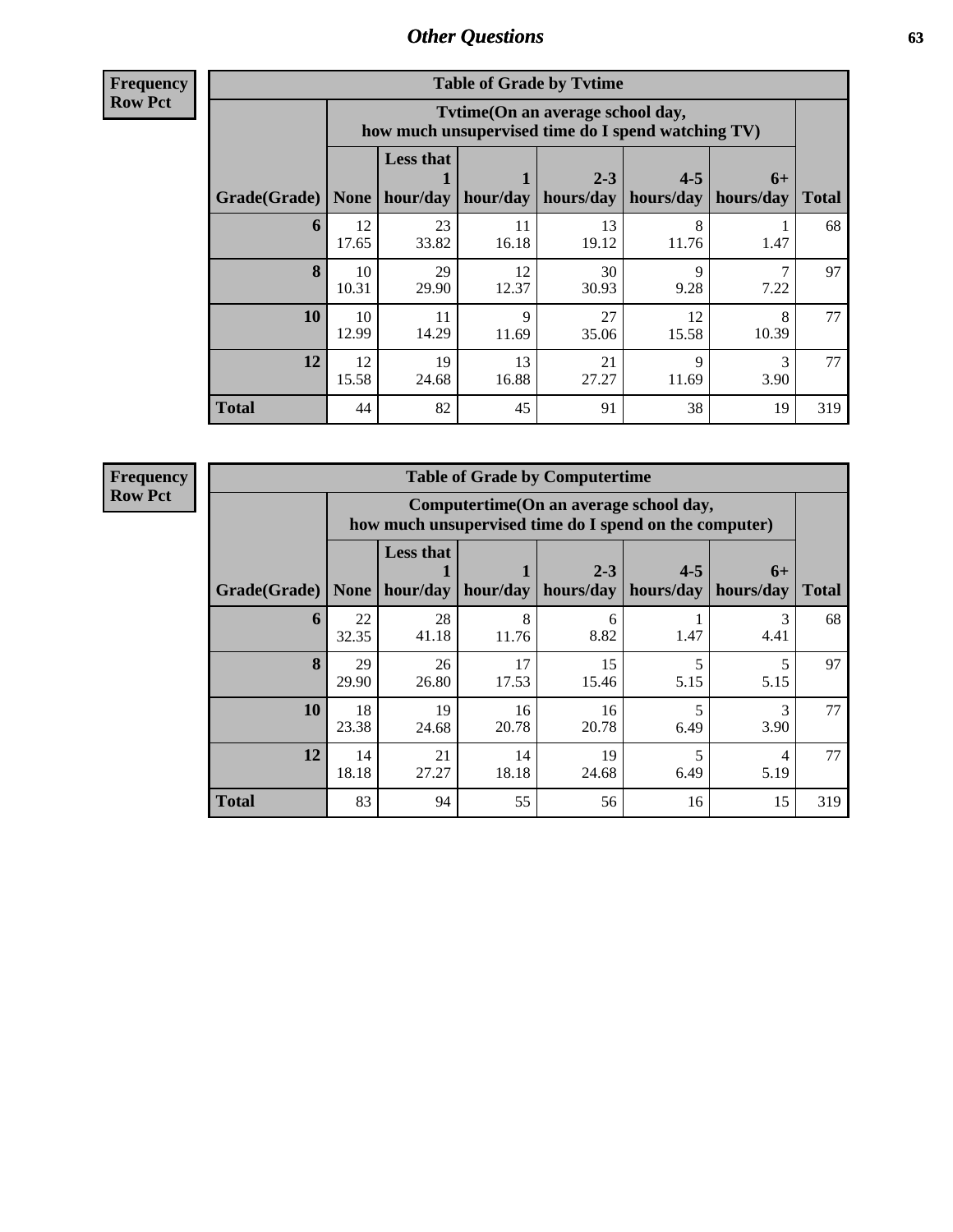# Other Questions

**Frequency**
**Row Pct**

**Table of Grade by Tvtime**

| Grade(Grade) | Tvtime(On an average school day, how much unsupervised time do I spend watching TV) | | | | | | Total |
|---|---|---|---|---|---|---|---|
| | None | Less that 1 hour/day | 1 hour/day | 2-3 hours/day | 4-5 hours/day | 6+ hours/day | |
| **6** | 12<br>17.65 | 23<br>33.82 | 11<br>16.18 | 13<br>19.12 | 8<br>11.76 | 1<br>1.47 | 68 |
| **8** | 10<br>10.31 | 29<br>29.90 | 12<br>12.37 | 30<br>30.93 | 9<br>9.28 | 7<br>7.22 | 97 |
| **10** | 10<br>12.99 | 11<br>14.29 | 9<br>11.69 | 27<br>35.06 | 12<br>15.58 | 8<br>10.39 | 77 |
| **12** | 12<br>15.58 | 19<br>24.68 | 13<br>16.88 | 21<br>27.27 | 9<br>11.69 | 3<br>3.90 | 77 |
| **Total** | 44 | 82 | 45 | 91 | 38 | 19 | 319 |

**Frequency**
**Row Pct**

**Table of Grade by Computertime**

| Grade(Grade) | Computertime(On an average school day, how much unsupervised time do I spend on the computer) | | | | | | Total |
|---|---|---|---|---|---|---|---|
| | None | Less that 1 hour/day | 1 hour/day | 2-3 hours/day | 4-5 hours/day | 6+ hours/day | |
| **6** | 22<br>32.35 | 28<br>41.18 | 8<br>11.76 | 6<br>8.82 | 1<br>1.47 | 3<br>4.41 | 68 |
| **8** | 29<br>29.90 | 26<br>26.80 | 17<br>17.53 | 15<br>15.46 | 5<br>5.15 | 5<br>5.15 | 97 |
| **10** | 18<br>23.38 | 19<br>24.68 | 16<br>20.78 | 16<br>20.78 | 5<br>6.49 | 3<br>3.90 | 77 |
| **12** | 14<br>18.18 | 21<br>27.27 | 14<br>18.18 | 19<br>24.68 | 5<br>6.49 | 4<br>5.19 | 77 |
| **Total** | 83 | 94 | 55 | 56 | 16 | 15 | 319 |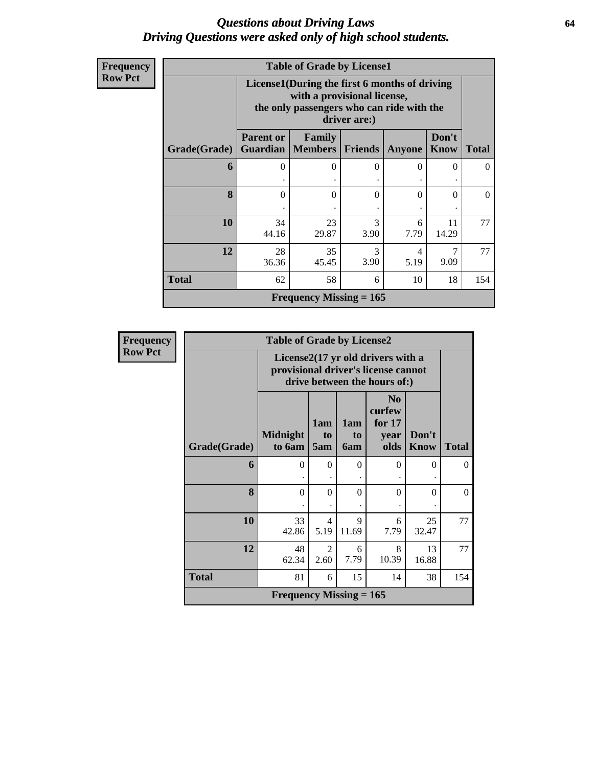# Questions about Driving Laws
## Driving Questions were asked only of high school students.

**Frequency**
**Row Pct**

**Table of Grade by License1**

| Grade(Grade) | License1(During the first 6 months of driving with a provisional license, the only passengers who can ride with the driver are:) | | | | | Total |
|---|---|---|---|---|---|---|
| | Parent or Guardian | Family Members | Friends | Anyone | Don't Know | |
| 6 | 0<br>. | 0<br>. | 0<br>. | 0<br>. | 0<br>. | 0 |
| 8 | 0<br>. | 0<br>. | 0<br>. | 0<br>. | 0<br>. | 0 |
| 10 | 34<br>44.16 | 23<br>29.87 | 3<br>3.90 | 6<br>7.79 | 11<br>14.29 | 77 |
| 12 | 28<br>36.36 | 35<br>45.45 | 3<br>3.90 | 4<br>5.19 | 7<br>9.09 | 77 |
| Total | 62 | 58 | 6 | 10 | 18 | 154 |

Frequency Missing = 165

**Frequency**
**Row Pct**

**Table of Grade by License2**

| Grade(Grade) | License2(17 yr old drivers with a provisional driver's license cannot drive between the hours of:) | | | | | Total |
|---|---|---|---|---|---|---|
| | Midnight to 6am | 1am to 5am | 1am to 6am | No curfew for 17 year olds | Don't Know | |
| 6 | 0<br>. | 0<br>. | 0<br>. | 0<br>. | 0<br>. | 0 |
| 8 | 0<br>. | 0<br>. | 0<br>. | 0<br>. | 0<br>. | 0 |
| 10 | 33<br>42.86 | 4<br>5.19 | 9<br>11.69 | 6<br>7.79 | 25<br>32.47 | 77 |
| 12 | 48<br>62.34 | 2<br>2.60 | 6<br>7.79 | 8<br>10.39 | 13<br>16.88 | 77 |
| Total | 81 | 6 | 15 | 14 | 38 | 154 |

Frequency Missing = 165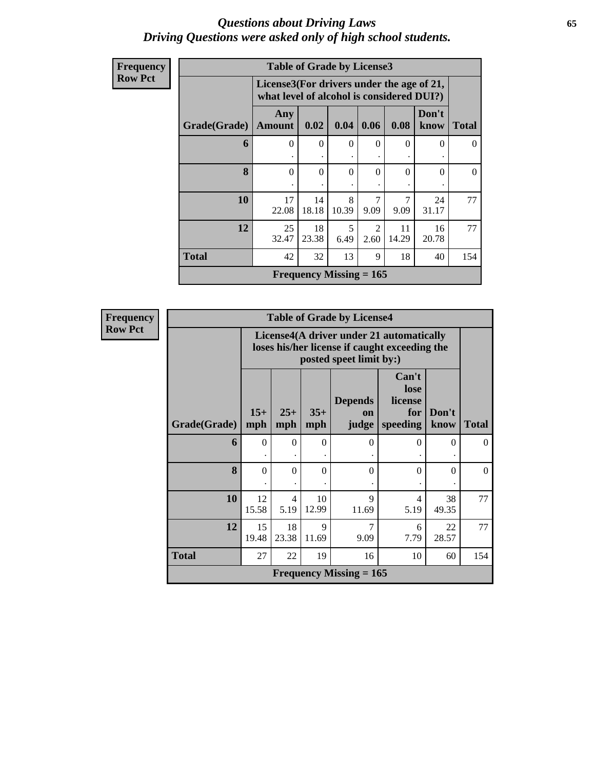# *Questions about Driving Laws*
## *Driving Questions were asked only of high school students.*

**Frequency**
**Row Pct**

**Table of Grade by License3**

| Grade(Grade) | License3(For drivers under the age of 21, what level of alcohol is considered DUI?) | | | | | | Total |
|---|---|---|---|---|---|---|---|
| | Any Amount | 0.02 | 0.04 | 0.06 | 0.08 | Don't know | |
| **6** | 0<br>. | 0<br>. | 0<br>. | 0<br>. | 0<br>. | 0<br>. | 0 |
| **8** | 0<br>. | 0<br>. | 0<br>. | 0<br>. | 0<br>. | 0<br>. | 0 |
| **10** | 17<br>22.08 | 14<br>18.18 | 8<br>10.39 | 7<br>9.09 | 7<br>9.09 | 24<br>31.17 | 77 |
| **12** | 25<br>32.47 | 18<br>23.38 | 5<br>6.49 | 2<br>2.60 | 11<br>14.29 | 16<br>20.78 | 77 |
| **Total** | 42 | 32 | 13 | 9 | 18 | 40 | 154 |
| **Frequency Missing = 165** | | | | | | | |

**Frequency**
**Row Pct**

**Table of Grade by License4**

| Grade(Grade) | License4(A driver under 21 automatically loses his/her license if caught exceeding the posted speet limit by:) | | | | | | Total |
|---|---|---|---|---|---|---|---|
| | 15+ mph | 25+ mph | 35+ mph | Depends on judge | Can't lose license for speeding | Don't know | |
| **6** | 0<br>. | 0<br>. | 0<br>. | 0<br>. | 0<br>. | 0<br>. | 0 |
| **8** | 0<br>. | 0<br>. | 0<br>. | 0<br>. | 0<br>. | 0<br>. | 0 |
| **10** | 12<br>15.58 | 4<br>5.19 | 10<br>12.99 | 9<br>11.69 | 4<br>5.19 | 38<br>49.35 | 77 |
| **12** | 15<br>19.48 | 18<br>23.38 | 9<br>11.69 | 7<br>9.09 | 6<br>7.79 | 22<br>28.57 | 77 |
| **Total** | 27 | 22 | 19 | 16 | 10 | 60 | 154 |
| **Frequency Missing = 165** | | | | | | | |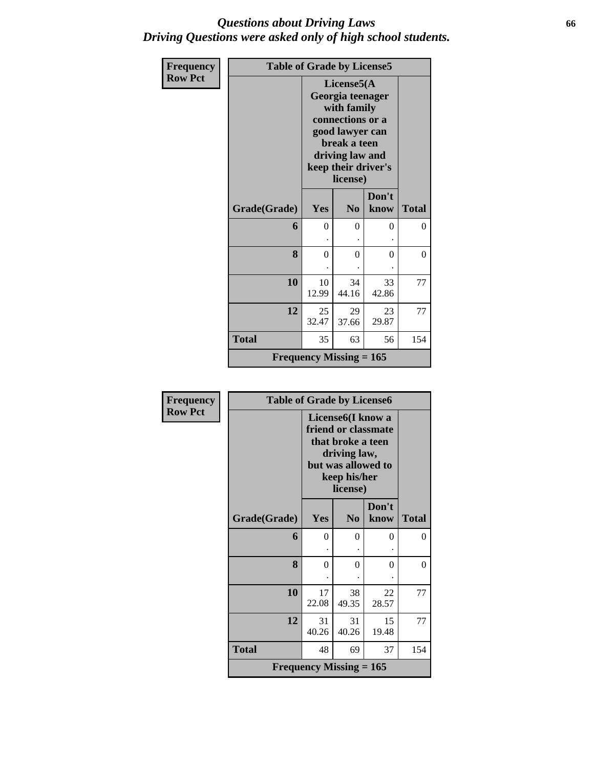# Questions about Driving Laws
## Driving Questions were asked only of high school students.

| Frequency<br>Row Pct | Table of Grade by License5 | | | |
|---|---|---|---|---|
| | License5(A Georgia teenager with family connections or a good lawyer can break a teen driving law and keep their driver's license) | | | |
| Grade(Grade) | Yes | No | Don't know | Total |
| 6 | 0<br>. | 0<br>. | 0<br>. | 0 |
| 8 | 0<br>. | 0<br>. | 0<br>. | 0 |
| 10 | 10<br>12.99 | 34<br>44.16 | 33<br>42.86 | 77 |
| 12 | 25<br>32.47 | 29<br>37.66 | 23<br>29.87 | 77 |
| Total | 35 | 63 | 56 | 154 |
| Frequency Missing = 165 | | | | |

| Frequency<br>Row Pct | Table of Grade by License6 | | | |
|---|---|---|---|---|
| | License6(I know a friend or classmate that broke a teen driving law, but was allowed to keep his/her license) | | | |
| Grade(Grade) | Yes | No | Don't know | Total |
| 6 | 0<br>. | 0<br>. | 0<br>. | 0 |
| 8 | 0<br>. | 0<br>. | 0<br>. | 0 |
| 10 | 17<br>22.08 | 38<br>49.35 | 22<br>28.57 | 77 |
| 12 | 31<br>40.26 | 31<br>40.26 | 15<br>19.48 | 77 |
| Total | 48 | 69 | 37 | 154 |
| Frequency Missing = 165 | | | | |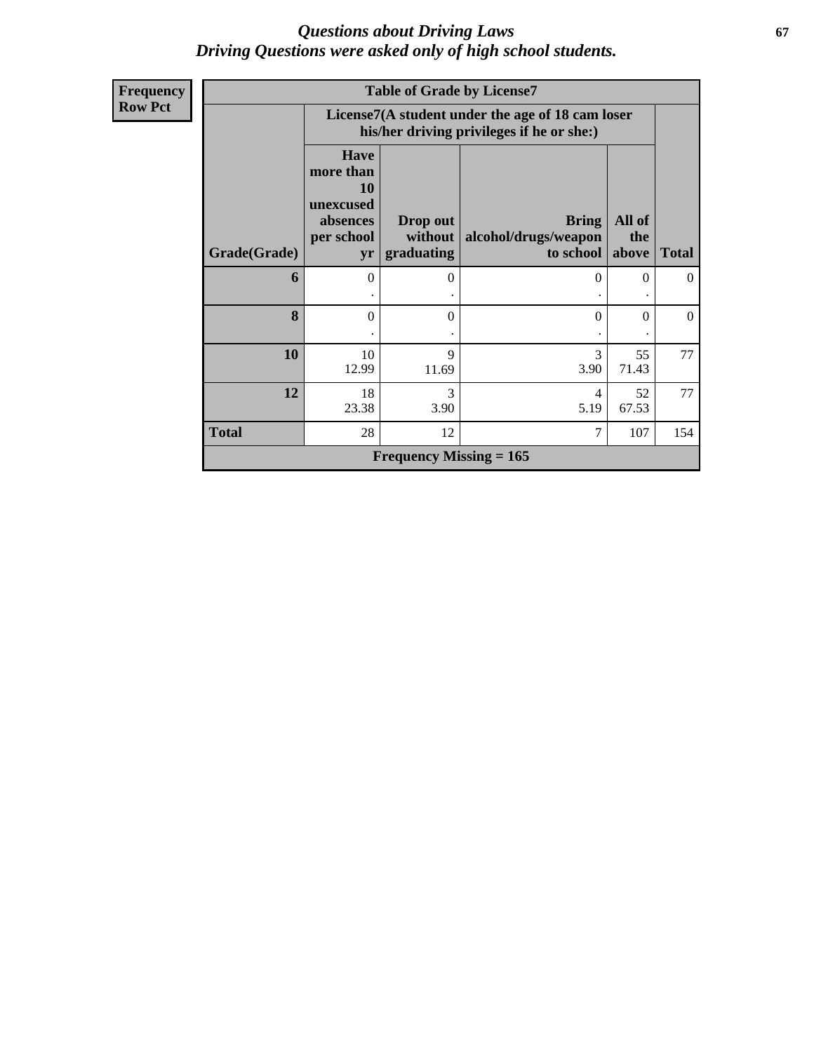# *Questions about Driving Laws*
## *Driving Questions were asked only of high school students.*

| Frequency<br>Row Pct |
|---|

**Table of Grade by License7**

| | License7(A student under the age of 18 cam loser his/her driving privileges if he or she:) | | | | |
|---|---|---|---|---|---|
| **Grade(Grade)** | **Have more than 10 unexcused absences per school yr** | **Drop out without graduating** | **Bring alcohol/drugs/weapon to school** | **All of the above** | **Total** |
| **6** | 0<br>. | 0<br>. | 0<br>. | 0<br>. | 0 |
| **8** | 0<br>. | 0<br>. | 0<br>. | 0<br>. | 0 |
| **10** | 10<br>12.99 | 9<br>11.69 | 3<br>3.90 | 55<br>71.43 | 77 |
| **12** | 18<br>23.38 | 3<br>3.90 | 4<br>5.19 | 52<br>67.53 | 77 |
| **Total** | 28 | 12 | 7 | 107 | 154 |
| **Frequency Missing = 165** | | | | | |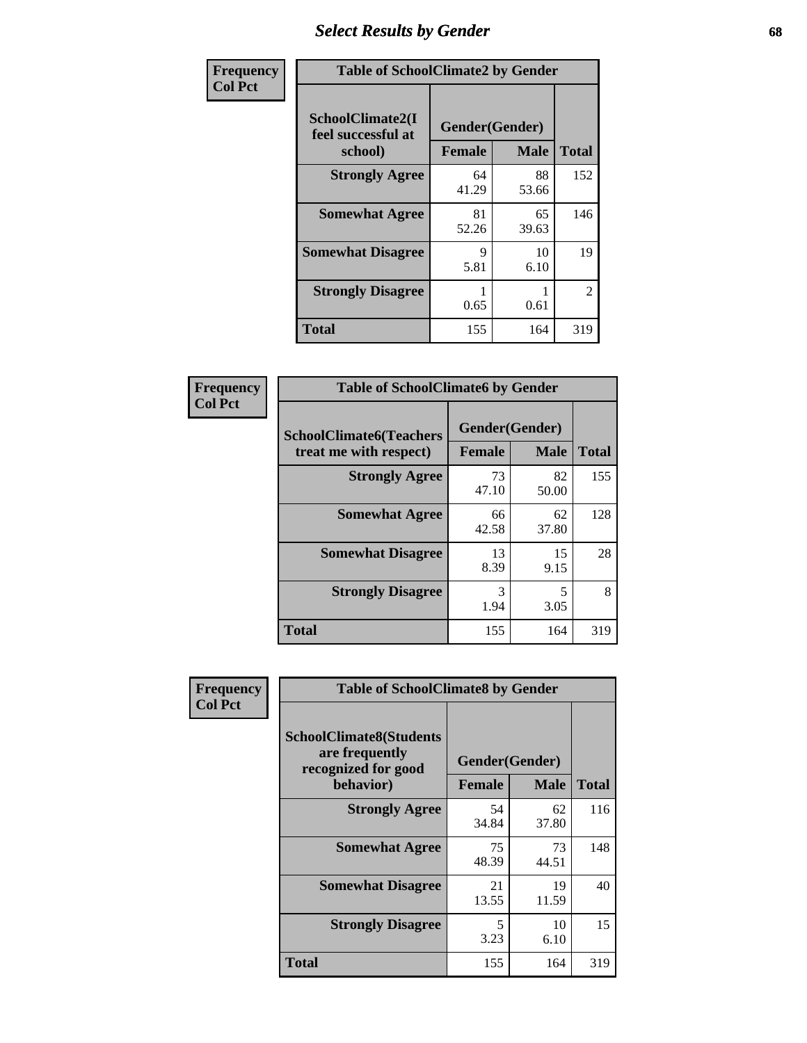# Select Results by Gender

**Frequency / Col Pct**

**Table of SchoolClimate2 by Gender**

| SchoolClimate2(I feel successful at school) | Gender(Gender) | | Total |
|---|---|---|---|
| | Female | Male | |
| Strongly Agree | 64<br>41.29 | 88<br>53.66 | 152 |
| Somewhat Agree | 81<br>52.26 | 65<br>39.63 | 146 |
| Somewhat Disagree | 9<br>5.81 | 10<br>6.10 | 19 |
| Strongly Disagree | 1<br>0.65 | 1<br>0.61 | 2 |
| Total | 155 | 164 | 319 |

**Frequency / Col Pct**

**Table of SchoolClimate6 by Gender**

| SchoolClimate6(Teachers treat me with respect) | Gender(Gender) | | Total |
|---|---|---|---|
| | Female | Male | |
| Strongly Agree | 73<br>47.10 | 82<br>50.00 | 155 |
| Somewhat Agree | 66<br>42.58 | 62<br>37.80 | 128 |
| Somewhat Disagree | 13<br>8.39 | 15<br>9.15 | 28 |
| Strongly Disagree | 3<br>1.94 | 5<br>3.05 | 8 |
| Total | 155 | 164 | 319 |

**Frequency / Col Pct**

**Table of SchoolClimate8 by Gender**

| SchoolClimate8(Students are frequently recognized for good behavior) | Gender(Gender) | | Total |
|---|---|---|---|
| | Female | Male | |
| Strongly Agree | 54<br>34.84 | 62<br>37.80 | 116 |
| Somewhat Agree | 75<br>48.39 | 73<br>44.51 | 148 |
| Somewhat Disagree | 21<br>13.55 | 19<br>11.59 | 40 |
| Strongly Disagree | 5<br>3.23 | 10<br>6.10 | 15 |
| Total | 155 | 164 | 319 |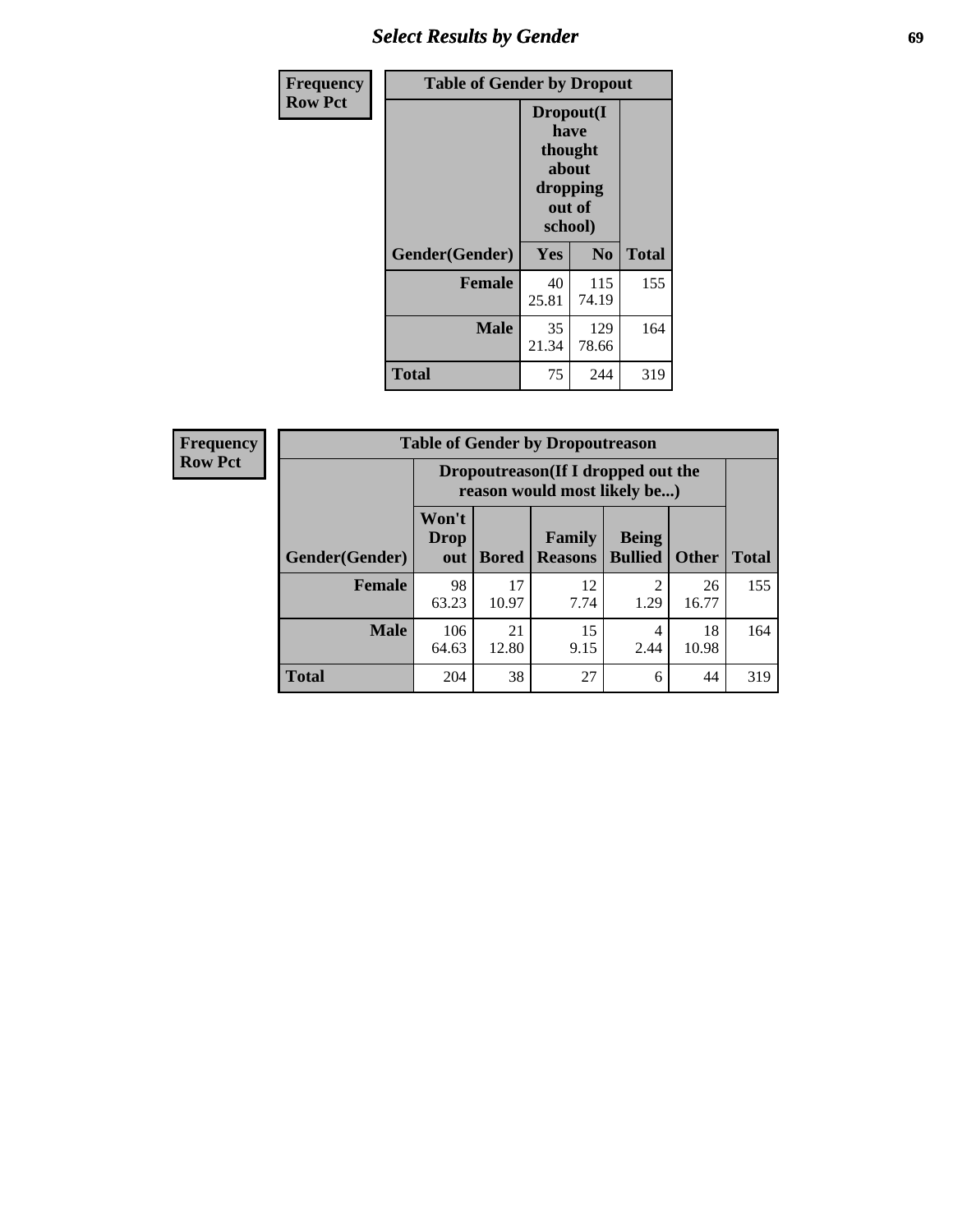| Frequency Row Pct | Table of Gender by Dropout | | |
|---|---|---|---|
| | Dropout(I have thought about dropping out of school) | | |
| Gender(Gender) | Yes | No | Total |
| Female | 40<br>25.81 | 115<br>74.19 | 155 |
| Male | 35<br>21.34 | 129<br>78.66 | 164 |
| Total | 75 | 244 | 319 |

| Frequency Row Pct | Table of Gender by Dropoutreason | | | | | |
|---|---|---|---|---|---|---|
| | Dropoutreason(If I dropped out the reason would most likely be...) | | | | | |
| Gender(Gender) | Won't Drop out | Bored | Family Reasons | Being Bullied | Other | Total |
| Female | 98<br>63.23 | 17<br>10.97 | 12<br>7.74 | 2<br>1.29 | 26<br>16.77 | 155 |
| Male | 106<br>64.63 | 21<br>12.80 | 15<br>9.15 | 4<br>2.44 | 18<br>10.98 | 164 |
| Total | 204 | 38 | 27 | 6 | 44 | 319 |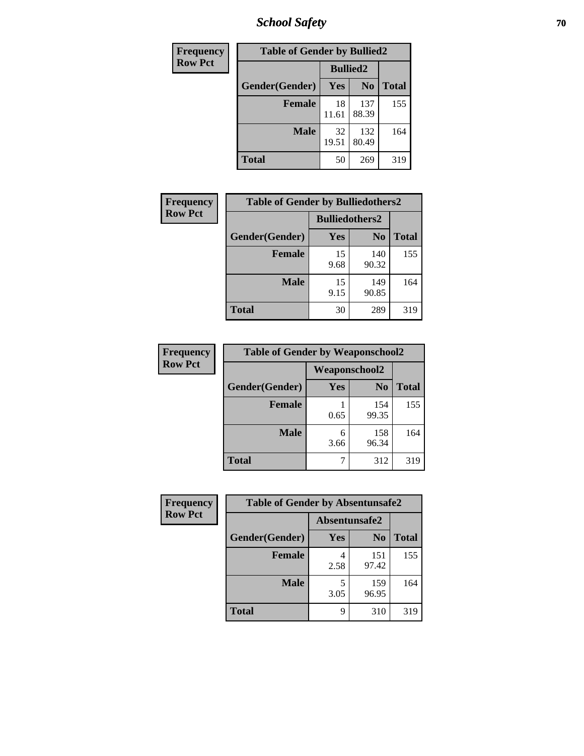| Frequency Row Pct |
|---|

| Table of Gender by Bullied2 | | | |
|---|---|---|---|
| | Bullied2 | | |
| Gender(Gender) | Yes | No | Total |
| Female | 18 11.61 | 137 88.39 | 155 |
| Male | 32 19.51 | 132 80.49 | 164 |
| Total | 50 | 269 | 319 |

| Frequency Row Pct |
|---|

| Table of Gender by Bulliedothers2 | | | |
|---|---|---|---|
| | Bulliedothers2 | | |
| Gender(Gender) | Yes | No | Total |
| Female | 15 9.68 | 140 90.32 | 155 |
| Male | 15 9.15 | 149 90.85 | 164 |
| Total | 30 | 289 | 319 |

| Frequency Row Pct |
|---|

| Table of Gender by Weaponschool2 | | | |
|---|---|---|---|
| | Weaponschool2 | | |
| Gender(Gender) | Yes | No | Total |
| Female | 1 0.65 | 154 99.35 | 155 |
| Male | 6 3.66 | 158 96.34 | 164 |
| Total | 7 | 312 | 319 |

| Frequency Row Pct |
|---|

| Table of Gender by Absentunsafe2 | | | |
|---|---|---|---|
| | Absentunsafe2 | | |
| Gender(Gender) | Yes | No | Total |
| Female | 4 2.58 | 151 97.42 | 155 |
| Male | 5 3.05 | 159 96.95 | 164 |
| Total | 9 | 310 | 319 |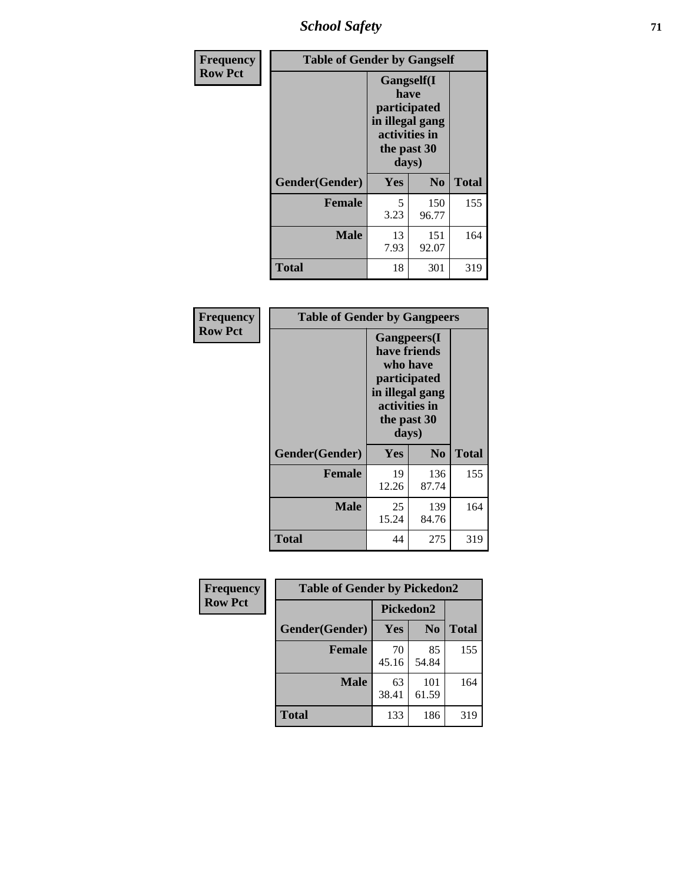# School Safety

**Frequency**
**Row Pct**

| Table of Gender by Gangself | | | |
|---|---|---|---|
| | Gangself(I have participated in illegal gang activities in the past 30 days) | | |
| Gender(Gender) | Yes | No | Total |
| Female | 5<br>3.23 | 150<br>96.77 | 155 |
| Male | 13<br>7.93 | 151<br>92.07 | 164 |
| Total | 18 | 301 | 319 |

**Frequency**
**Row Pct**

| Table of Gender by Gangpeers | | | |
|---|---|---|---|
| | Gangpeers(I have friends who have participated in illegal gang activities in the past 30 days) | | |
| Gender(Gender) | Yes | No | Total |
| Female | 19<br>12.26 | 136<br>87.74 | 155 |
| Male | 25<br>15.24 | 139<br>84.76 | 164 |
| Total | 44 | 275 | 319 |

**Frequency**
**Row Pct**

| Table of Gender by Pickedon2 | | | |
|---|---|---|---|
| | Pickedon2 | | |
| Gender(Gender) | Yes | No | Total |
| Female | 70<br>45.16 | 85<br>54.84 | 155 |
| Male | 63<br>38.41 | 101<br>61.59 | 164 |
| Total | 133 | 186 | 319 |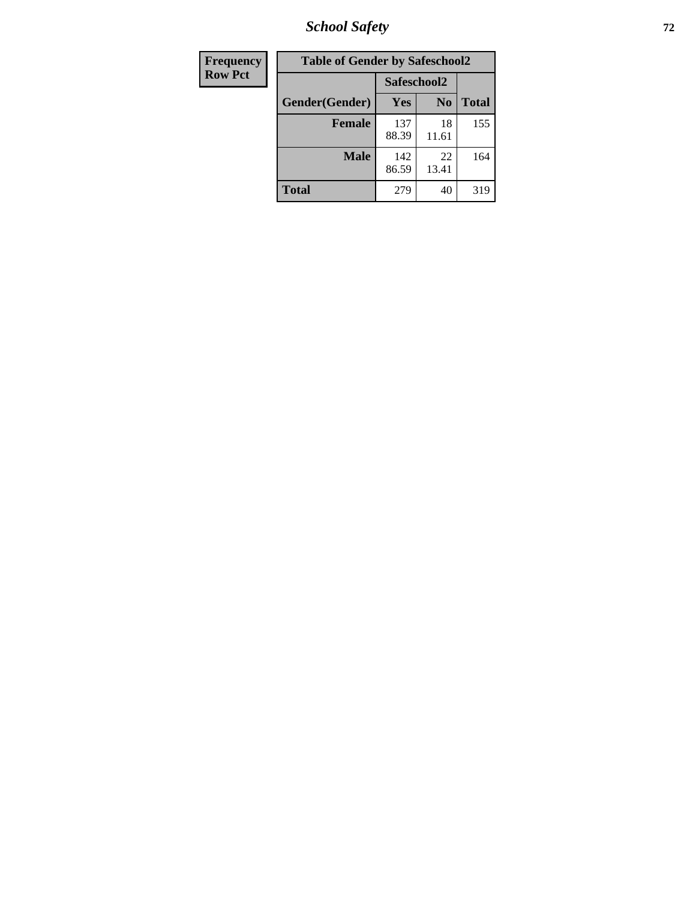| Frequency Row Pct |
| --- |

| Table of Gender by Safeschool2 | | | |
| --- | --- | --- | --- |
| | Safeschool2 | | |
| Gender(Gender) | Yes | No | Total |
| Female | 137<br>88.39 | 18<br>11.61 | 155 |
| Male | 142<br>86.59 | 22<br>13.41 | 164 |
| Total | 279 | 40 | 319 |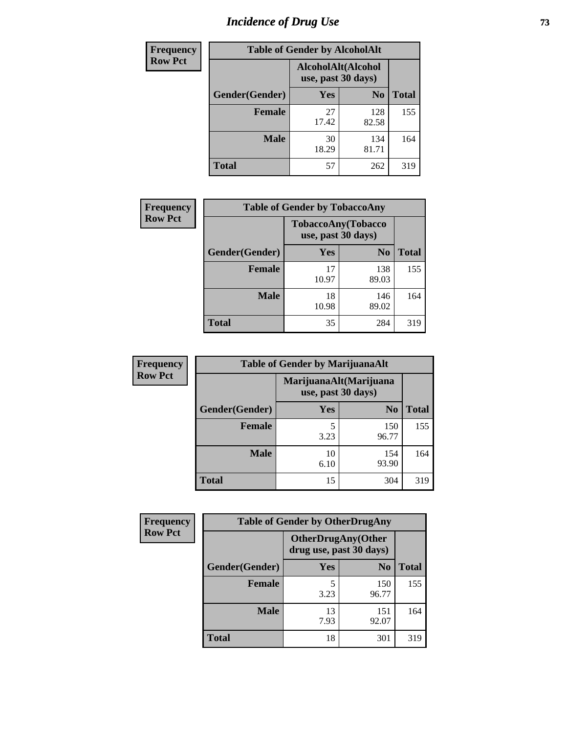# Incidence of Drug Use

| Frequency Row Pct | Table of Gender by AlcoholAlt | | |
|---|---|---|---|
| | AlcoholAlt(Alcohol use, past 30 days) | | |
| Gender(Gender) | Yes | No | Total |
| Female | 27<br>17.42 | 128<br>82.58 | 155 |
| Male | 30<br>18.29 | 134<br>81.71 | 164 |
| Total | 57 | 262 | 319 |

| Frequency Row Pct | Table of Gender by TobaccoAny | | |
|---|---|---|---|
| | TobaccoAny(Tobacco use, past 30 days) | | |
| Gender(Gender) | Yes | No | Total |
| Female | 17<br>10.97 | 138<br>89.03 | 155 |
| Male | 18<br>10.98 | 146<br>89.02 | 164 |
| Total | 35 | 284 | 319 |

| Frequency Row Pct | Table of Gender by MarijuanaAlt | | |
|---|---|---|---|
| | MarijuanaAlt(Marijuana use, past 30 days) | | |
| Gender(Gender) | Yes | No | Total |
| Female | 5<br>3.23 | 150<br>96.77 | 155 |
| Male | 10<br>6.10 | 154<br>93.90 | 164 |
| Total | 15 | 304 | 319 |

| Frequency Row Pct | Table of Gender by OtherDrugAny | | |
|---|---|---|---|
| | OtherDrugAny(Other drug use, past 30 days) | | |
| Gender(Gender) | Yes | No | Total |
| Female | 5<br>3.23 | 150<br>96.77 | 155 |
| Male | 13<br>7.93 | 151<br>92.07 | 164 |
| Total | 18 | 301 | 319 |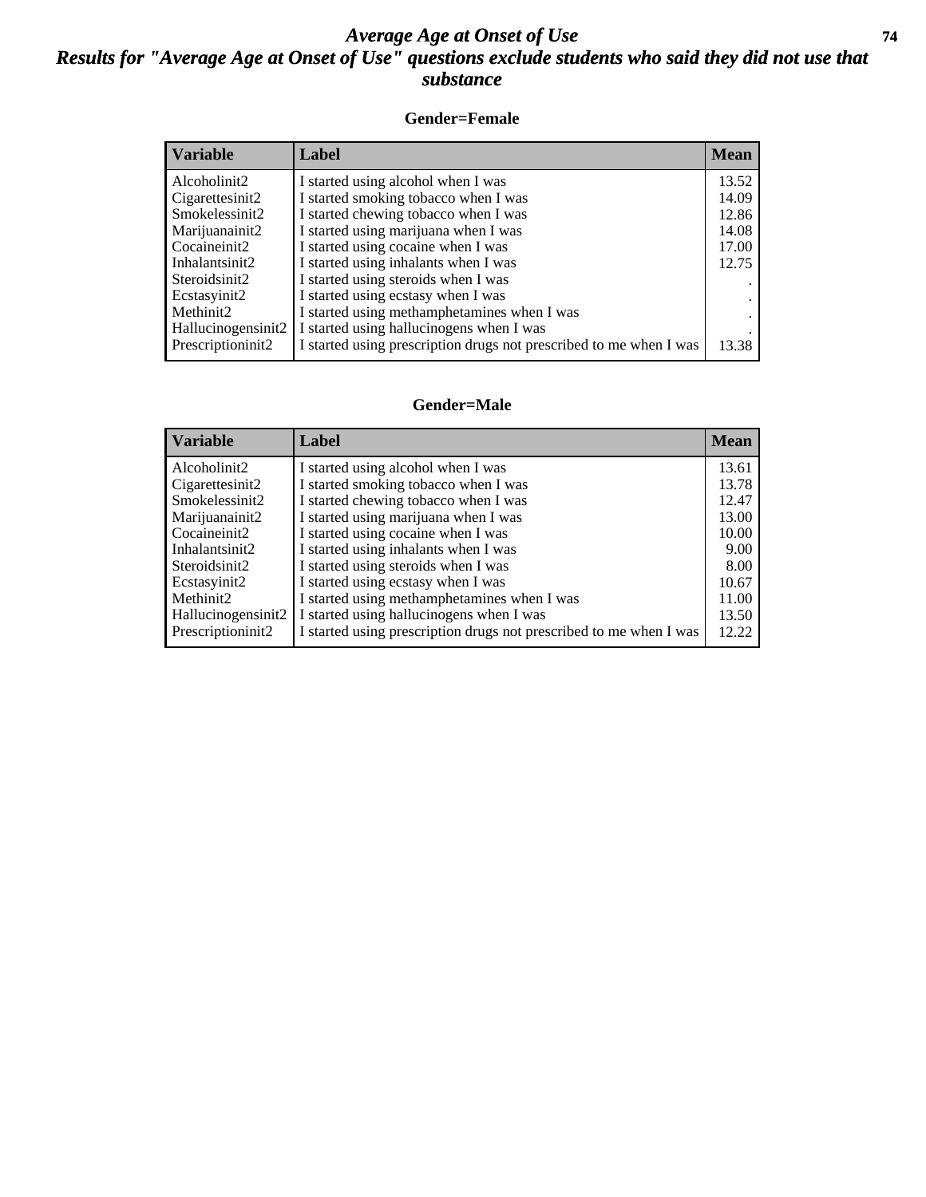# *Average Age at Onset of Use*

## *Results for "Average Age at Onset of Use" questions exclude students who said they did not use that substance*

### Gender=Female

| Variable | Label | Mean |
|---|---|---|
| Alcoholinit2 | I started using alcohol when I was | 13.52 |
| Cigarettesinit2 | I started smoking tobacco when I was | 14.09 |
| Smokelessinit2 | I started chewing tobacco when I was | 12.86 |
| Marijuanainit2 | I started using marijuana when I was | 14.08 |
| Cocaineinit2 | I started using cocaine when I was | 17.00 |
| Inhalantsinit2 | I started using inhalants when I was | 12.75 |
| Steroidsinit2 | I started using steroids when I was | . |
| Ecstasyinit2 | I started using ecstasy when I was | . |
| Methinit2 | I started using methamphetamines when I was | . |
| Hallucinogensinit2 | I started using hallucinogens when I was | . |
| Prescriptioninit2 | I started using prescription drugs not prescribed to me when I was | 13.38 |

### Gender=Male

| Variable | Label | Mean |
|---|---|---|
| Alcoholinit2 | I started using alcohol when I was | 13.61 |
| Cigarettesinit2 | I started smoking tobacco when I was | 13.78 |
| Smokelessinit2 | I started chewing tobacco when I was | 12.47 |
| Marijuanainit2 | I started using marijuana when I was | 13.00 |
| Cocaineinit2 | I started using cocaine when I was | 10.00 |
| Inhalantsinit2 | I started using inhalants when I was | 9.00 |
| Steroidsinit2 | I started using steroids when I was | 8.00 |
| Ecstasyinit2 | I started using ecstasy when I was | 10.67 |
| Methinit2 | I started using methamphetamines when I was | 11.00 |
| Hallucinogensinit2 | I started using hallucinogens when I was | 13.50 |
| Prescriptioninit2 | I started using prescription drugs not prescribed to me when I was | 12.22 |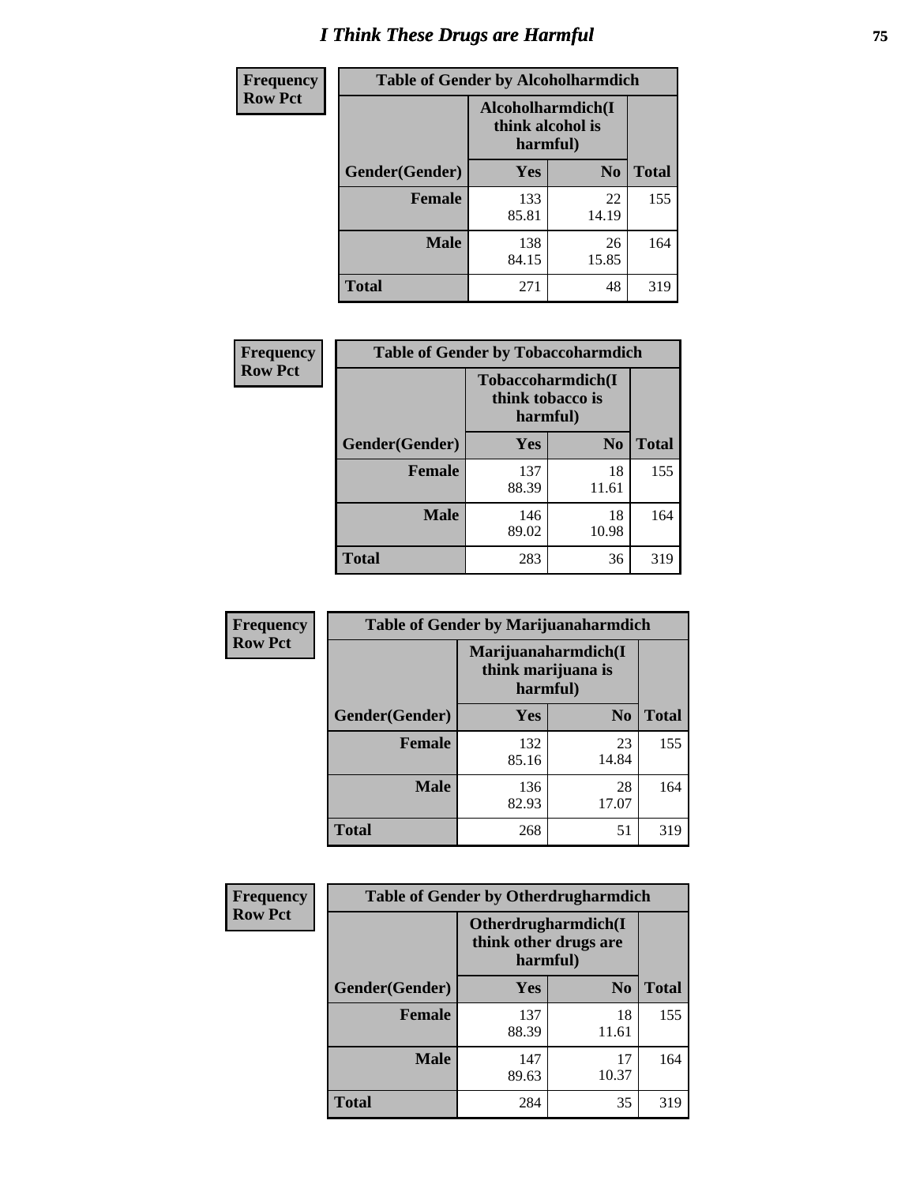# I Think These Drugs are Harmful

| Frequency Row Pct | Table of Gender by Alcoholharmdich | | |
|---|---|---|---|
| | Alcoholharmdich(I think alcohol is harmful) | | |
| Gender(Gender) | Yes | No | Total |
| Female | 133<br>85.81 | 22<br>14.19 | 155 |
| Male | 138<br>84.15 | 26<br>15.85 | 164 |
| Total | 271 | 48 | 319 |

| Frequency Row Pct | Table of Gender by Tobaccoharmdich | | |
|---|---|---|---|
| | Tobaccoharmdich(I think tobacco is harmful) | | |
| Gender(Gender) | Yes | No | Total |
| Female | 137<br>88.39 | 18<br>11.61 | 155 |
| Male | 146<br>89.02 | 18<br>10.98 | 164 |
| Total | 283 | 36 | 319 |

| Frequency Row Pct | Table of Gender by Marijuanaharmdich | | |
|---|---|---|---|
| | Marijuanaharmdich(I think marijuana is harmful) | | |
| Gender(Gender) | Yes | No | Total |
| Female | 132<br>85.16 | 23<br>14.84 | 155 |
| Male | 136<br>82.93 | 28<br>17.07 | 164 |
| Total | 268 | 51 | 319 |

| Frequency Row Pct | Table of Gender by Otherdrugharmdich | | |
|---|---|---|---|
| | Otherdrugharmdich(I think other drugs are harmful) | | |
| Gender(Gender) | Yes | No | Total |
| Female | 137<br>88.39 | 18<br>11.61 | 155 |
| Male | 147<br>89.63 | 17<br>10.37 | 164 |
| Total | 284 | 35 | 319 |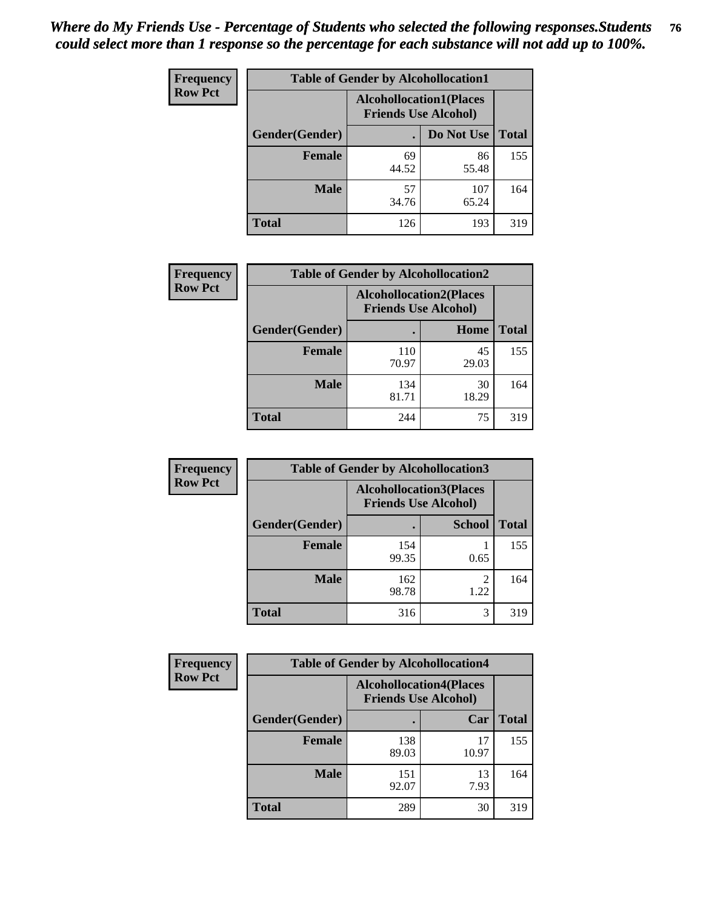*Where do My Friends Use - Percentage of Students who selected the following responses.Students could select more than 1 response so the percentage for each substance will not add up to 100%.*

**Frequency**
**Row Pct**

| Table of Gender by Alcohollocation1 | | | |
|---|---|---|---|
| | Alcohollocation1(Places Friends Use Alcohol) | | |
| Gender(Gender) | . | Do Not Use | Total |
| Female | 69<br>44.52 | 86<br>55.48 | 155 |
| Male | 57<br>34.76 | 107<br>65.24 | 164 |
| Total | 126 | 193 | 319 |

**Frequency**
**Row Pct**

| Table of Gender by Alcohollocation2 | | | |
|---|---|---|---|
| | Alcohollocation2(Places Friends Use Alcohol) | | |
| Gender(Gender) | . | Home | Total |
| Female | 110<br>70.97 | 45<br>29.03 | 155 |
| Male | 134<br>81.71 | 30<br>18.29 | 164 |
| Total | 244 | 75 | 319 |

**Frequency**
**Row Pct**

| Table of Gender by Alcohollocation3 | | | |
|---|---|---|---|
| | Alcohollocation3(Places Friends Use Alcohol) | | |
| Gender(Gender) | . | School | Total |
| Female | 154<br>99.35 | 1<br>0.65 | 155 |
| Male | 162<br>98.78 | 2<br>1.22 | 164 |
| Total | 316 | 3 | 319 |

**Frequency**
**Row Pct**

| Table of Gender by Alcohollocation4 | | | |
|---|---|---|---|
| | Alcohollocation4(Places Friends Use Alcohol) | | |
| Gender(Gender) | . | Car | Total |
| Female | 138<br>89.03 | 17<br>10.97 | 155 |
| Male | 151<br>92.07 | 13<br>7.93 | 164 |
| Total | 289 | 30 | 319 |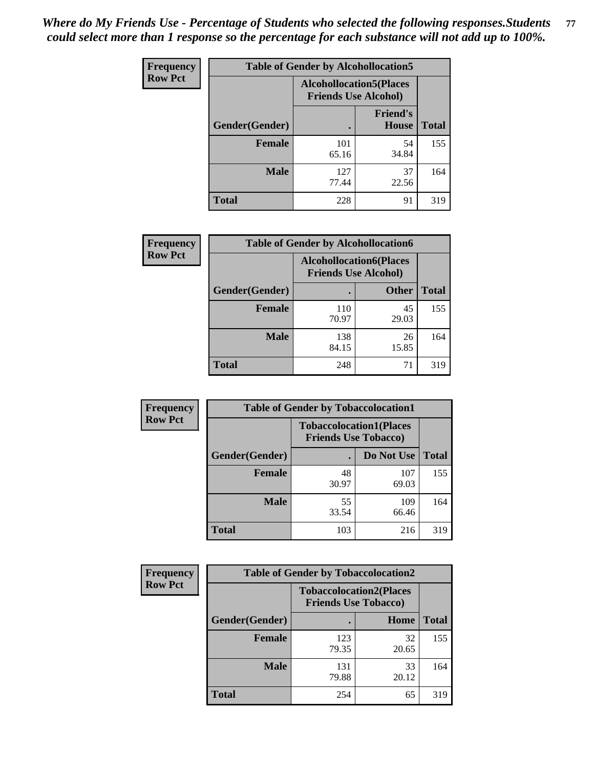*Where do My Friends Use - Percentage of Students who selected the following responses.Students could select more than 1 response so the percentage for each substance will not add up to 100%.*

**Frequency / Row Pct**

| Table of Gender by Alcohollocation5 | | | |
|---|---|---|---|
| | Alcohollocation5(Places Friends Use Alcohol) | | |
| Gender(Gender) | . | Friend's House | Total |
| **Female** | 101<br>65.16 | 54<br>34.84 | 155 |
| **Male** | 127<br>77.44 | 37<br>22.56 | 164 |
| **Total** | 228 | 91 | 319 |

**Frequency / Row Pct**

| Table of Gender by Alcohollocation6 | | | |
|---|---|---|---|
| | Alcohollocation6(Places Friends Use Alcohol) | | |
| Gender(Gender) | . | Other | Total |
| **Female** | 110<br>70.97 | 45<br>29.03 | 155 |
| **Male** | 138<br>84.15 | 26<br>15.85 | 164 |
| **Total** | 248 | 71 | 319 |

**Frequency / Row Pct**

| Table of Gender by Tobaccolocation1 | | | |
|---|---|---|---|
| | Tobaccolocation1(Places Friends Use Tobacco) | | |
| Gender(Gender) | . | Do Not Use | Total |
| **Female** | 48<br>30.97 | 107<br>69.03 | 155 |
| **Male** | 55<br>33.54 | 109<br>66.46 | 164 |
| **Total** | 103 | 216 | 319 |

**Frequency / Row Pct**

| Table of Gender by Tobaccolocation2 | | | |
|---|---|---|---|
| | Tobaccolocation2(Places Friends Use Tobacco) | | |
| Gender(Gender) | . | Home | Total |
| **Female** | 123<br>79.35 | 32<br>20.65 | 155 |
| **Male** | 131<br>79.88 | 33<br>20.12 | 164 |
| **Total** | 254 | 65 | 319 |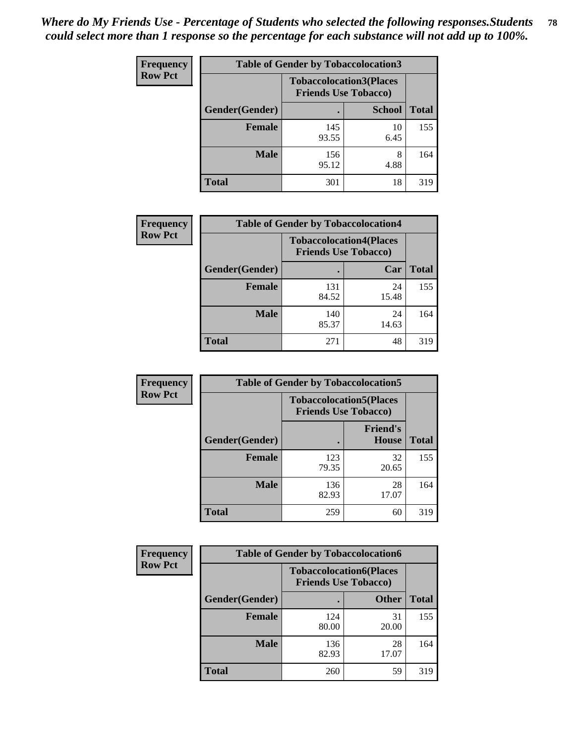*Where do My Friends Use - Percentage of Students who selected the following responses.Students could select more than 1 response so the percentage for each substance will not add up to 100%.*

**Frequency Row Pct**

| Table of Gender by Tobaccolocation3 | | | |
|---|---|---|---|
| | Tobaccolocation3(Places Friends Use Tobacco) | | |
| Gender(Gender) | . | School | Total |
| Female | 145<br>93.55 | 10<br>6.45 | 155 |
| Male | 156<br>95.12 | 8<br>4.88 | 164 |
| Total | 301 | 18 | 319 |

**Frequency Row Pct**

| Table of Gender by Tobaccolocation4 | | | |
|---|---|---|---|
| | Tobaccolocation4(Places Friends Use Tobacco) | | |
| Gender(Gender) | . | Car | Total |
| Female | 131<br>84.52 | 24<br>15.48 | 155 |
| Male | 140<br>85.37 | 24<br>14.63 | 164 |
| Total | 271 | 48 | 319 |

**Frequency Row Pct**

| Table of Gender by Tobaccolocation5 | | | |
|---|---|---|---|
| | Tobaccolocation5(Places Friends Use Tobacco) | | |
| Gender(Gender) | . | Friend's House | Total |
| Female | 123<br>79.35 | 32<br>20.65 | 155 |
| Male | 136<br>82.93 | 28<br>17.07 | 164 |
| Total | 259 | 60 | 319 |

**Frequency Row Pct**

| Table of Gender by Tobaccolocation6 | | | |
|---|---|---|---|
| | Tobaccolocation6(Places Friends Use Tobacco) | | |
| Gender(Gender) | . | Other | Total |
| Female | 124<br>80.00 | 31<br>20.00 | 155 |
| Male | 136<br>82.93 | 28<br>17.07 | 164 |
| Total | 260 | 59 | 319 |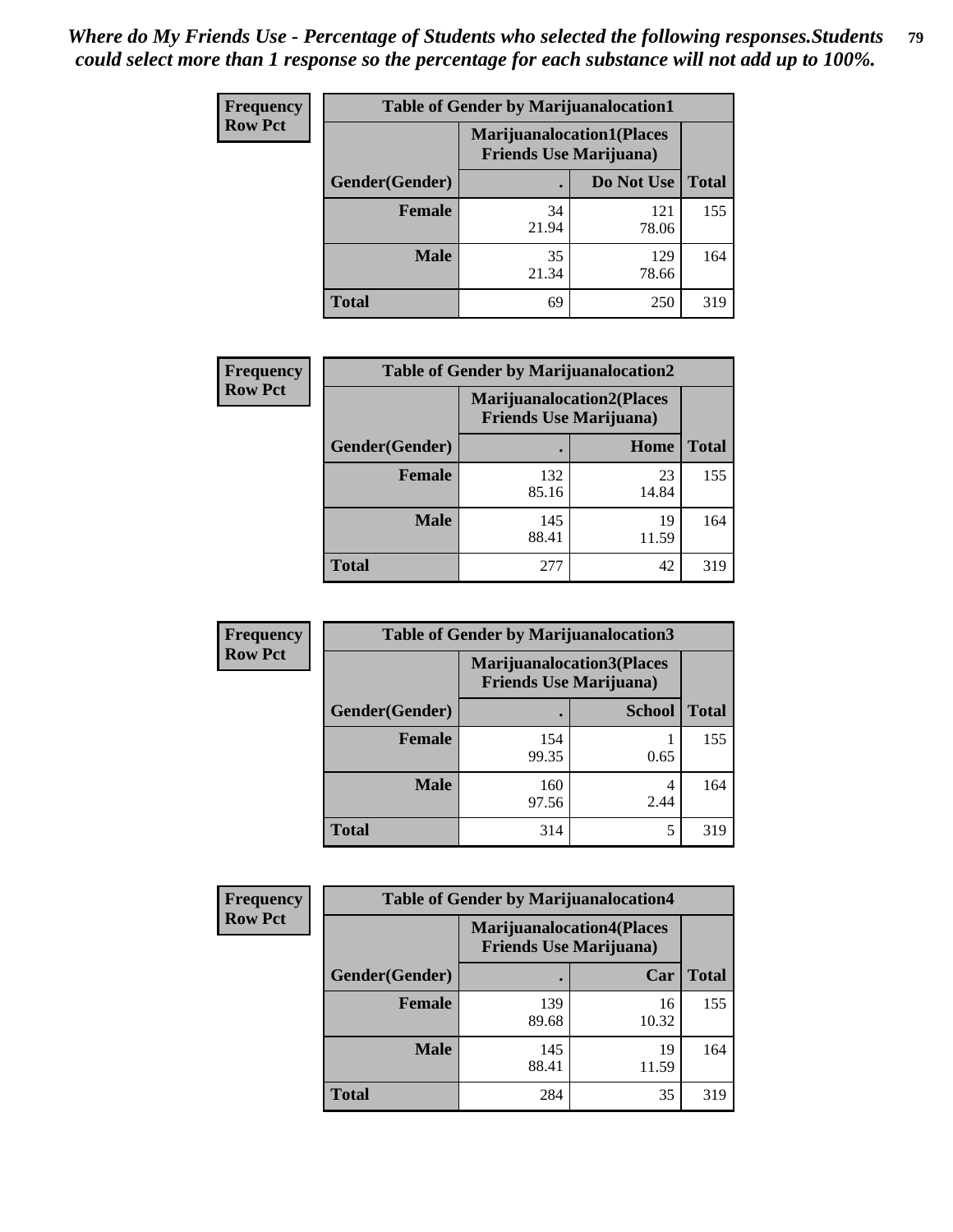*Where do My Friends Use - Percentage of Students who selected the following responses.Students could select more than 1 response so the percentage for each substance will not add up to 100%.*

**Frequency**
**Row Pct**

| Table of Gender by Marijuanalocation1 | | | |
|---|---|---|---|
| | Marijuanalocation1(Places Friends Use Marijuana) | | |
| Gender(Gender) | . | Do Not Use | Total |
| Female | 34<br>21.94 | 121<br>78.06 | 155 |
| Male | 35<br>21.34 | 129<br>78.66 | 164 |
| Total | 69 | 250 | 319 |

**Frequency**
**Row Pct**

| Table of Gender by Marijuanalocation2 | | | |
|---|---|---|---|
| | Marijuanalocation2(Places Friends Use Marijuana) | | |
| Gender(Gender) | . | Home | Total |
| Female | 132<br>85.16 | 23<br>14.84 | 155 |
| Male | 145<br>88.41 | 19<br>11.59 | 164 |
| Total | 277 | 42 | 319 |

**Frequency**
**Row Pct**

| Table of Gender by Marijuanalocation3 | | | |
|---|---|---|---|
| | Marijuanalocation3(Places Friends Use Marijuana) | | |
| Gender(Gender) | . | School | Total |
| Female | 154<br>99.35 | 1<br>0.65 | 155 |
| Male | 160<br>97.56 | 4<br>2.44 | 164 |
| Total | 314 | 5 | 319 |

**Frequency**
**Row Pct**

| Table of Gender by Marijuanalocation4 | | | |
|---|---|---|---|
| | Marijuanalocation4(Places Friends Use Marijuana) | | |
| Gender(Gender) | . | Car | Total |
| Female | 139<br>89.68 | 16<br>10.32 | 155 |
| Male | 145<br>88.41 | 19<br>11.59 | 164 |
| Total | 284 | 35 | 319 |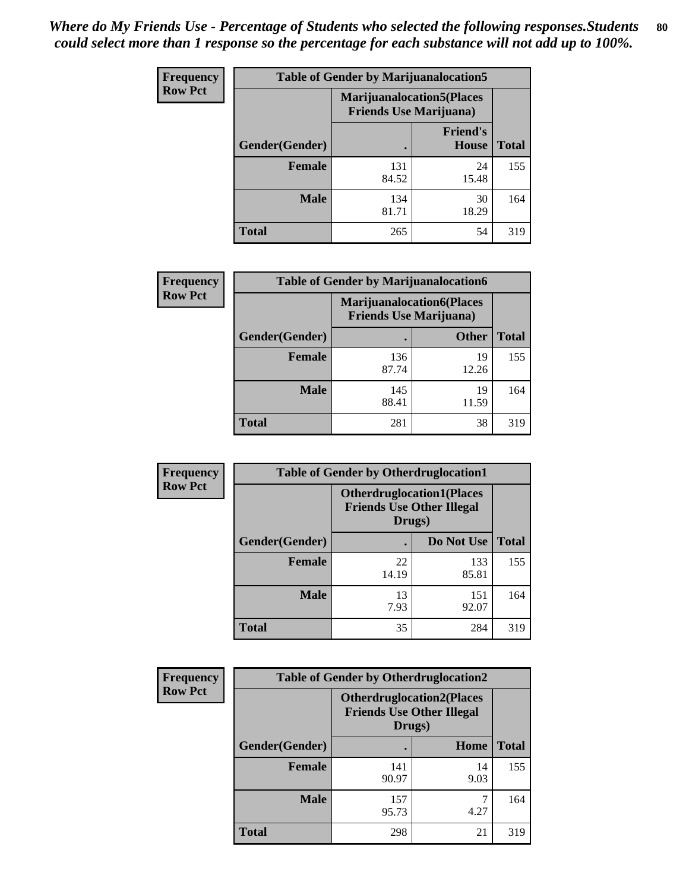*Where do My Friends Use - Percentage of Students who selected the following responses.Students could select more than 1 response so the percentage for each substance will not add up to 100%.*

**Frequency / Row Pct**

| Table of Gender by Marijuanalocation5 | | | |
|---|---|---|---|
| | Marijuanalocation5(Places Friends Use Marijuana) | | |
| Gender(Gender) | . | Friend's House | Total |
| Female | 131<br>84.52 | 24<br>15.48 | 155 |
| Male | 134<br>81.71 | 30<br>18.29 | 164 |
| Total | 265 | 54 | 319 |

**Frequency / Row Pct**

| Table of Gender by Marijuanalocation6 | | | |
|---|---|---|---|
| | Marijuanalocation6(Places Friends Use Marijuana) | | |
| Gender(Gender) | . | Other | Total |
| Female | 136<br>87.74 | 19<br>12.26 | 155 |
| Male | 145<br>88.41 | 19<br>11.59 | 164 |
| Total | 281 | 38 | 319 |

**Frequency / Row Pct**

| Table of Gender by Otherdruglocation1 | | | |
|---|---|---|---|
| | Otherdruglocation1(Places Friends Use Other Illegal Drugs) | | |
| Gender(Gender) | . | Do Not Use | Total |
| Female | 22<br>14.19 | 133<br>85.81 | 155 |
| Male | 13<br>7.93 | 151<br>92.07 | 164 |
| Total | 35 | 284 | 319 |

**Frequency / Row Pct**

| Table of Gender by Otherdruglocation2 | | | |
|---|---|---|---|
| | Otherdruglocation2(Places Friends Use Other Illegal Drugs) | | |
| Gender(Gender) | . | Home | Total |
| Female | 141<br>90.97 | 14<br>9.03 | 155 |
| Male | 157<br>95.73 | 7<br>4.27 | 164 |
| Total | 298 | 21 | 319 |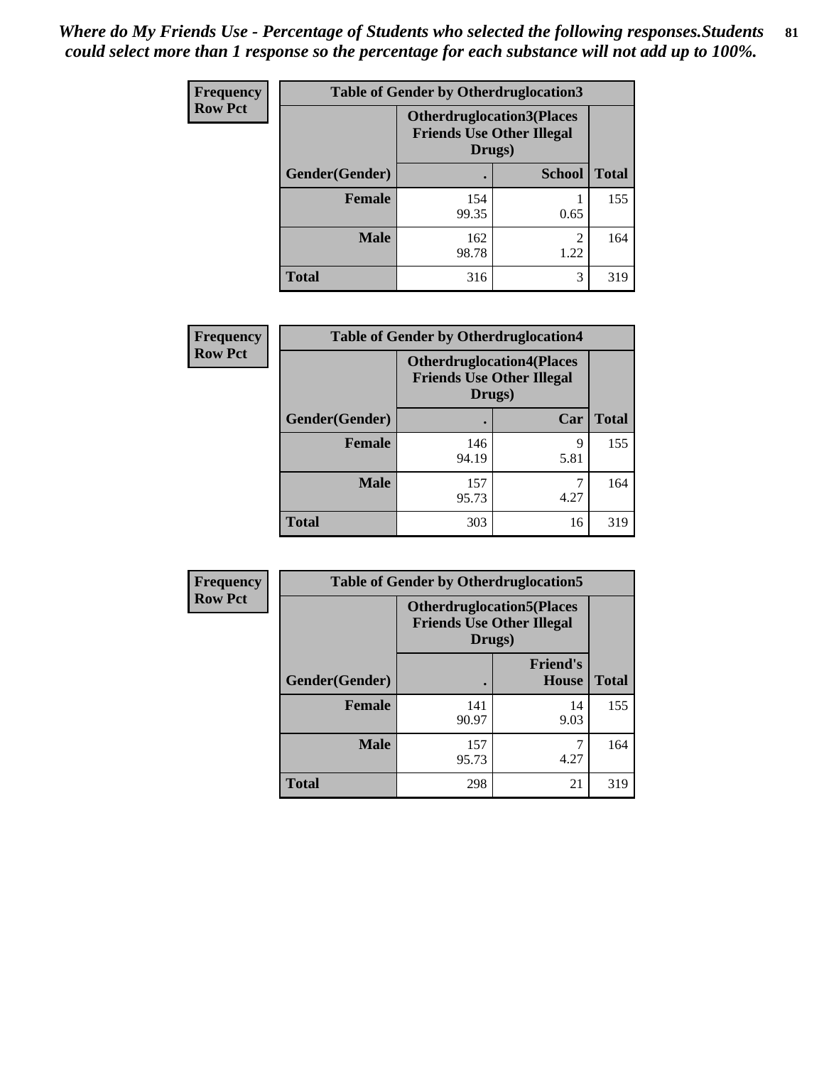*Where do My Friends Use - Percentage of Students who selected the following responses.Students could select more than 1 response so the percentage for each substance will not add up to 100%.*

**Frequency**
**Row Pct**

| Table of Gender by Otherdruglocation3 | | | |
|---|---|---|---|
| | Otherdruglocation3(Places Friends Use Other Illegal Drugs) | | |
| Gender(Gender) | . | School | Total |
| Female | 154<br>99.35 | 1<br>0.65 | 155 |
| Male | 162<br>98.78 | 2<br>1.22 | 164 |
| Total | 316 | 3 | 319 |

**Frequency**
**Row Pct**

| Table of Gender by Otherdruglocation4 | | | |
|---|---|---|---|
| | Otherdruglocation4(Places Friends Use Other Illegal Drugs) | | |
| Gender(Gender) | . | Car | Total |
| Female | 146<br>94.19 | 9<br>5.81 | 155 |
| Male | 157<br>95.73 | 7<br>4.27 | 164 |
| Total | 303 | 16 | 319 |

**Frequency**
**Row Pct**

| Table of Gender by Otherdruglocation5 | | | |
|---|---|---|---|
| | Otherdruglocation5(Places Friends Use Other Illegal Drugs) | | |
| Gender(Gender) | . | Friend's House | Total |
| Female | 141<br>90.97 | 14<br>9.03 | 155 |
| Male | 157<br>95.73 | 7<br>4.27 | 164 |
| Total | 298 | 21 | 319 |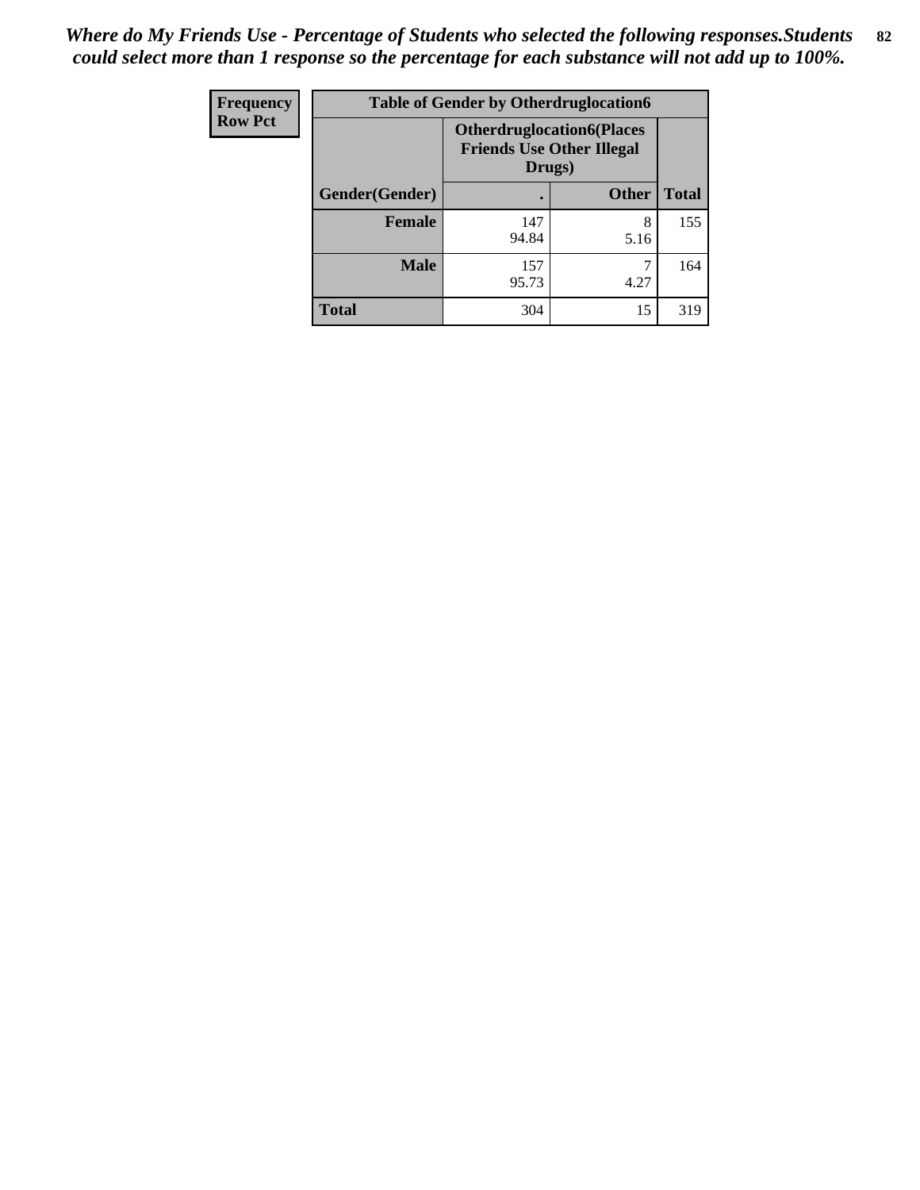*Where do My Friends Use - Percentage of Students who selected the following responses.Students could select more than 1 response so the percentage for each substance will not add up to 100%.*

| Frequency<br>Row Pct | Table of Gender by Otherdruglocation6 | | |
|---|---|---|---|
| | Otherdruglocation6(Places Friends Use Other Illegal Drugs) | | |
| Gender(Gender) | . | Other | Total |
| Female | 147<br>94.84 | 8<br>5.16 | 155 |
| Male | 157<br>95.73 | 7<br>4.27 | 164 |
| Total | 304 | 15 | 319 |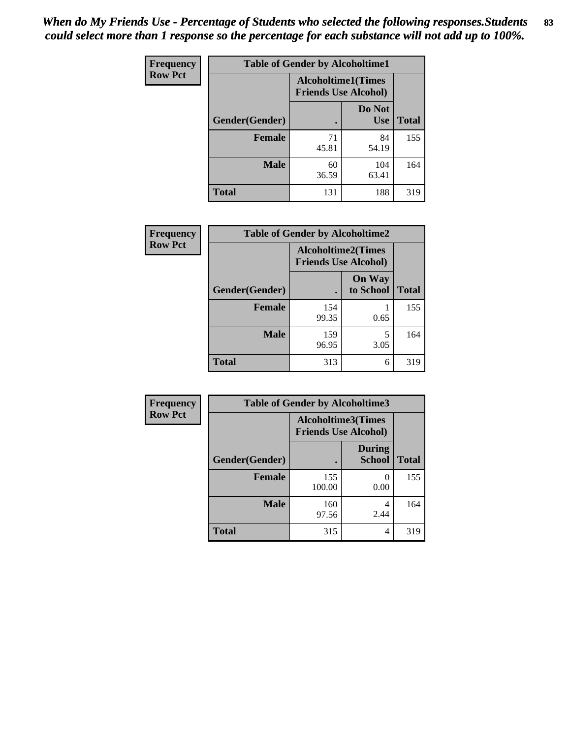*When do My Friends Use - Percentage of Students who selected the following responses.Students could select more than 1 response so the percentage for each substance will not add up to 100%.*

**Frequency**
**Row Pct**

| Table of Gender by Alcoholtime1 | | | |
|---|---|---|---|
| | Alcoholtime1(Times Friends Use Alcohol) | | |
| Gender(Gender) | . | Do Not Use | Total |
| **Female** | 71<br>45.81 | 84<br>54.19 | 155 |
| **Male** | 60<br>36.59 | 104<br>63.41 | 164 |
| **Total** | 131 | 188 | 319 |

**Frequency**
**Row Pct**

| Table of Gender by Alcoholtime2 | | | |
|---|---|---|---|
| | Alcoholtime2(Times Friends Use Alcohol) | | |
| Gender(Gender) | . | On Way to School | Total |
| **Female** | 154<br>99.35 | 1<br>0.65 | 155 |
| **Male** | 159<br>96.95 | 5<br>3.05 | 164 |
| **Total** | 313 | 6 | 319 |

**Frequency**
**Row Pct**

| Table of Gender by Alcoholtime3 | | | |
|---|---|---|---|
| | Alcoholtime3(Times Friends Use Alcohol) | | |
| Gender(Gender) | . | During School | Total |
| **Female** | 155<br>100.00 | 0<br>0.00 | 155 |
| **Male** | 160<br>97.56 | 4<br>2.44 | 164 |
| **Total** | 315 | 4 | 319 |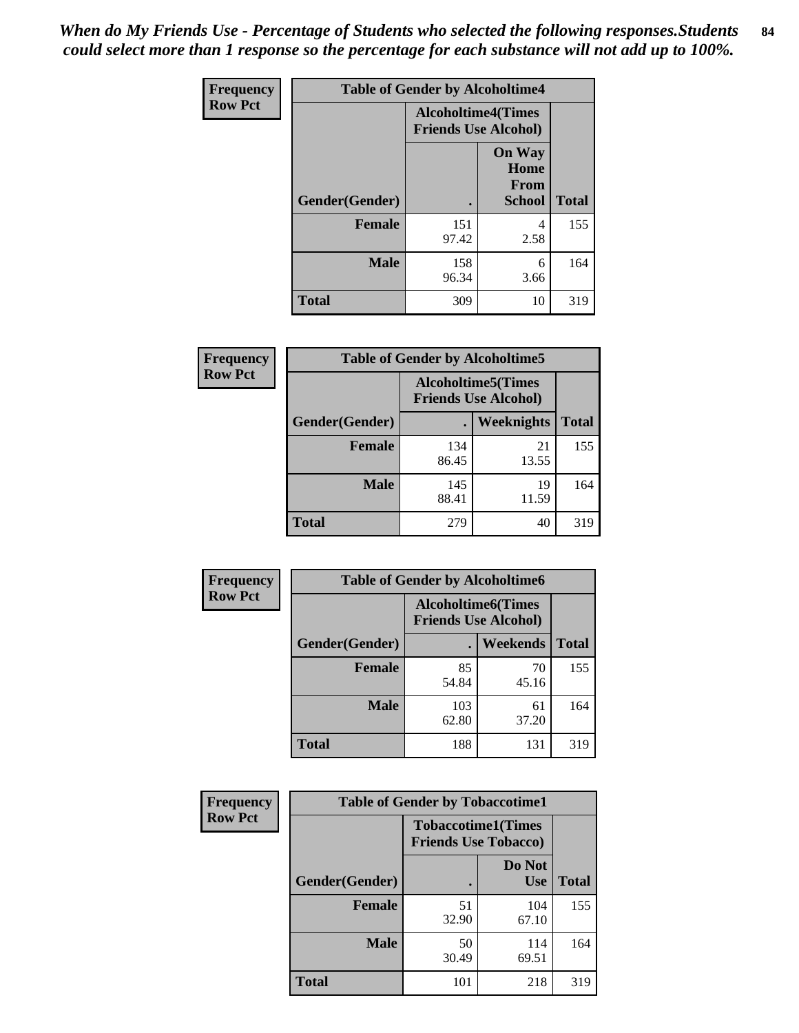*When do My Friends Use - Percentage of Students who selected the following responses.Students could select more than 1 response so the percentage for each substance will not add up to 100%.*

**Frequency**
**Row Pct**

**Table of Gender by Alcoholtime4**

| Gender(Gender) | Alcoholtime4(Times Friends Use Alcohol) . | Alcoholtime4(Times Friends Use Alcohol) On Way Home From School | Total |
|---|---|---|---|
| Female | 151<br>97.42 | 4<br>2.58 | 155 |
| Male | 158<br>96.34 | 6<br>3.66 | 164 |
| Total | 309 | 10 | 319 |

**Frequency**
**Row Pct**

**Table of Gender by Alcoholtime5**

| Gender(Gender) | Alcoholtime5(Times Friends Use Alcohol) . | Alcoholtime5(Times Friends Use Alcohol) Weeknights | Total |
|---|---|---|---|
| Female | 134<br>86.45 | 21<br>13.55 | 155 |
| Male | 145<br>88.41 | 19<br>11.59 | 164 |
| Total | 279 | 40 | 319 |

**Frequency**
**Row Pct**

**Table of Gender by Alcoholtime6**

| Gender(Gender) | Alcoholtime6(Times Friends Use Alcohol) . | Alcoholtime6(Times Friends Use Alcohol) Weekends | Total |
|---|---|---|---|
| Female | 85<br>54.84 | 70<br>45.16 | 155 |
| Male | 103<br>62.80 | 61<br>37.20 | 164 |
| Total | 188 | 131 | 319 |

**Frequency**
**Row Pct**

**Table of Gender by Tobaccotime1**

| Gender(Gender) | Tobaccotime1(Times Friends Use Tobacco) . | Tobaccotime1(Times Friends Use Tobacco) Do Not Use | Total |
|---|---|---|---|
| Female | 51<br>32.90 | 104<br>67.10 | 155 |
| Male | 50<br>30.49 | 114<br>69.51 | 164 |
| Total | 101 | 218 | 319 |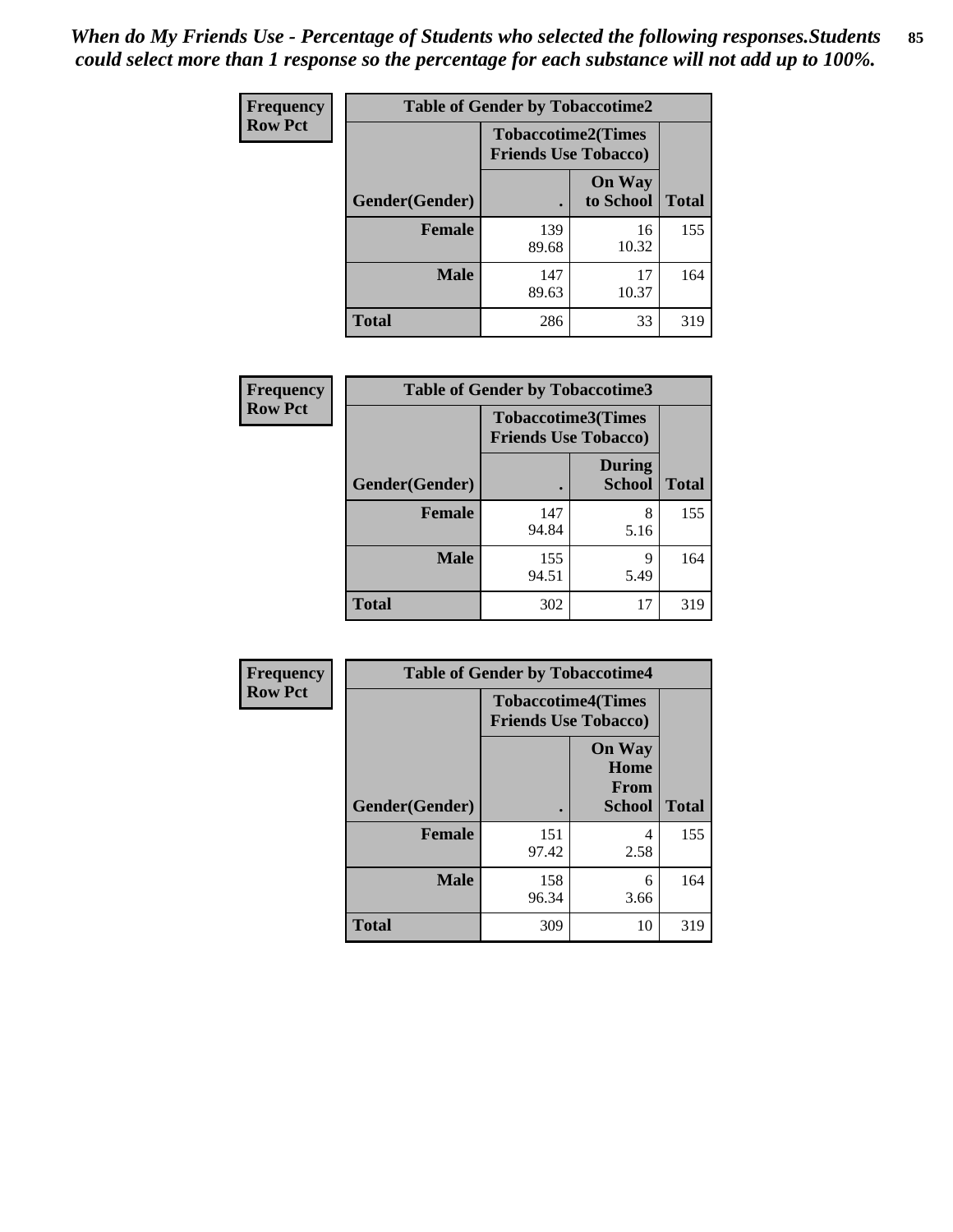*When do My Friends Use - Percentage of Students who selected the following responses.Students could select more than 1 response so the percentage for each substance will not add up to 100%.*

**Frequency**
**Row Pct**

| Table of Gender by Tobaccotime2 | | | |
|---|---|---|---|
| | Tobaccotime2(Times Friends Use Tobacco) | | |
| Gender(Gender) | . | On Way to School | Total |
| **Female** | 139<br>89.68 | 16<br>10.32 | 155 |
| **Male** | 147<br>89.63 | 17<br>10.37 | 164 |
| **Total** | 286 | 33 | 319 |

**Frequency**
**Row Pct**

| Table of Gender by Tobaccotime3 | | | |
|---|---|---|---|
| | Tobaccotime3(Times Friends Use Tobacco) | | |
| Gender(Gender) | . | During School | Total |
| **Female** | 147<br>94.84 | 8<br>5.16 | 155 |
| **Male** | 155<br>94.51 | 9<br>5.49 | 164 |
| **Total** | 302 | 17 | 319 |

**Frequency**
**Row Pct**

| Table of Gender by Tobaccotime4 | | | |
|---|---|---|---|
| | Tobaccotime4(Times Friends Use Tobacco) | | |
| Gender(Gender) | . | On Way Home From School | Total |
| **Female** | 151<br>97.42 | 4<br>2.58 | 155 |
| **Male** | 158<br>96.34 | 6<br>3.66 | 164 |
| **Total** | 309 | 10 | 319 |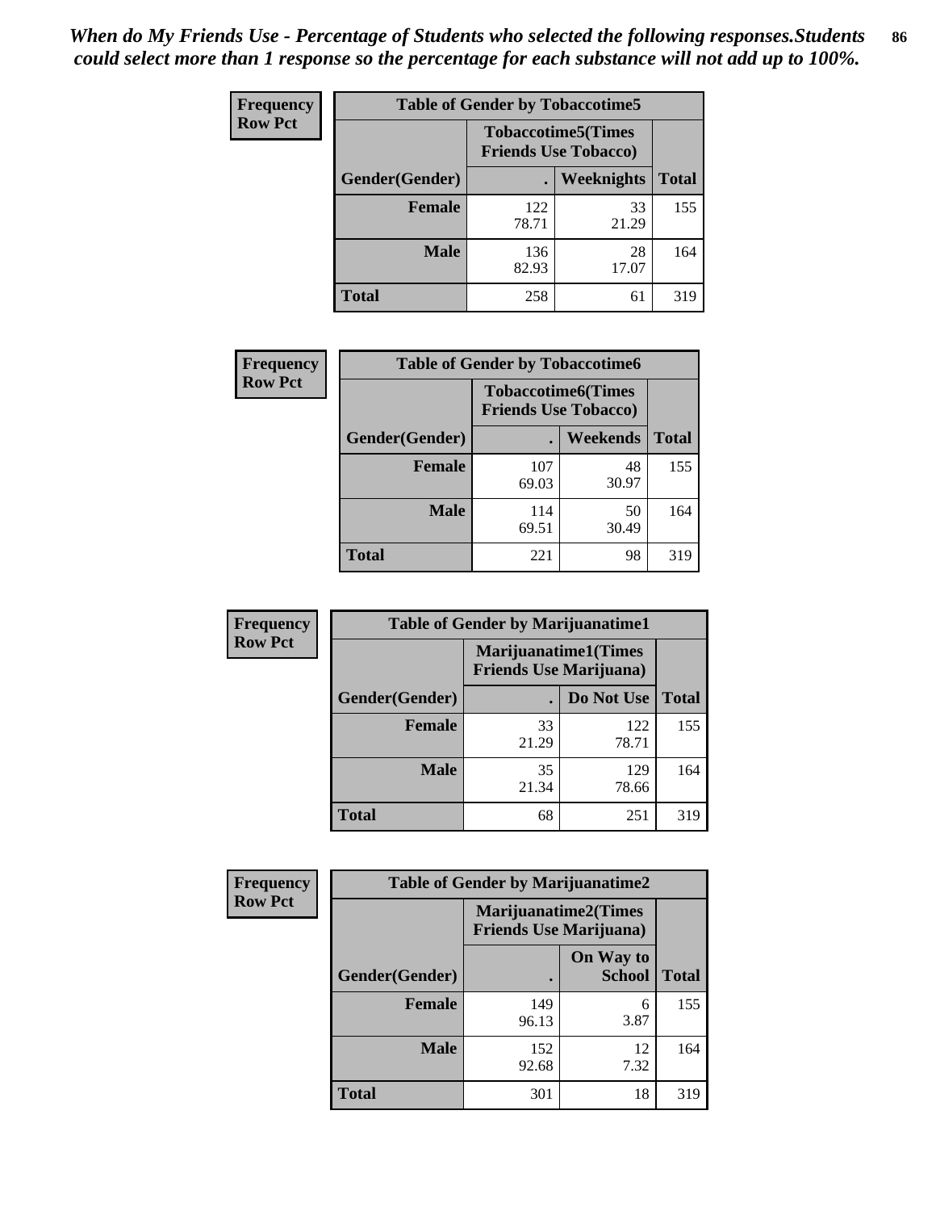*When do My Friends Use - Percentage of Students who selected the following responses.Students could select more than 1 response so the percentage for each substance will not add up to 100%.*

**Frequency**
**Row Pct**

| Table of Gender by Tobaccotime5 | | | |
|---|---|---|---|
| | Tobaccotime5(Times Friends Use Tobacco) | | |
| Gender(Gender) | . | Weeknights | Total |
| Female | 122<br>78.71 | 33<br>21.29 | 155 |
| Male | 136<br>82.93 | 28<br>17.07 | 164 |
| Total | 258 | 61 | 319 |

**Frequency**
**Row Pct**

| Table of Gender by Tobaccotime6 | | | |
|---|---|---|---|
| | Tobaccotime6(Times Friends Use Tobacco) | | |
| Gender(Gender) | . | Weekends | Total |
| Female | 107<br>69.03 | 48<br>30.97 | 155 |
| Male | 114<br>69.51 | 50<br>30.49 | 164 |
| Total | 221 | 98 | 319 |

**Frequency**
**Row Pct**

| Table of Gender by Marijuanatime1 | | | |
|---|---|---|---|
| | Marijuanatime1(Times Friends Use Marijuana) | | |
| Gender(Gender) | . | Do Not Use | Total |
| Female | 33<br>21.29 | 122<br>78.71 | 155 |
| Male | 35<br>21.34 | 129<br>78.66 | 164 |
| Total | 68 | 251 | 319 |

**Frequency**
**Row Pct**

| Table of Gender by Marijuanatime2 | | | |
|---|---|---|---|
| | Marijuanatime2(Times Friends Use Marijuana) | | |
| Gender(Gender) | . | On Way to School | Total |
| Female | 149<br>96.13 | 6<br>3.87 | 155 |
| Male | 152<br>92.68 | 12<br>7.32 | 164 |
| Total | 301 | 18 | 319 |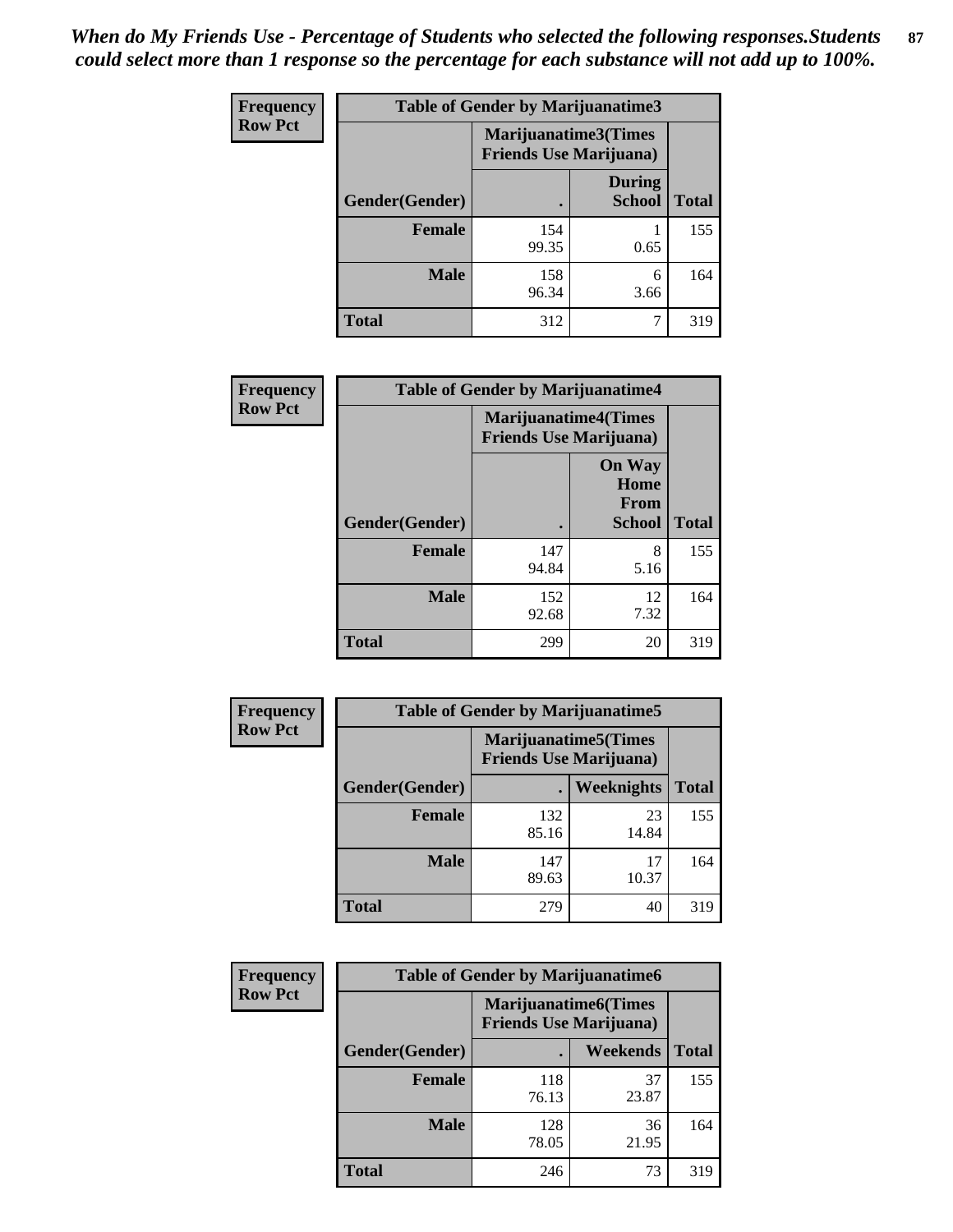*When do My Friends Use - Percentage of Students who selected the following responses.Students could select more than 1 response so the percentage for each substance will not add up to 100%.*

**Frequency**
**Row Pct**

| Table of Gender by Marijuanatime3 | | | |
|---|---|---|---|
| | Marijuanatime3(Times Friends Use Marijuana) | | |
| Gender(Gender) | . | During School | Total |
| **Female** | 154<br>99.35 | 1<br>0.65 | 155 |
| **Male** | 158<br>96.34 | 6<br>3.66 | 164 |
| **Total** | 312 | 7 | 319 |

**Frequency**
**Row Pct**

| Table of Gender by Marijuanatime4 | | | |
|---|---|---|---|
| | Marijuanatime4(Times Friends Use Marijuana) | | |
| Gender(Gender) | . | On Way Home From School | Total |
| **Female** | 147<br>94.84 | 8<br>5.16 | 155 |
| **Male** | 152<br>92.68 | 12<br>7.32 | 164 |
| **Total** | 299 | 20 | 319 |

**Frequency**
**Row Pct**

| Table of Gender by Marijuanatime5 | | | |
|---|---|---|---|
| | Marijuanatime5(Times Friends Use Marijuana) | | |
| Gender(Gender) | . | Weeknights | Total |
| **Female** | 132<br>85.16 | 23<br>14.84 | 155 |
| **Male** | 147<br>89.63 | 17<br>10.37 | 164 |
| **Total** | 279 | 40 | 319 |

**Frequency**
**Row Pct**

| Table of Gender by Marijuanatime6 | | | |
|---|---|---|---|
| | Marijuanatime6(Times Friends Use Marijuana) | | |
| Gender(Gender) | . | Weekends | Total |
| **Female** | 118<br>76.13 | 37<br>23.87 | 155 |
| **Male** | 128<br>78.05 | 36<br>21.95 | 164 |
| **Total** | 246 | 73 | 319 |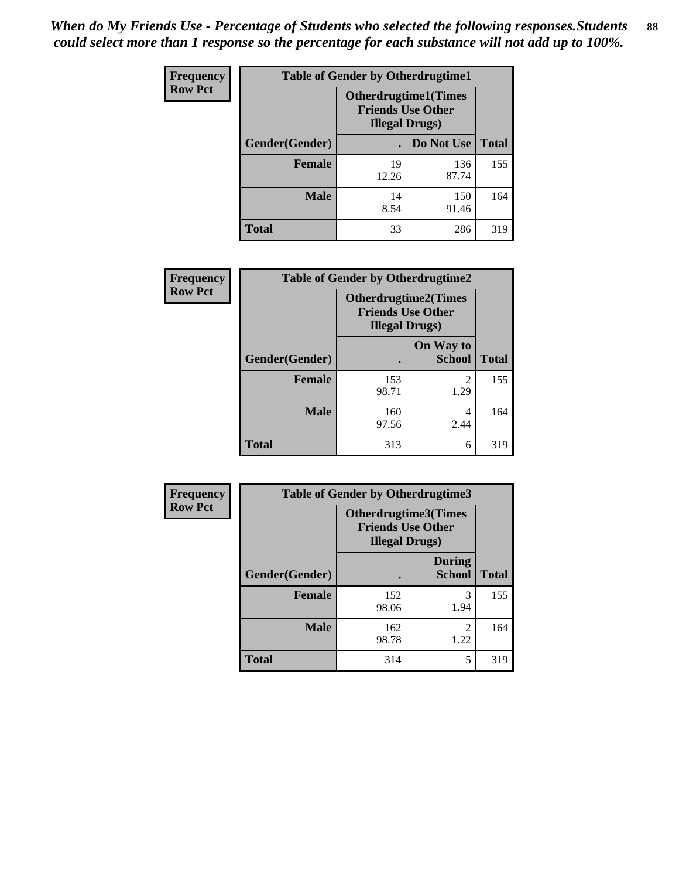*When do My Friends Use - Percentage of Students who selected the following responses.Students could select more than 1 response so the percentage for each substance will not add up to 100%.*

**Frequency**
**Row Pct**

| Table of Gender by Otherdrugtime1 | | | |
|---|---|---|---|
| | Otherdrugtime1(Times Friends Use Other Illegal Drugs) | | |
| Gender(Gender) | . | Do Not Use | Total |
| **Female** | 19<br>12.26 | 136<br>87.74 | 155 |
| **Male** | 14<br>8.54 | 150<br>91.46 | 164 |
| **Total** | 33 | 286 | 319 |

**Frequency**
**Row Pct**

| Table of Gender by Otherdrugtime2 | | | |
|---|---|---|---|
| | Otherdrugtime2(Times Friends Use Other Illegal Drugs) | | |
| Gender(Gender) | . | On Way to School | Total |
| **Female** | 153<br>98.71 | 2<br>1.29 | 155 |
| **Male** | 160<br>97.56 | 4<br>2.44 | 164 |
| **Total** | 313 | 6 | 319 |

**Frequency**
**Row Pct**

| Table of Gender by Otherdrugtime3 | | | |
|---|---|---|---|
| | Otherdrugtime3(Times Friends Use Other Illegal Drugs) | | |
| Gender(Gender) | . | During School | Total |
| **Female** | 152<br>98.06 | 3<br>1.94 | 155 |
| **Male** | 162<br>98.78 | 2<br>1.22 | 164 |
| **Total** | 314 | 5 | 319 |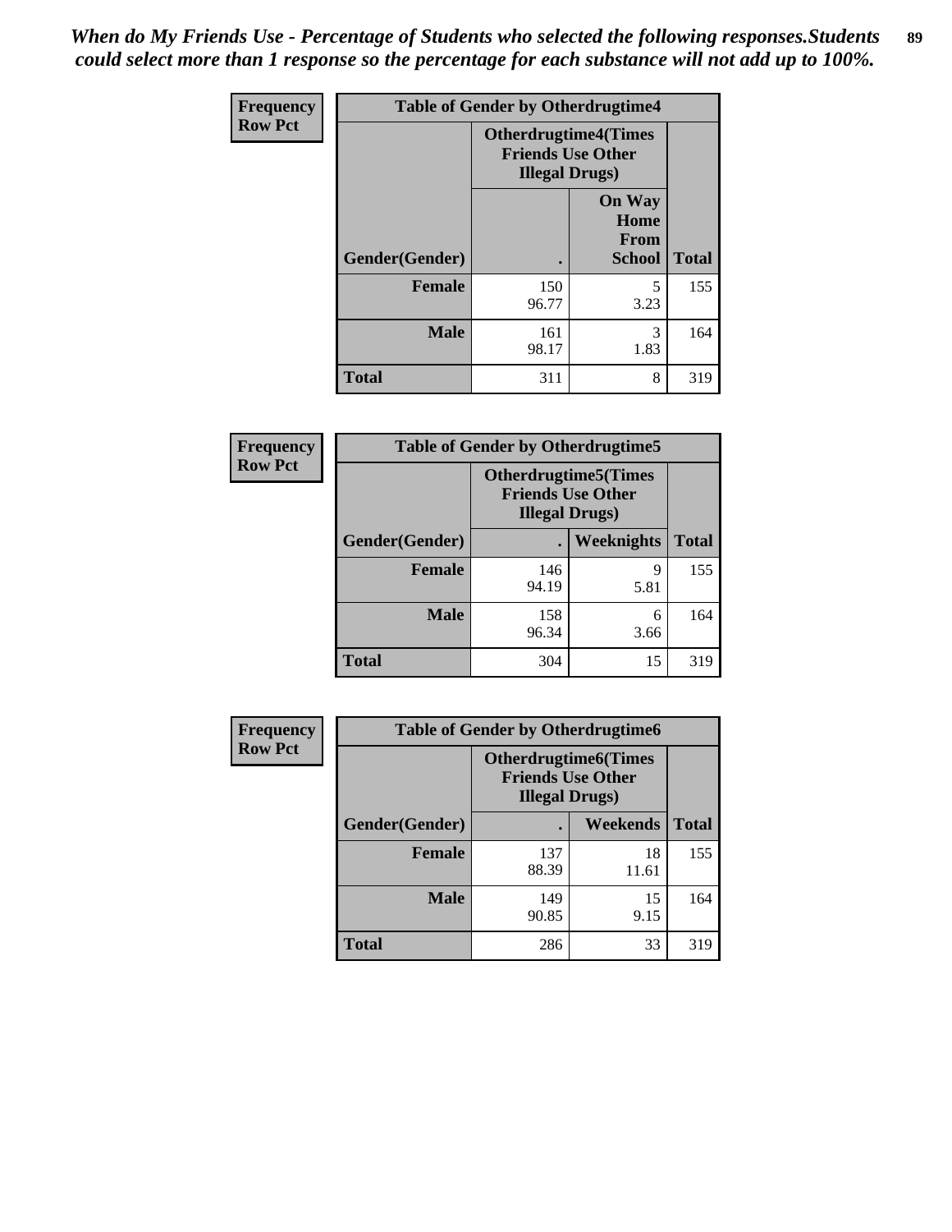*When do My Friends Use - Percentage of Students who selected the following responses.Students could select more than 1 response so the percentage for each substance will not add up to 100%.*

**Frequency**
**Row Pct**

| Table of Gender by Otherdrugtime4 | | | |
|---|---|---|---|
| | Otherdrugtime4(Times Friends Use Other Illegal Drugs) | | |
| Gender(Gender) | . | On Way Home From School | Total |
| Female | 150<br>96.77 | 5<br>3.23 | 155 |
| Male | 161<br>98.17 | 3<br>1.83 | 164 |
| Total | 311 | 8 | 319 |

**Frequency**
**Row Pct**

| Table of Gender by Otherdrugtime5 | | | |
|---|---|---|---|
| | Otherdrugtime5(Times Friends Use Other Illegal Drugs) | | |
| Gender(Gender) | . | Weeknights | Total |
| Female | 146<br>94.19 | 9<br>5.81 | 155 |
| Male | 158<br>96.34 | 6<br>3.66 | 164 |
| Total | 304 | 15 | 319 |

**Frequency**
**Row Pct**

| Table of Gender by Otherdrugtime6 | | | |
|---|---|---|---|
| | Otherdrugtime6(Times Friends Use Other Illegal Drugs) | | |
| Gender(Gender) | . | Weekends | Total |
| Female | 137<br>88.39 | 18<br>11.61 | 155 |
| Male | 149<br>90.85 | 15<br>9.15 | 164 |
| Total | 286 | 33 | 319 |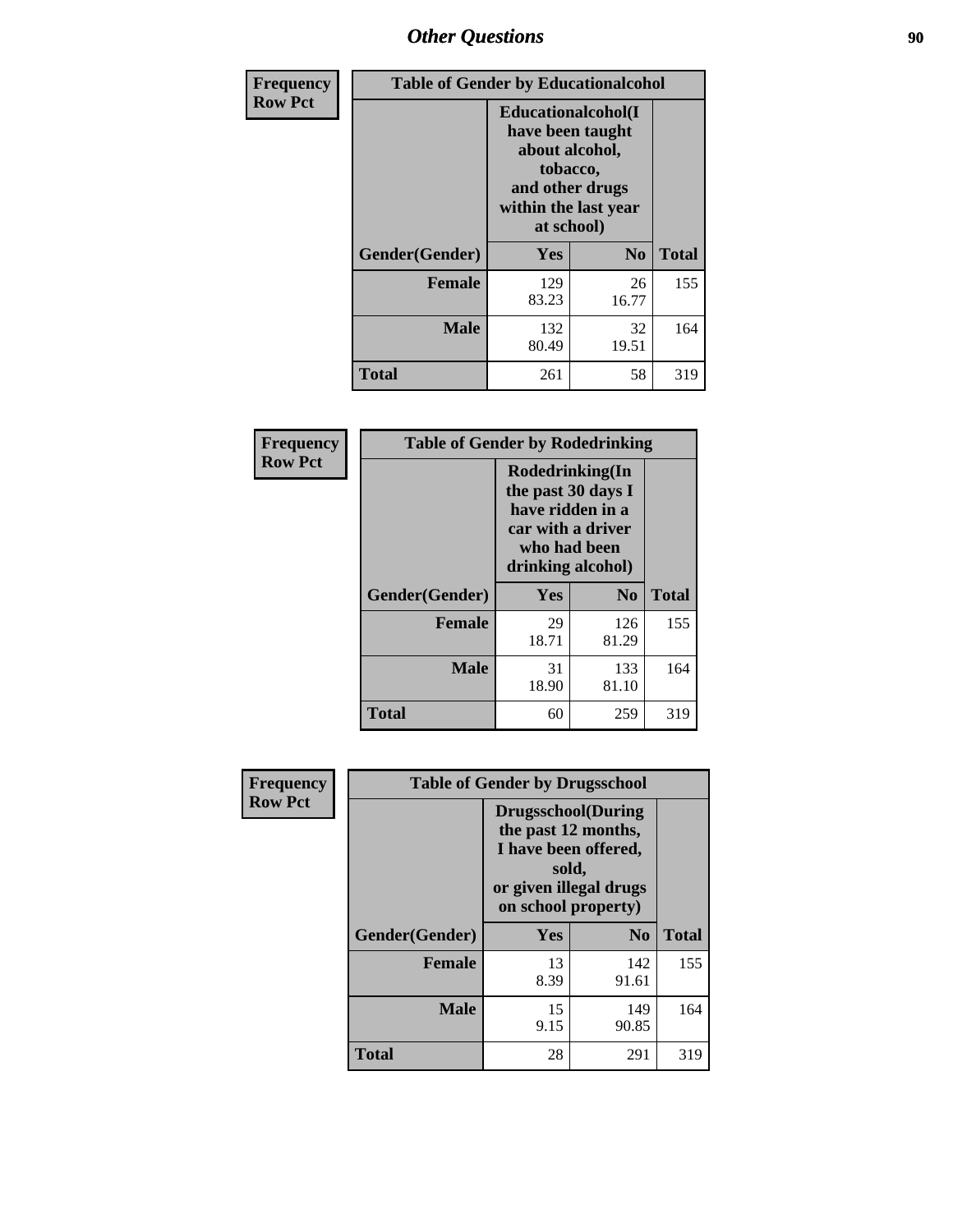# Other Questions

**Frequency**
**Row Pct**

| Table of Gender by Educationalcohol | | | |
|---|---|---|---|
| | Educationalcohol(I have been taught about alcohol, tobacco, and other drugs within the last year at school) | | |
| Gender(Gender) | Yes | No | Total |
| Female | 129<br>83.23 | 26<br>16.77 | 155 |
| Male | 132<br>80.49 | 32<br>19.51 | 164 |
| Total | 261 | 58 | 319 |

**Frequency**
**Row Pct**

| Table of Gender by Rodedrinking | | | |
|---|---|---|---|
| | Rodedrinking(In the past 30 days I have ridden in a car with a driver who had been drinking alcohol) | | |
| Gender(Gender) | Yes | No | Total |
| Female | 29<br>18.71 | 126<br>81.29 | 155 |
| Male | 31<br>18.90 | 133<br>81.10 | 164 |
| Total | 60 | 259 | 319 |

**Frequency**
**Row Pct**

| Table of Gender by Drugsschool | | | |
|---|---|---|---|
| | Drugsschool(During the past 12 months, I have been offered, sold, or given illegal drugs on school property) | | |
| Gender(Gender) | Yes | No | Total |
| Female | 13<br>8.39 | 142<br>91.61 | 155 |
| Male | 15<br>9.15 | 149<br>90.85 | 164 |
| Total | 28 | 291 | 319 |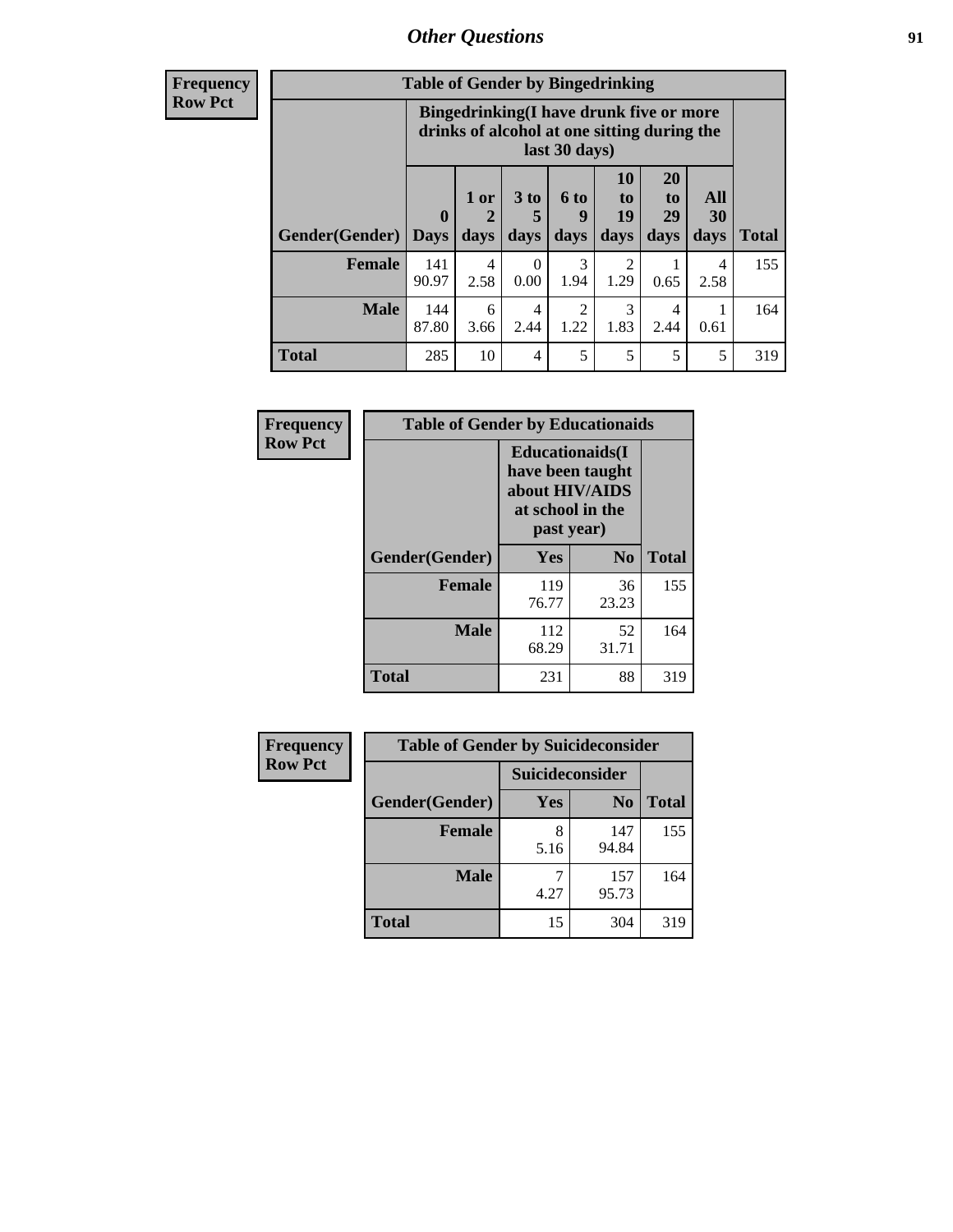## Other Questions

**Frequency**
**Row Pct**

| Table of Gender by Bingedrinking | | | | | | | | |
|---|---|---|---|---|---|---|---|---|
| | Bingedrinking(I have drunk five or more drinks of alcohol at one sitting during the last 30 days) | | | | | | | |
| Gender(Gender) | 0 Days | 1 or 2 days | 3 to 5 days | 6 to 9 days | 10 to 19 days | 20 to 29 days | All 30 days | Total |
| **Female** | 141<br>90.97 | 4<br>2.58 | 0<br>0.00 | 3<br>1.94 | 2<br>1.29 | 1<br>0.65 | 4<br>2.58 | 155 |
| **Male** | 144<br>87.80 | 6<br>3.66 | 4<br>2.44 | 2<br>1.22 | 3<br>1.83 | 4<br>2.44 | 1<br>0.61 | 164 |
| **Total** | 285 | 10 | 4 | 5 | 5 | 5 | 5 | 319 |

**Frequency**
**Row Pct**

| Table of Gender by Educationaids | | | |
|---|---|---|---|
| | Educationaids(I have been taught about HIV/AIDS at school in the past year) | | |
| Gender(Gender) | Yes | No | Total |
| **Female** | 119<br>76.77 | 36<br>23.23 | 155 |
| **Male** | 112<br>68.29 | 52<br>31.71 | 164 |
| **Total** | 231 | 88 | 319 |

**Frequency**
**Row Pct**

| Table of Gender by Suicideconsider | | | |
|---|---|---|---|
| | Suicideconsider | | |
| Gender(Gender) | Yes | No | Total |
| **Female** | 8<br>5.16 | 147<br>94.84 | 155 |
| **Male** | 7<br>4.27 | 157<br>95.73 | 164 |
| **Total** | 15 | 304 | 319 |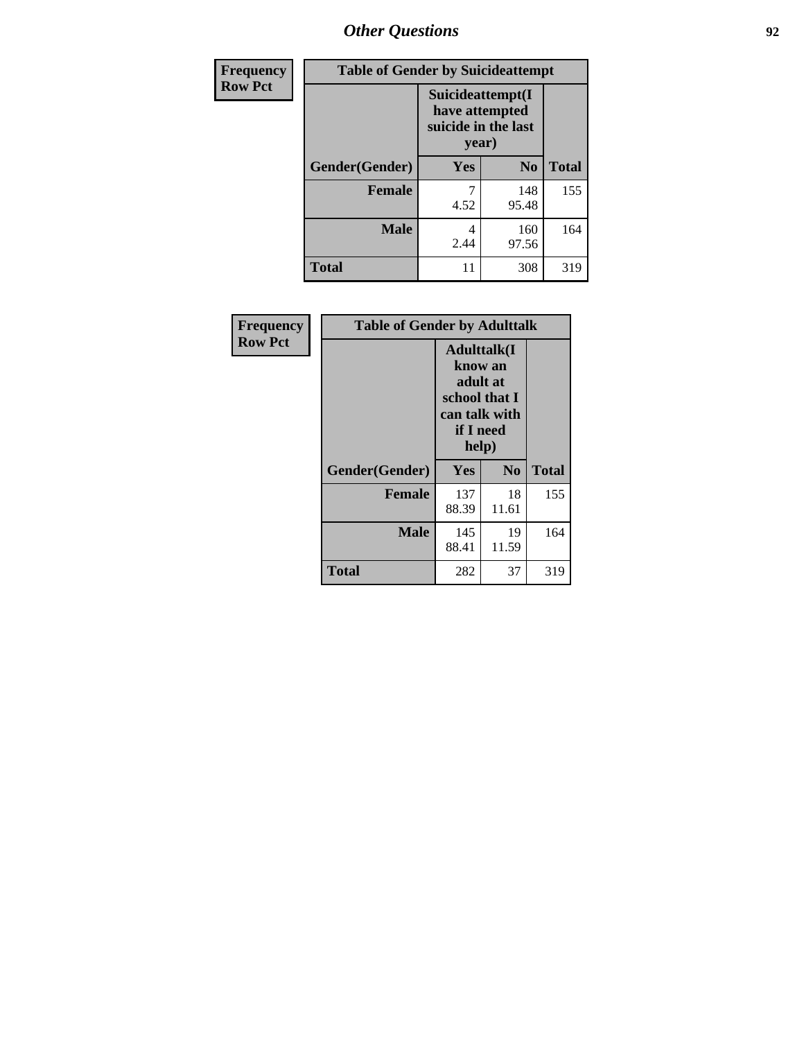## Other Questions

| Frequency Row Pct | Table of Gender by Suicideattempt | | |
|---|---|---|---|
| | Suicideattempt(I have attempted suicide in the last year) | | |
| Gender(Gender) | Yes | No | Total |
| Female | 7<br>4.52 | 148<br>95.48 | 155 |
| Male | 4<br>2.44 | 160<br>97.56 | 164 |
| Total | 11 | 308 | 319 |

| Frequency Row Pct | Table of Gender by Adulttalk | | |
|---|---|---|---|
| | Adulttalk(I know an adult at school that I can talk with if I need help) | | |
| Gender(Gender) | Yes | No | Total |
| Female | 137<br>88.39 | 18<br>11.61 | 155 |
| Male | 145<br>88.41 | 19<br>11.59 | 164 |
| Total | 282 | 37 | 319 |